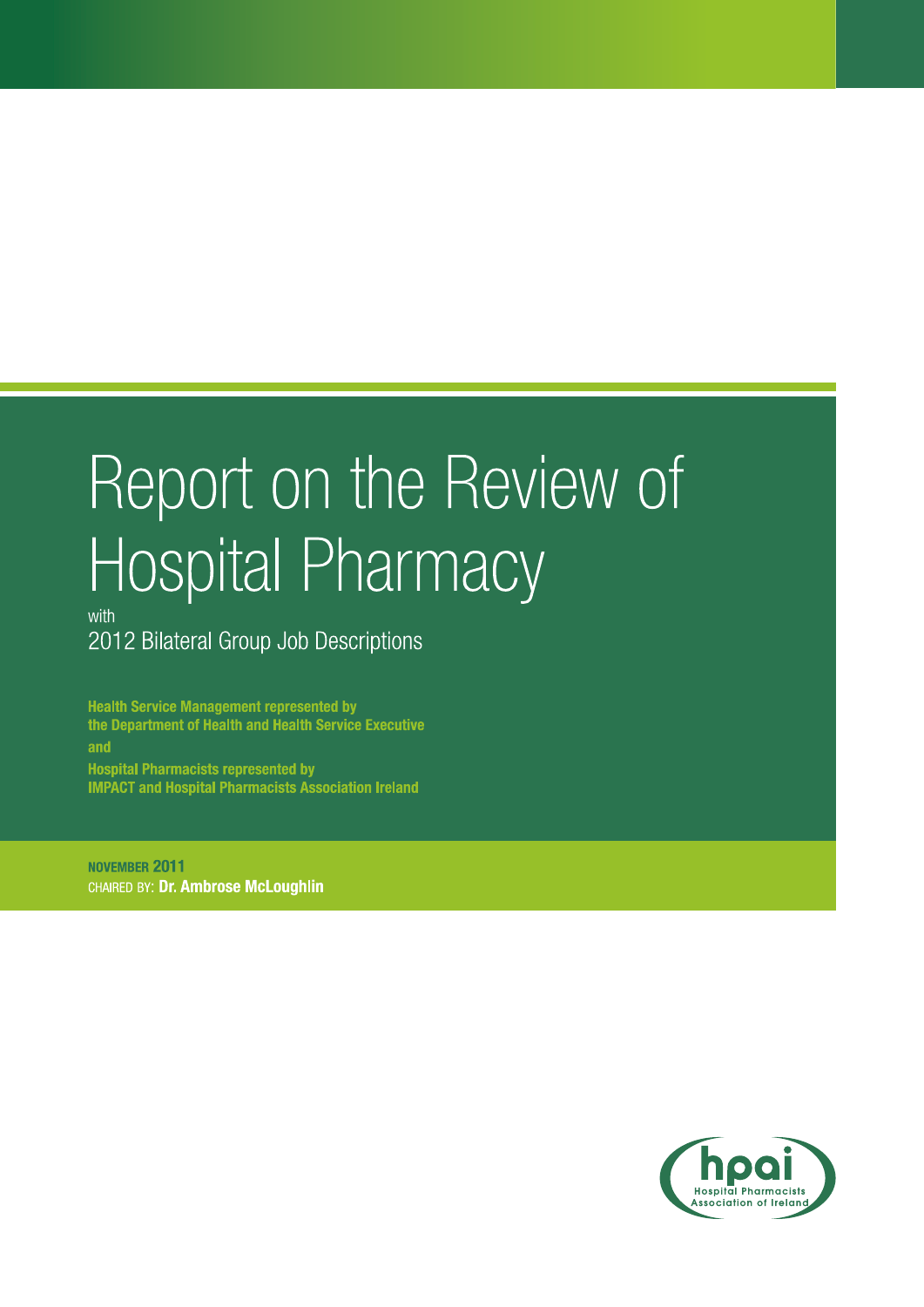# Report on the Review of Hospital Pharmacy

with

2012 Bilateral Group Job Descriptions

**Health Service Management represented by the Department of Health and Health Service Executive**

**and**

**Hospital Pharmacists represented by IMPACT and Hospital Pharmacists Association Ireland**

**NOVEMBER 2011**

CHAIRED BY: **Dr. Ambrose McLoughlin**

hpai

Hospital Pharmacists Association of Ireland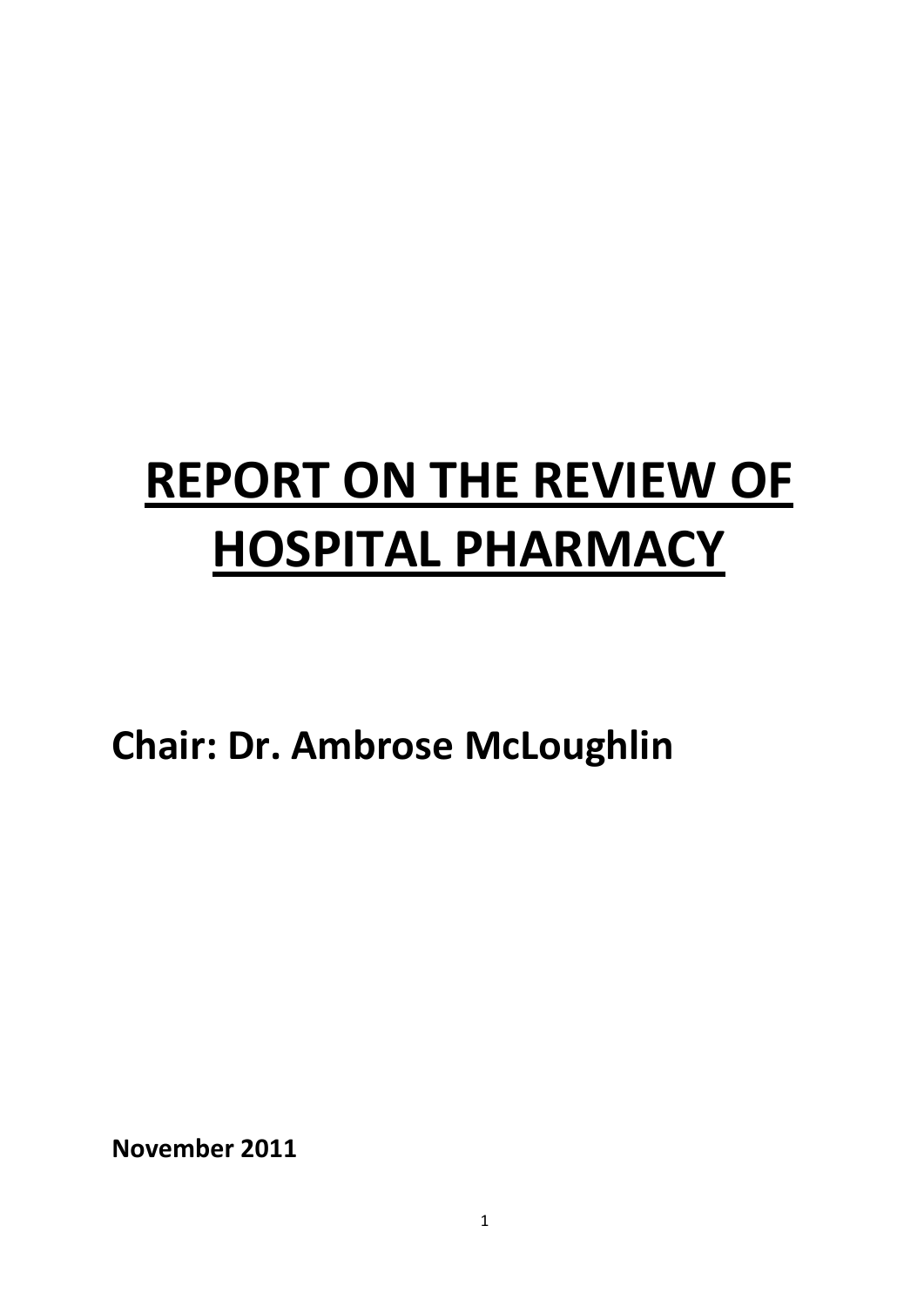# REPORT ON THE REVIEW OF HOSPITAL PHARMACY

**Chair: Dr. Ambrose McLoughlin**

**November 2011**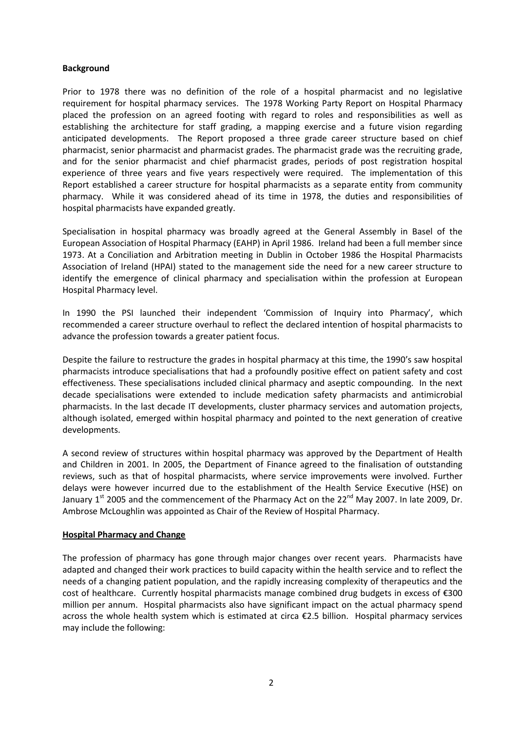**Background**

Prior to 1978 there was no definition of the role of a hospital pharmacist and no legislative requirement for hospital pharmacy services. The 1978 Working Party Report on Hospital Pharmacy placed the profession on an agreed footing with regard to roles and responsibilities as well as establishing the architecture for staff grading, a mapping exercise and a future vision regarding anticipated developments. The Report proposed a three grade career structure based on chief pharmacist, senior pharmacist and pharmacist grades. The pharmacist grade was the recruiting grade, and for the senior pharmacist and chief pharmacist grades, periods of post registration hospital experience of three years and five years respectively were required. The implementation of this Report established a career structure for hospital pharmacists as a separate entity from community pharmacy. While it was considered ahead of its time in 1978, the duties and responsibilities of hospital pharmacists have expanded greatly.

Specialisation in hospital pharmacy was broadly agreed at the General Assembly in Basel of the European Association of Hospital Pharmacy (EAHP) in April 1986. Ireland had been a full member since 1973. At a Conciliation and Arbitration meeting in Dublin in October 1986 the Hospital Pharmacists Association of Ireland (HPAI) stated to the management side the need for a new career structure to identify the emergence of clinical pharmacy and specialisation within the profession at European Hospital Pharmacy level.

In 1990 the PSI launched their independent 'Commission of Inquiry into Pharmacy', which recommended a career structure overhaul to reflect the declared intention of hospital pharmacists to advance the profession towards a greater patient focus.

Despite the failure to restructure the grades in hospital pharmacy at this time, the 1990's saw hospital pharmacists introduce specialisations that had a profoundly positive effect on patient safety and cost effectiveness. These specialisations included clinical pharmacy and aseptic compounding. In the next decade specialisations were extended to include medication safety pharmacists and antimicrobial pharmacists. In the last decade IT developments, cluster pharmacy services and automation projects, although isolated, emerged within hospital pharmacy and pointed to the next generation of creative developments.

A second review of structures within hospital pharmacy was approved by the Department of Health and Children in 2001. In 2005, the Department of Finance agreed to the finalisation of outstanding reviews, such as that of hospital pharmacists, where service improvements were involved. Further delays were however incurred due to the establishment of the Health Service Executive (HSE) on January 1st 2005 and the commencement of the Pharmacy Act on the 22nd May 2007. In late 2009, Dr. Ambrose McLoughlin was appointed as Chair of the Review of Hospital Pharmacy.

**Hospital Pharmacy and Change**

The profession of pharmacy has gone through major changes over recent years. Pharmacists have adapted and changed their work practices to build capacity within the health service and to reflect the needs of a changing patient population, and the rapidly increasing complexity of therapeutics and the cost of healthcare. Currently hospital pharmacists manage combined drug budgets in excess of €300 million per annum. Hospital pharmacists also have significant impact on the actual pharmacy spend across the whole health system which is estimated at circa €2.5 billion. Hospital pharmacy services may include the following: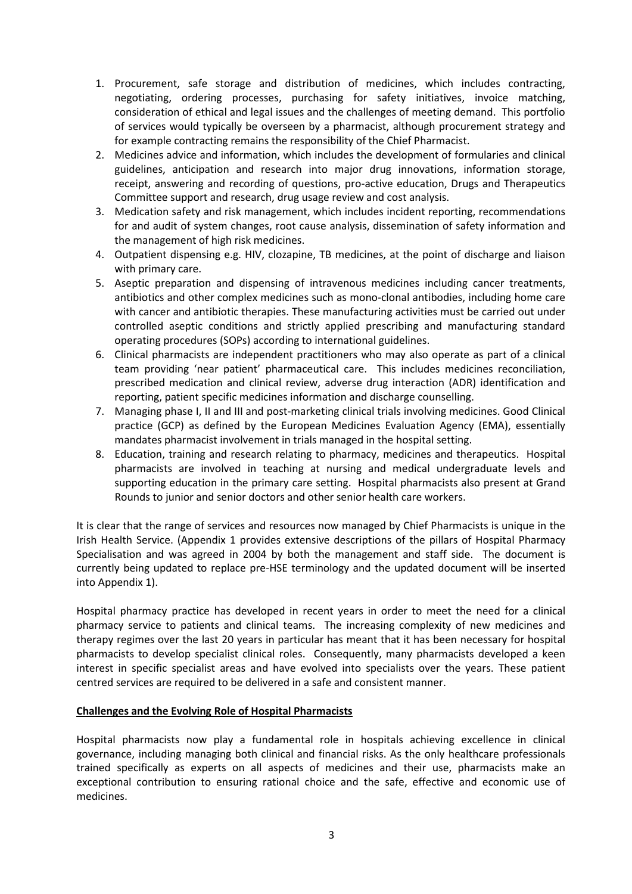1. Procurement, safe storage and distribution of medicines, which includes contracting, negotiating, ordering processes, purchasing for safety initiatives, invoice matching, consideration of ethical and legal issues and the challenges of meeting demand. This portfolio of services would typically be overseen by a pharmacist, although procurement strategy and for example contracting remains the responsibility of the Chief Pharmacist.
2. Medicines advice and information, which includes the development of formularies and clinical guidelines, anticipation and research into major drug innovations, information storage, receipt, answering and recording of questions, pro-active education, Drugs and Therapeutics Committee support and research, drug usage review and cost analysis.
3. Medication safety and risk management, which includes incident reporting, recommendations for and audit of system changes, root cause analysis, dissemination of safety information and the management of high risk medicines.
4. Outpatient dispensing e.g. HIV, clozapine, TB medicines, at the point of discharge and liaison with primary care.
5. Aseptic preparation and dispensing of intravenous medicines including cancer treatments, antibiotics and other complex medicines such as mono-clonal antibodies, including home care with cancer and antibiotic therapies. These manufacturing activities must be carried out under controlled aseptic conditions and strictly applied prescribing and manufacturing standard operating procedures (SOPs) according to international guidelines.
6. Clinical pharmacists are independent practitioners who may also operate as part of a clinical team providing 'near patient' pharmaceutical care. This includes medicines reconciliation, prescribed medication and clinical review, adverse drug interaction (ADR) identification and reporting, patient specific medicines information and discharge counselling.
7. Managing phase I, II and III and post-marketing clinical trials involving medicines. Good Clinical practice (GCP) as defined by the European Medicines Evaluation Agency (EMA), essentially mandates pharmacist involvement in trials managed in the hospital setting.
8. Education, training and research relating to pharmacy, medicines and therapeutics. Hospital pharmacists are involved in teaching at nursing and medical undergraduate levels and supporting education in the primary care setting. Hospital pharmacists also present at Grand Rounds to junior and senior doctors and other senior health care workers.

It is clear that the range of services and resources now managed by Chief Pharmacists is unique in the Irish Health Service. (Appendix 1 provides extensive descriptions of the pillars of Hospital Pharmacy Specialisation and was agreed in 2004 by both the management and staff side. The document is currently being updated to replace pre-HSE terminology and the updated document will be inserted into Appendix 1).

Hospital pharmacy practice has developed in recent years in order to meet the need for a clinical pharmacy service to patients and clinical teams. The increasing complexity of new medicines and therapy regimes over the last 20 years in particular has meant that it has been necessary for hospital pharmacists to develop specialist clinical roles. Consequently, many pharmacists developed a keen interest in specific specialist areas and have evolved into specialists over the years. These patient centred services are required to be delivered in a safe and consistent manner.

## Challenges and the Evolving Role of Hospital Pharmacists

Hospital pharmacists now play a fundamental role in hospitals achieving excellence in clinical governance, including managing both clinical and financial risks. As the only healthcare professionals trained specifically as experts on all aspects of medicines and their use, pharmacists make an exceptional contribution to ensuring rational choice and the safe, effective and economic use of medicines.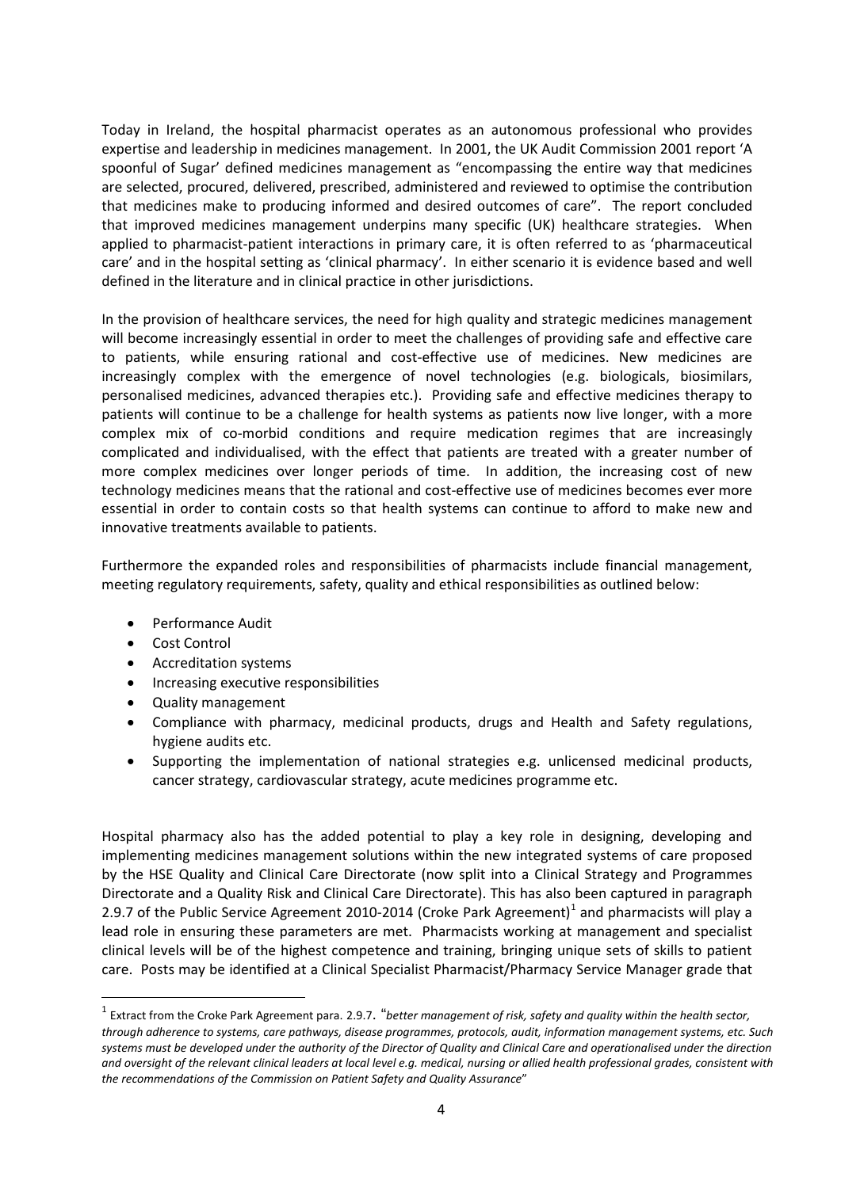Today in Ireland, the hospital pharmacist operates as an autonomous professional who provides expertise and leadership in medicines management. In 2001, the UK Audit Commission 2001 report 'A spoonful of Sugar' defined medicines management as "encompassing the entire way that medicines are selected, procured, delivered, prescribed, administered and reviewed to optimise the contribution that medicines make to producing informed and desired outcomes of care". The report concluded that improved medicines management underpins many specific (UK) healthcare strategies. When applied to pharmacist-patient interactions in primary care, it is often referred to as 'pharmaceutical care' and in the hospital setting as 'clinical pharmacy'. In either scenario it is evidence based and well defined in the literature and in clinical practice in other jurisdictions.

In the provision of healthcare services, the need for high quality and strategic medicines management will become increasingly essential in order to meet the challenges of providing safe and effective care to patients, while ensuring rational and cost-effective use of medicines. New medicines are increasingly complex with the emergence of novel technologies (e.g. biologicals, biosimilars, personalised medicines, advanced therapies etc.). Providing safe and effective medicines therapy to patients will continue to be a challenge for health systems as patients now live longer, with a more complex mix of co-morbid conditions and require medication regimes that are increasingly complicated and individualised, with the effect that patients are treated with a greater number of more complex medicines over longer periods of time. In addition, the increasing cost of new technology medicines means that the rational and cost-effective use of medicines becomes ever more essential in order to contain costs so that health systems can continue to afford to make new and innovative treatments available to patients.

Furthermore the expanded roles and responsibilities of pharmacists include financial management, meeting regulatory requirements, safety, quality and ethical responsibilities as outlined below:

- Performance Audit
- Cost Control
- Accreditation systems
- Increasing executive responsibilities
- Quality management
- Compliance with pharmacy, medicinal products, drugs and Health and Safety regulations, hygiene audits etc.
- Supporting the implementation of national strategies e.g. unlicensed medicinal products, cancer strategy, cardiovascular strategy, acute medicines programme etc.

Hospital pharmacy also has the added potential to play a key role in designing, developing and implementing medicines management solutions within the new integrated systems of care proposed by the HSE Quality and Clinical Care Directorate (now split into a Clinical Strategy and Programmes Directorate and a Quality Risk and Clinical Care Directorate). This has also been captured in paragraph 2.9.7 of the Public Service Agreement 2010-2014 (Croke Park Agreement)[1] and pharmacists will play a lead role in ensuring these parameters are met. Pharmacists working at management and specialist clinical levels will be of the highest competence and training, bringing unique sets of skills to patient care. Posts may be identified at a Clinical Specialist Pharmacist/Pharmacy Service Manager grade that

[1] Extract from the Croke Park Agreement para. 2.9.7. "*better management of risk, safety and quality within the health sector, through adherence to systems, care pathways, disease programmes, protocols, audit, information management systems, etc. Such systems must be developed under the authority of the Director of Quality and Clinical Care and operationalised under the direction and oversight of the relevant clinical leaders at local level e.g. medical, nursing or allied health professional grades, consistent with the recommendations of the Commission on Patient Safety and Quality Assurance*"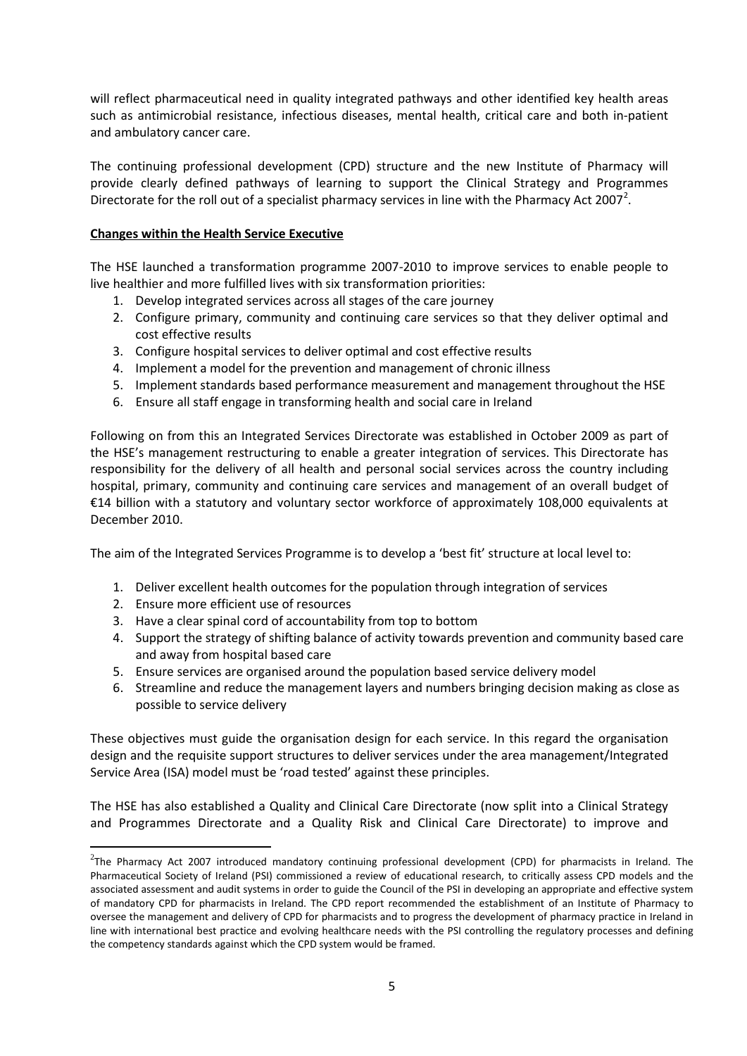will reflect pharmaceutical need in quality integrated pathways and other identified key health areas such as antimicrobial resistance, infectious diseases, mental health, critical care and both in-patient and ambulatory cancer care.

The continuing professional development (CPD) structure and the new Institute of Pharmacy will provide clearly defined pathways of learning to support the Clinical Strategy and Programmes Directorate for the roll out of a specialist pharmacy services in line with the Pharmacy Act 2007[2].

**Changes within the Health Service Executive**

The HSE launched a transformation programme 2007-2010 to improve services to enable people to live healthier and more fulfilled lives with six transformation priorities:

1. Develop integrated services across all stages of the care journey
2. Configure primary, community and continuing care services so that they deliver optimal and cost effective results
3. Configure hospital services to deliver optimal and cost effective results
4. Implement a model for the prevention and management of chronic illness
5. Implement standards based performance measurement and management throughout the HSE
6. Ensure all staff engage in transforming health and social care in Ireland

Following on from this an Integrated Services Directorate was established in October 2009 as part of the HSE's management restructuring to enable a greater integration of services. This Directorate has responsibility for the delivery of all health and personal social services across the country including hospital, primary, community and continuing care services and management of an overall budget of €14 billion with a statutory and voluntary sector workforce of approximately 108,000 equivalents at December 2010.

The aim of the Integrated Services Programme is to develop a 'best fit' structure at local level to:

1. Deliver excellent health outcomes for the population through integration of services
2. Ensure more efficient use of resources
3. Have a clear spinal cord of accountability from top to bottom
4. Support the strategy of shifting balance of activity towards prevention and community based care and away from hospital based care
5. Ensure services are organised around the population based service delivery model
6. Streamline and reduce the management layers and numbers bringing decision making as close as possible to service delivery

These objectives must guide the organisation design for each service. In this regard the organisation design and the requisite support structures to deliver services under the area management/Integrated Service Area (ISA) model must be 'road tested' against these principles.

The HSE has also established a Quality and Clinical Care Directorate (now split into a Clinical Strategy and Programmes Directorate and a Quality Risk and Clinical Care Directorate) to improve and

[2]The Pharmacy Act 2007 introduced mandatory continuing professional development (CPD) for pharmacists in Ireland. The Pharmaceutical Society of Ireland (PSI) commissioned a review of educational research, to critically assess CPD models and the associated assessment and audit systems in order to guide the Council of the PSI in developing an appropriate and effective system of mandatory CPD for pharmacists in Ireland. The CPD report recommended the establishment of an Institute of Pharmacy to oversee the management and delivery of CPD for pharmacists and to progress the development of pharmacy practice in Ireland in line with international best practice and evolving healthcare needs with the PSI controlling the regulatory processes and defining the competency standards against which the CPD system would be framed.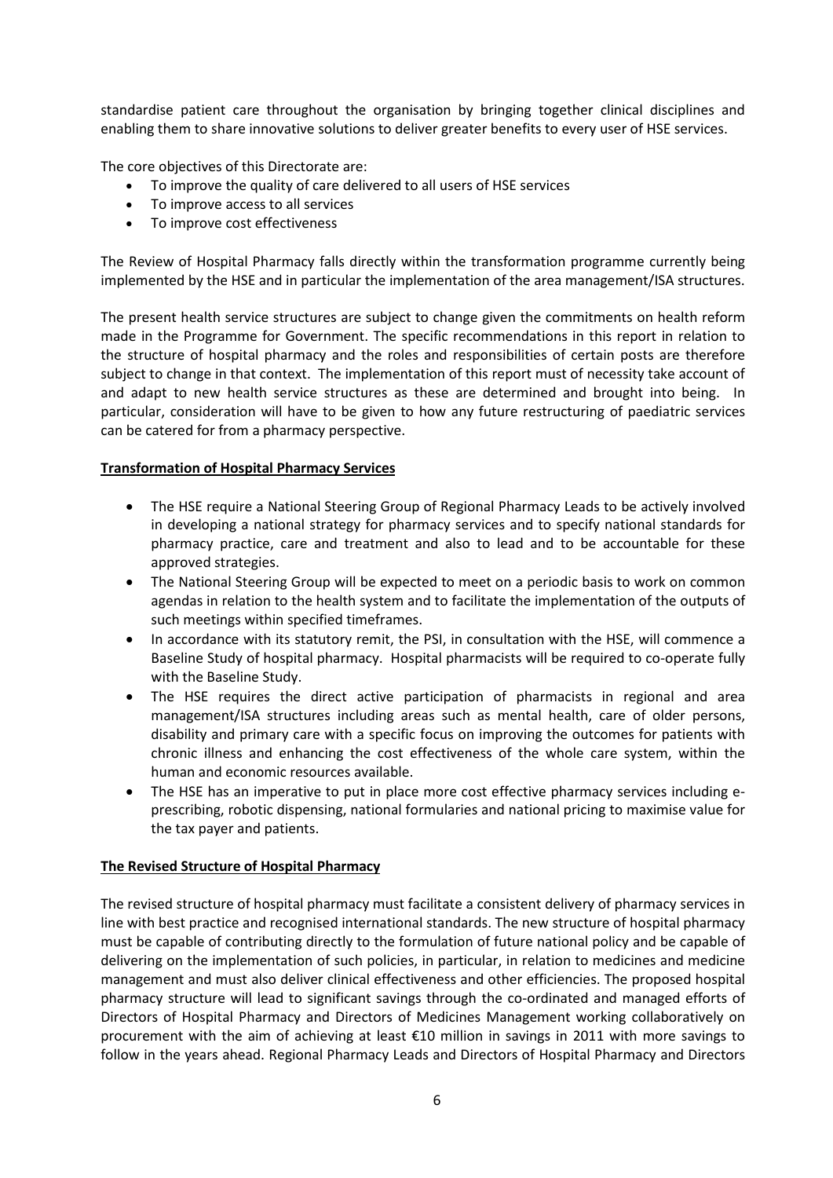standardise patient care throughout the organisation by bringing together clinical disciplines and enabling them to share innovative solutions to deliver greater benefits to every user of HSE services.

The core objectives of this Directorate are:

- To improve the quality of care delivered to all users of HSE services
- To improve access to all services
- To improve cost effectiveness

The Review of Hospital Pharmacy falls directly within the transformation programme currently being implemented by the HSE and in particular the implementation of the area management/ISA structures.

The present health service structures are subject to change given the commitments on health reform made in the Programme for Government. The specific recommendations in this report in relation to the structure of hospital pharmacy and the roles and responsibilities of certain posts are therefore subject to change in that context. The implementation of this report must of necessity take account of and adapt to new health service structures as these are determined and brought into being. In particular, consideration will have to be given to how any future restructuring of paediatric services can be catered for from a pharmacy perspective.

**Transformation of Hospital Pharmacy Services**

- The HSE require a National Steering Group of Regional Pharmacy Leads to be actively involved in developing a national strategy for pharmacy services and to specify national standards for pharmacy practice, care and treatment and also to lead and to be accountable for these approved strategies.
- The National Steering Group will be expected to meet on a periodic basis to work on common agendas in relation to the health system and to facilitate the implementation of the outputs of such meetings within specified timeframes.
- In accordance with its statutory remit, the PSI, in consultation with the HSE, will commence a Baseline Study of hospital pharmacy. Hospital pharmacists will be required to co-operate fully with the Baseline Study.
- The HSE requires the direct active participation of pharmacists in regional and area management/ISA structures including areas such as mental health, care of older persons, disability and primary care with a specific focus on improving the outcomes for patients with chronic illness and enhancing the cost effectiveness of the whole care system, within the human and economic resources available.
- The HSE has an imperative to put in place more cost effective pharmacy services including e-prescribing, robotic dispensing, national formularies and national pricing to maximise value for the tax payer and patients.

**The Revised Structure of Hospital Pharmacy**

The revised structure of hospital pharmacy must facilitate a consistent delivery of pharmacy services in line with best practice and recognised international standards. The new structure of hospital pharmacy must be capable of contributing directly to the formulation of future national policy and be capable of delivering on the implementation of such policies, in particular, in relation to medicines and medicine management and must also deliver clinical effectiveness and other efficiencies. The proposed hospital pharmacy structure will lead to significant savings through the co-ordinated and managed efforts of Directors of Hospital Pharmacy and Directors of Medicines Management working collaboratively on procurement with the aim of achieving at least €10 million in savings in 2011 with more savings to follow in the years ahead. Regional Pharmacy Leads and Directors of Hospital Pharmacy and Directors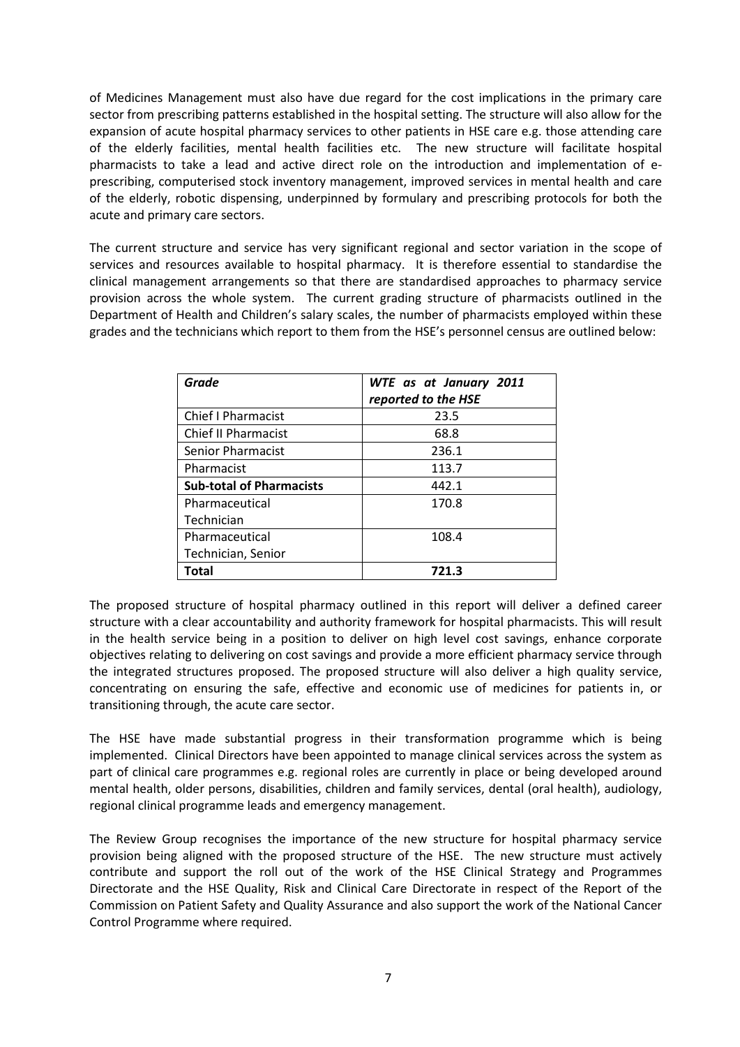of Medicines Management must also have due regard for the cost implications in the primary care sector from prescribing patterns established in the hospital setting. The structure will also allow for the expansion of acute hospital pharmacy services to other patients in HSE care e.g. those attending care of the elderly facilities, mental health facilities etc. The new structure will facilitate hospital pharmacists to take a lead and active direct role on the introduction and implementation of e-prescribing, computerised stock inventory management, improved services in mental health and care of the elderly, robotic dispensing, underpinned by formulary and prescribing protocols for both the acute and primary care sectors.

The current structure and service has very significant regional and sector variation in the scope of services and resources available to hospital pharmacy. It is therefore essential to standardise the clinical management arrangements so that there are standardised approaches to pharmacy service provision across the whole system. The current grading structure of pharmacists outlined in the Department of Health and Children's salary scales, the number of pharmacists employed within these grades and the technicians which report to them from the HSE's personnel census are outlined below:

| ***Grade*** | ***WTE as at January 2011 reported to the HSE*** |
|---|---|
| Chief I Pharmacist | 23.5 |
| Chief II Pharmacist | 68.8 |
| Senior Pharmacist | 236.1 |
| Pharmacist | 113.7 |
| **Sub-total of Pharmacists** | 442.1 |
| Pharmaceutical Technician | 170.8 |
| Pharmaceutical Technician, Senior | 108.4 |
| **Total** | **721.3** |

The proposed structure of hospital pharmacy outlined in this report will deliver a defined career structure with a clear accountability and authority framework for hospital pharmacists. This will result in the health service being in a position to deliver on high level cost savings, enhance corporate objectives relating to delivering on cost savings and provide a more efficient pharmacy service through the integrated structures proposed. The proposed structure will also deliver a high quality service, concentrating on ensuring the safe, effective and economic use of medicines for patients in, or transitioning through, the acute care sector.

The HSE have made substantial progress in their transformation programme which is being implemented. Clinical Directors have been appointed to manage clinical services across the system as part of clinical care programmes e.g. regional roles are currently in place or being developed around mental health, older persons, disabilities, children and family services, dental (oral health), audiology, regional clinical programme leads and emergency management.

The Review Group recognises the importance of the new structure for hospital pharmacy service provision being aligned with the proposed structure of the HSE. The new structure must actively contribute and support the roll out of the work of the HSE Clinical Strategy and Programmes Directorate and the HSE Quality, Risk and Clinical Care Directorate in respect of the Report of the Commission on Patient Safety and Quality Assurance and also support the work of the National Cancer Control Programme where required.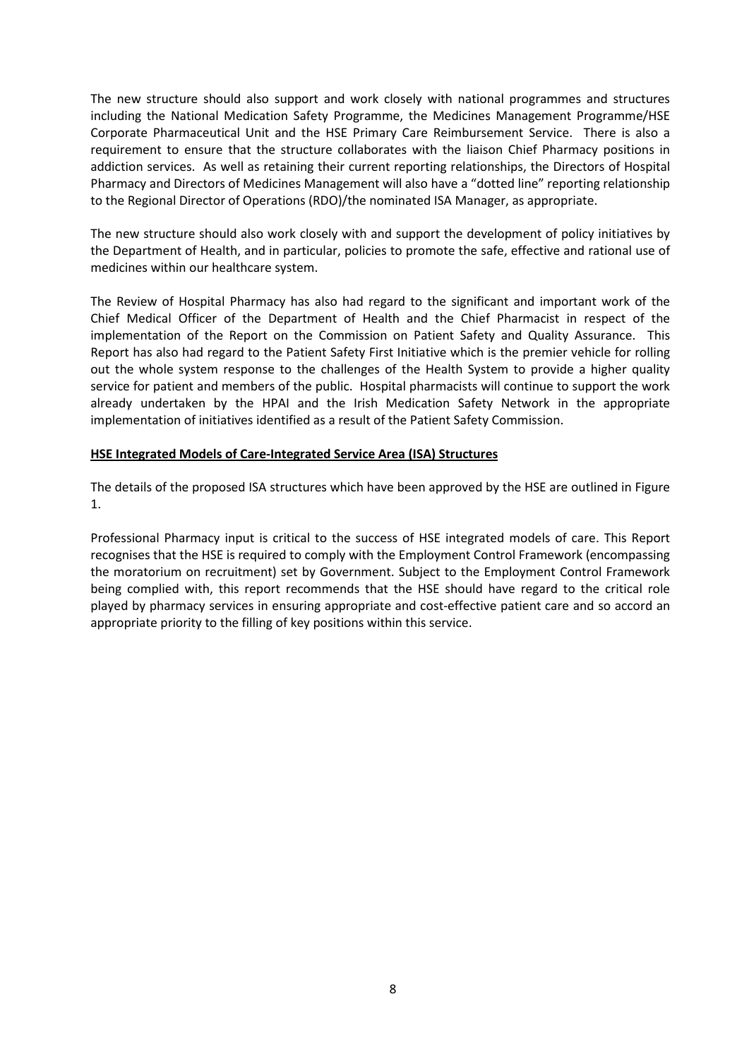The new structure should also support and work closely with national programmes and structures including the National Medication Safety Programme, the Medicines Management Programme/HSE Corporate Pharmaceutical Unit and the HSE Primary Care Reimbursement Service. There is also a requirement to ensure that the structure collaborates with the liaison Chief Pharmacy positions in addiction services. As well as retaining their current reporting relationships, the Directors of Hospital Pharmacy and Directors of Medicines Management will also have a "dotted line" reporting relationship to the Regional Director of Operations (RDO)/the nominated ISA Manager, as appropriate.

The new structure should also work closely with and support the development of policy initiatives by the Department of Health, and in particular, policies to promote the safe, effective and rational use of medicines within our healthcare system.

The Review of Hospital Pharmacy has also had regard to the significant and important work of the Chief Medical Officer of the Department of Health and the Chief Pharmacist in respect of the implementation of the Report on the Commission on Patient Safety and Quality Assurance. This Report has also had regard to the Patient Safety First Initiative which is the premier vehicle for rolling out the whole system response to the challenges of the Health System to provide a higher quality service for patient and members of the public. Hospital pharmacists will continue to support the work already undertaken by the HPAI and the Irish Medication Safety Network in the appropriate implementation of initiatives identified as a result of the Patient Safety Commission.

**HSE Integrated Models of Care-Integrated Service Area (ISA) Structures**

The details of the proposed ISA structures which have been approved by the HSE are outlined in Figure 1.

Professional Pharmacy input is critical to the success of HSE integrated models of care. This Report recognises that the HSE is required to comply with the Employment Control Framework (encompassing the moratorium on recruitment) set by Government. Subject to the Employment Control Framework being complied with, this report recommends that the HSE should have regard to the critical role played by pharmacy services in ensuring appropriate and cost-effective patient care and so accord an appropriate priority to the filling of key positions within this service.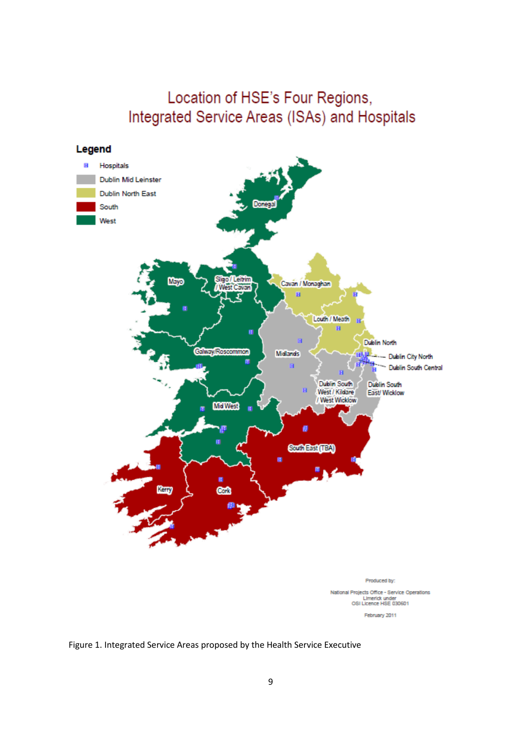# Location of HSE's Four Regions, Integrated Service Areas (ISAs) and Hospitals

**Legend**

- Hospitals
- Dublin Mid Leinster
- Dublin North East
- South
- West

Donegal, Mayo, Sligo / Leitrim / West Cavan, Cavan / Monaghan, Louth / Meath, Dublin North, Dublin City North, Dublin South Central, Midlands, Galway/Roscommon, Dublin South West / Kildare / West Wicklow, Dublin South East/ Wicklow, Mid West, South East (TBA), Kerry, Cork

Produced by:

National Projects Office - Service Operations
Limerick under
OSI Licence HSE 030601

February 2011

Figure 1. Integrated Service Areas proposed by the Health Service Executive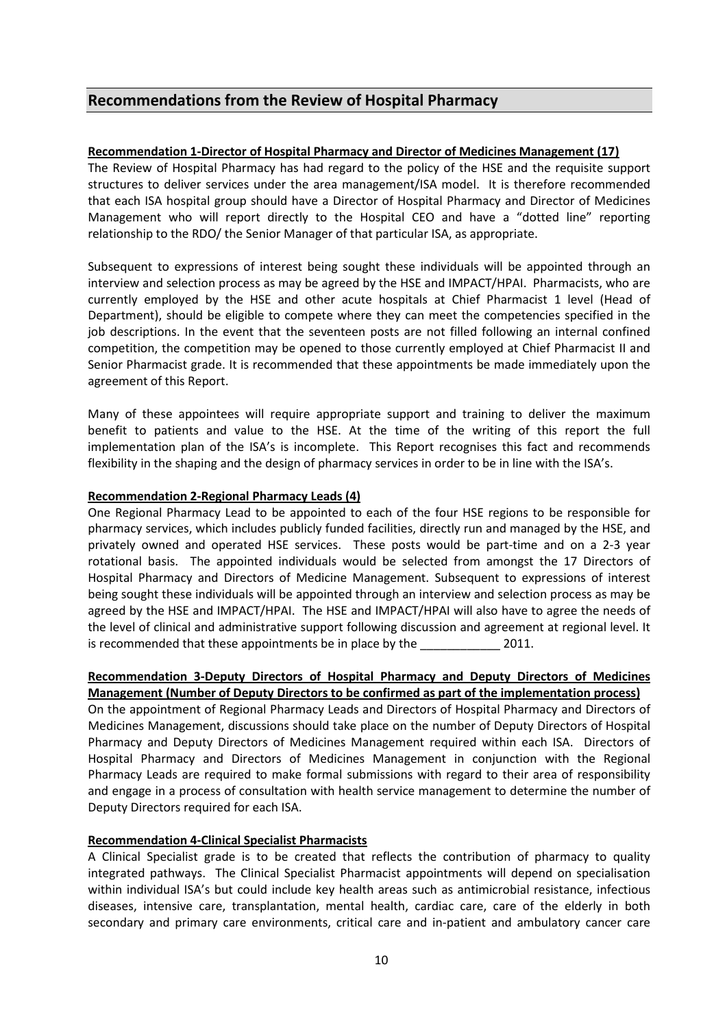## Recommendations from the Review of Hospital Pharmacy

**Recommendation 1-Director of Hospital Pharmacy and Director of Medicines Management (17)**

The Review of Hospital Pharmacy has had regard to the policy of the HSE and the requisite support structures to deliver services under the area management/ISA model. It is therefore recommended that each ISA hospital group should have a Director of Hospital Pharmacy and Director of Medicines Management who will report directly to the Hospital CEO and have a "dotted line" reporting relationship to the RDO/ the Senior Manager of that particular ISA, as appropriate.

Subsequent to expressions of interest being sought these individuals will be appointed through an interview and selection process as may be agreed by the HSE and IMPACT/HPAI. Pharmacists, who are currently employed by the HSE and other acute hospitals at Chief Pharmacist 1 level (Head of Department), should be eligible to compete where they can meet the competencies specified in the job descriptions. In the event that the seventeen posts are not filled following an internal confined competition, the competition may be opened to those currently employed at Chief Pharmacist II and Senior Pharmacist grade. It is recommended that these appointments be made immediately upon the agreement of this Report.

Many of these appointees will require appropriate support and training to deliver the maximum benefit to patients and value to the HSE. At the time of the writing of this report the full implementation plan of the ISA's is incomplete. This Report recognises this fact and recommends flexibility in the shaping and the design of pharmacy services in order to be in line with the ISA's.

**Recommendation 2-Regional Pharmacy Leads (4)**

One Regional Pharmacy Lead to be appointed to each of the four HSE regions to be responsible for pharmacy services, which includes publicly funded facilities, directly run and managed by the HSE, and privately owned and operated HSE services. These posts would be part-time and on a 2-3 year rotational basis. The appointed individuals would be selected from amongst the 17 Directors of Hospital Pharmacy and Directors of Medicine Management. Subsequent to expressions of interest being sought these individuals will be appointed through an interview and selection process as may be agreed by the HSE and IMPACT/HPAI. The HSE and IMPACT/HPAI will also have to agree the needs of the level of clinical and administrative support following discussion and agreement at regional level. It is recommended that these appointments be in place by the ____________ 2011.

**Recommendation 3-Deputy Directors of Hospital Pharmacy and Deputy Directors of Medicines Management (Number of Deputy Directors to be confirmed as part of the implementation process)**

On the appointment of Regional Pharmacy Leads and Directors of Hospital Pharmacy and Directors of Medicines Management, discussions should take place on the number of Deputy Directors of Hospital Pharmacy and Deputy Directors of Medicines Management required within each ISA. Directors of Hospital Pharmacy and Directors of Medicines Management in conjunction with the Regional Pharmacy Leads are required to make formal submissions with regard to their area of responsibility and engage in a process of consultation with health service management to determine the number of Deputy Directors required for each ISA.

**Recommendation 4-Clinical Specialist Pharmacists**

A Clinical Specialist grade is to be created that reflects the contribution of pharmacy to quality integrated pathways. The Clinical Specialist Pharmacist appointments will depend on specialisation within individual ISA's but could include key health areas such as antimicrobial resistance, infectious diseases, intensive care, transplantation, mental health, cardiac care, care of the elderly in both secondary and primary care environments, critical care and in-patient and ambulatory cancer care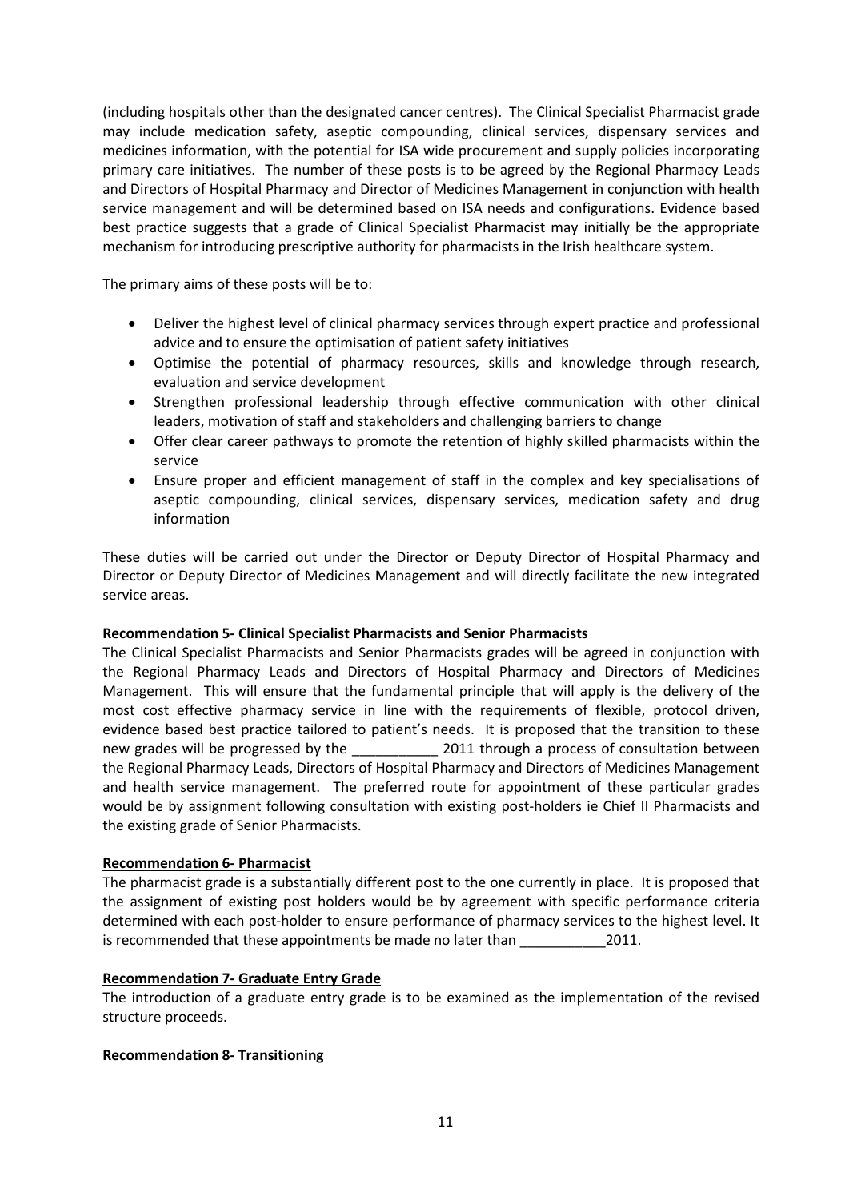(including hospitals other than the designated cancer centres). The Clinical Specialist Pharmacist grade may include medication safety, aseptic compounding, clinical services, dispensary services and medicines information, with the potential for ISA wide procurement and supply policies incorporating primary care initiatives. The number of these posts is to be agreed by the Regional Pharmacy Leads and Directors of Hospital Pharmacy and Director of Medicines Management in conjunction with health service management and will be determined based on ISA needs and configurations. Evidence based best practice suggests that a grade of Clinical Specialist Pharmacist may initially be the appropriate mechanism for introducing prescriptive authority for pharmacists in the Irish healthcare system.

The primary aims of these posts will be to:

- Deliver the highest level of clinical pharmacy services through expert practice and professional advice and to ensure the optimisation of patient safety initiatives
- Optimise the potential of pharmacy resources, skills and knowledge through research, evaluation and service development
- Strengthen professional leadership through effective communication with other clinical leaders, motivation of staff and stakeholders and challenging barriers to change
- Offer clear career pathways to promote the retention of highly skilled pharmacists within the service
- Ensure proper and efficient management of staff in the complex and key specialisations of aseptic compounding, clinical services, dispensary services, medication safety and drug information

These duties will be carried out under the Director or Deputy Director of Hospital Pharmacy and Director or Deputy Director of Medicines Management and will directly facilitate the new integrated service areas.

**Recommendation 5- Clinical Specialist Pharmacists and Senior Pharmacists**

The Clinical Specialist Pharmacists and Senior Pharmacists grades will be agreed in conjunction with the Regional Pharmacy Leads and Directors of Hospital Pharmacy and Directors of Medicines Management. This will ensure that the fundamental principle that will apply is the delivery of the most cost effective pharmacy service in line with the requirements of flexible, protocol driven, evidence based best practice tailored to patient's needs. It is proposed that the transition to these new grades will be progressed by the ___________ 2011 through a process of consultation between the Regional Pharmacy Leads, Directors of Hospital Pharmacy and Directors of Medicines Management and health service management. The preferred route for appointment of these particular grades would be by assignment following consultation with existing post-holders ie Chief II Pharmacists and the existing grade of Senior Pharmacists.

**Recommendation 6- Pharmacist**

The pharmacist grade is a substantially different post to the one currently in place. It is proposed that the assignment of existing post holders would be by agreement with specific performance criteria determined with each post-holder to ensure performance of pharmacy services to the highest level. It is recommended that these appointments be made no later than ___________2011.

**Recommendation 7- Graduate Entry Grade**

The introduction of a graduate entry grade is to be examined as the implementation of the revised structure proceeds.

**Recommendation 8- Transitioning**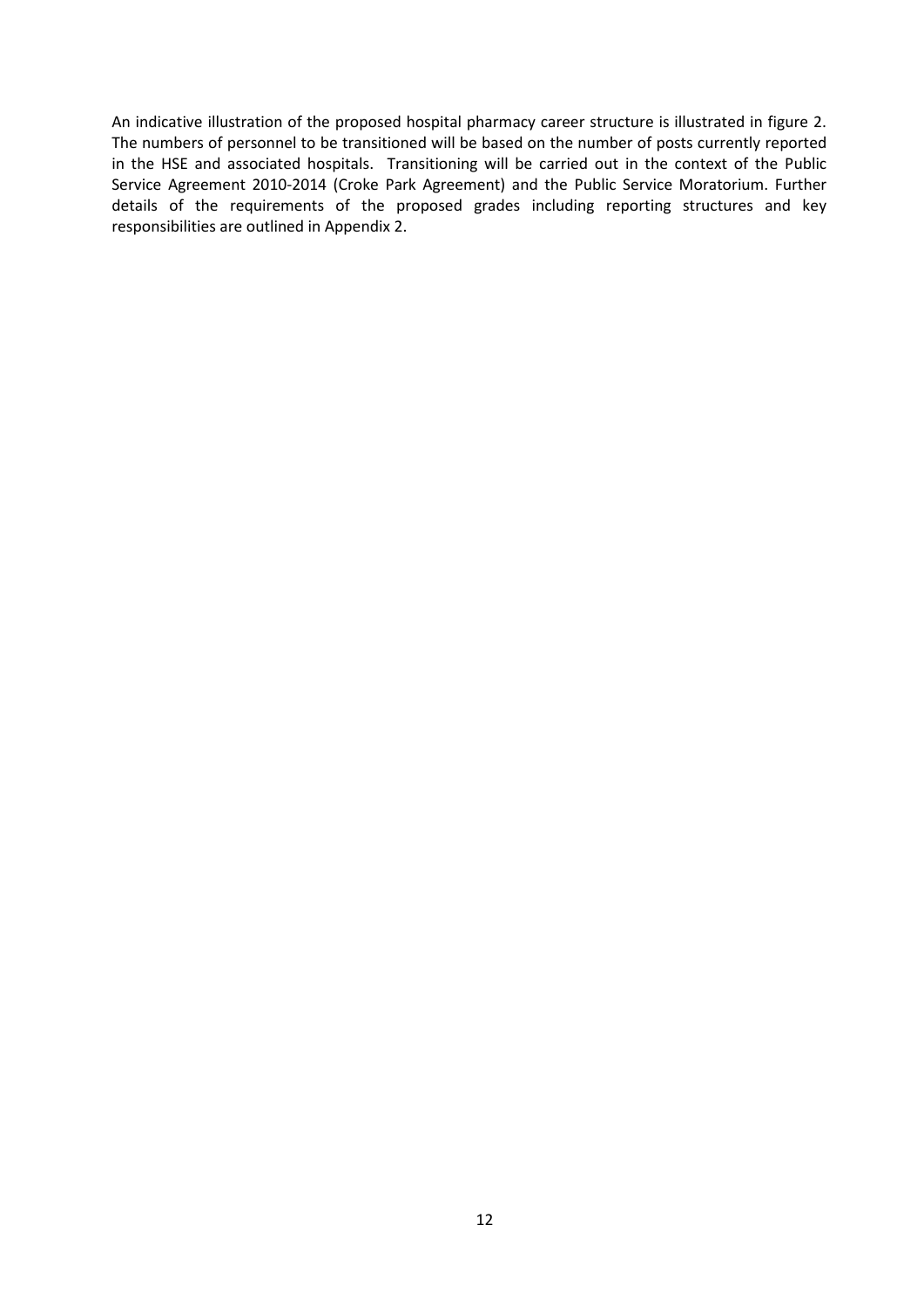An indicative illustration of the proposed hospital pharmacy career structure is illustrated in figure 2. The numbers of personnel to be transitioned will be based on the number of posts currently reported in the HSE and associated hospitals. Transitioning will be carried out in the context of the Public Service Agreement 2010-2014 (Croke Park Agreement) and the Public Service Moratorium. Further details of the requirements of the proposed grades including reporting structures and key responsibilities are outlined in Appendix 2.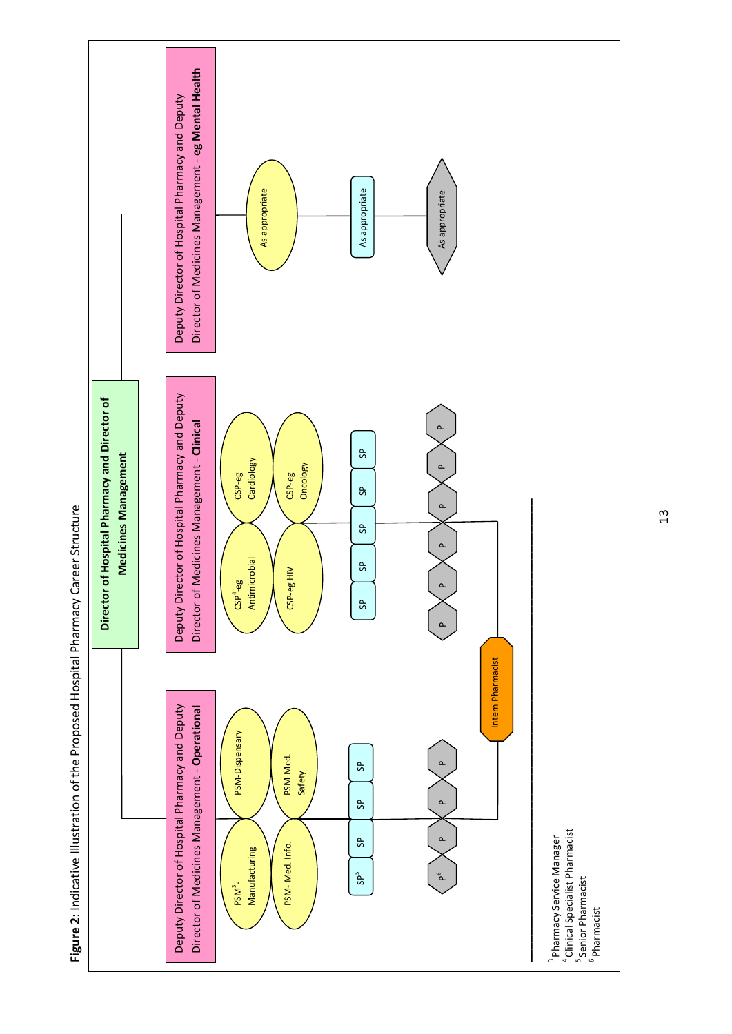**Figure 2**: Indicative Illustration of the Proposed Hospital Pharmacy Career Structure

**Director of Hospital Pharmacy and Director of Medicines Management**

- Deputy Director of Hospital Pharmacy and Deputy Director of Medicines Management - **Operational**
  - PSM[3]- Manufacturing
  - PSM-Dispensary
  - PSM- Med. Info.
  - PSM-Med. Safety
  - SP[5], SP, SP, SP
  - P[6], P, P, P
- Deputy Director of Hospital Pharmacy and Deputy Director of Medicines Management - **Clinical**
  - CSP[4]-eg Antimicrobial
  - CSP-eg Cardiology
  - CSP-eg HIV
  - CSP-eg Oncology
  - SP, SP, SP, SP, SP
  - P, P, P, P, P, P
- Deputy Director of Hospital Pharmacy and Deputy Director of Medicines Management - **eg Mental Health**
  - As appropriate
  - As appropriate
  - As appropriate

Intern Pharmacist

[3] Pharmacy Service Manager
[4] Clinical Specialist Pharmacist
[5] Senior Pharmacist
[6] Pharmacist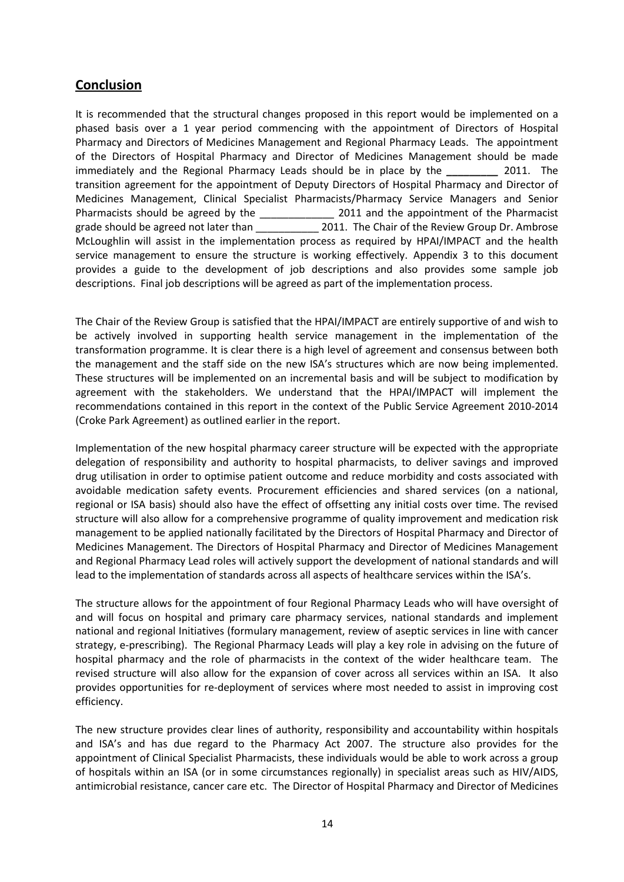## Conclusion

It is recommended that the structural changes proposed in this report would be implemented on a phased basis over a 1 year period commencing with the appointment of Directors of Hospital Pharmacy and Directors of Medicines Management and Regional Pharmacy Leads. The appointment of the Directors of Hospital Pharmacy and Director of Medicines Management should be made immediately and the Regional Pharmacy Leads should be in place by the **_________** 2011. The transition agreement for the appointment of Deputy Directors of Hospital Pharmacy and Director of Medicines Management, Clinical Specialist Pharmacists/Pharmacy Service Managers and Senior Pharmacists should be agreed by the _____________ 2011 and the appointment of the Pharmacist grade should be agreed not later than ___________ 2011. The Chair of the Review Group Dr. Ambrose McLoughlin will assist in the implementation process as required by HPAI/IMPACT and the health service management to ensure the structure is working effectively. Appendix 3 to this document provides a guide to the development of job descriptions and also provides some sample job descriptions. Final job descriptions will be agreed as part of the implementation process.

The Chair of the Review Group is satisfied that the HPAI/IMPACT are entirely supportive of and wish to be actively involved in supporting health service management in the implementation of the transformation programme. It is clear there is a high level of agreement and consensus between both the management and the staff side on the new ISA's structures which are now being implemented. These structures will be implemented on an incremental basis and will be subject to modification by agreement with the stakeholders. We understand that the HPAI/IMPACT will implement the recommendations contained in this report in the context of the Public Service Agreement 2010-2014 (Croke Park Agreement) as outlined earlier in the report.

Implementation of the new hospital pharmacy career structure will be expected with the appropriate delegation of responsibility and authority to hospital pharmacists, to deliver savings and improved drug utilisation in order to optimise patient outcome and reduce morbidity and costs associated with avoidable medication safety events. Procurement efficiencies and shared services (on a national, regional or ISA basis) should also have the effect of offsetting any initial costs over time. The revised structure will also allow for a comprehensive programme of quality improvement and medication risk management to be applied nationally facilitated by the Directors of Hospital Pharmacy and Director of Medicines Management. The Directors of Hospital Pharmacy and Director of Medicines Management and Regional Pharmacy Lead roles will actively support the development of national standards and will lead to the implementation of standards across all aspects of healthcare services within the ISA's.

The structure allows for the appointment of four Regional Pharmacy Leads who will have oversight of and will focus on hospital and primary care pharmacy services, national standards and implement national and regional Initiatives (formulary management, review of aseptic services in line with cancer strategy, e-prescribing). The Regional Pharmacy Leads will play a key role in advising on the future of hospital pharmacy and the role of pharmacists in the context of the wider healthcare team. The revised structure will also allow for the expansion of cover across all services within an ISA. It also provides opportunities for re-deployment of services where most needed to assist in improving cost efficiency.

The new structure provides clear lines of authority, responsibility and accountability within hospitals and ISA's and has due regard to the Pharmacy Act 2007. The structure also provides for the appointment of Clinical Specialist Pharmacists, these individuals would be able to work across a group of hospitals within an ISA (or in some circumstances regionally) in specialist areas such as HIV/AIDS, antimicrobial resistance, cancer care etc. The Director of Hospital Pharmacy and Director of Medicines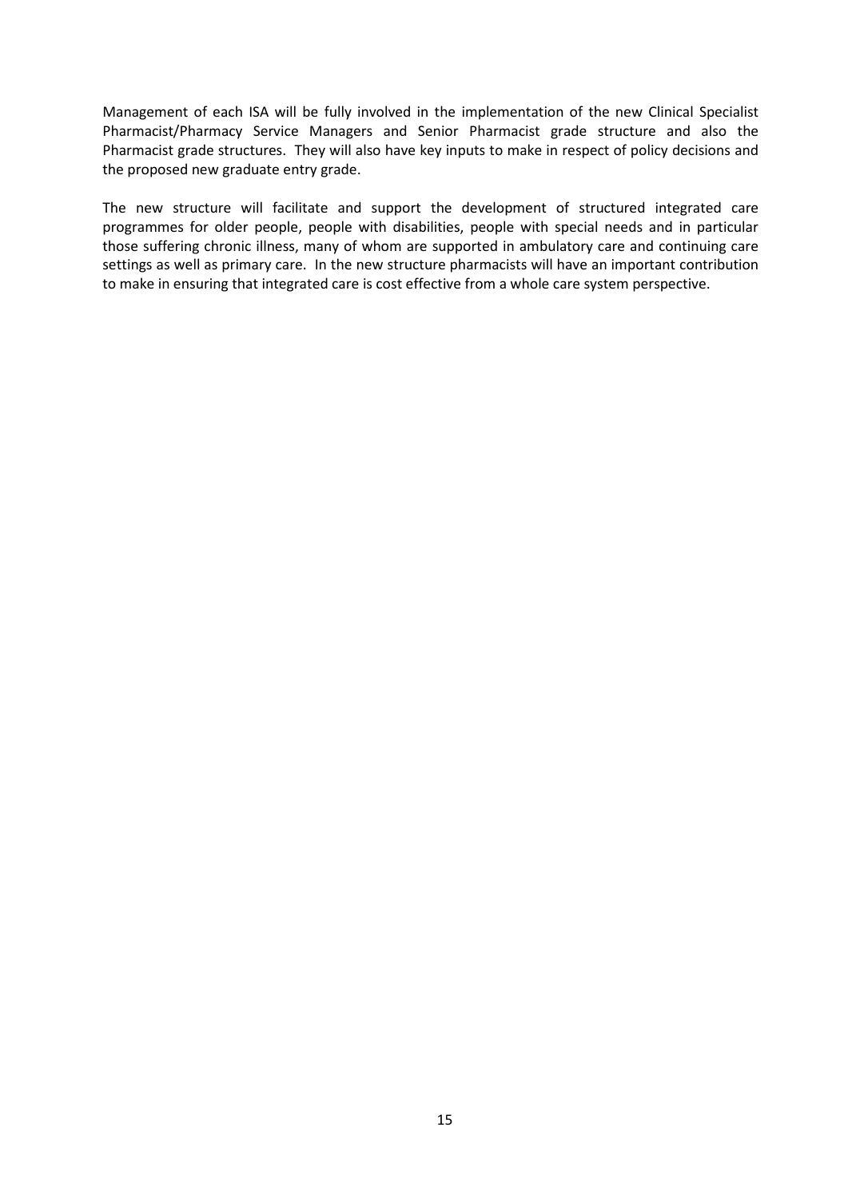Management of each ISA will be fully involved in the implementation of the new Clinical Specialist Pharmacist/Pharmacy Service Managers and Senior Pharmacist grade structure and also the Pharmacist grade structures. They will also have key inputs to make in respect of policy decisions and the proposed new graduate entry grade.

The new structure will facilitate and support the development of structured integrated care programmes for older people, people with disabilities, people with special needs and in particular those suffering chronic illness, many of whom are supported in ambulatory care and continuing care settings as well as primary care. In the new structure pharmacists will have an important contribution to make in ensuring that integrated care is cost effective from a whole care system perspective.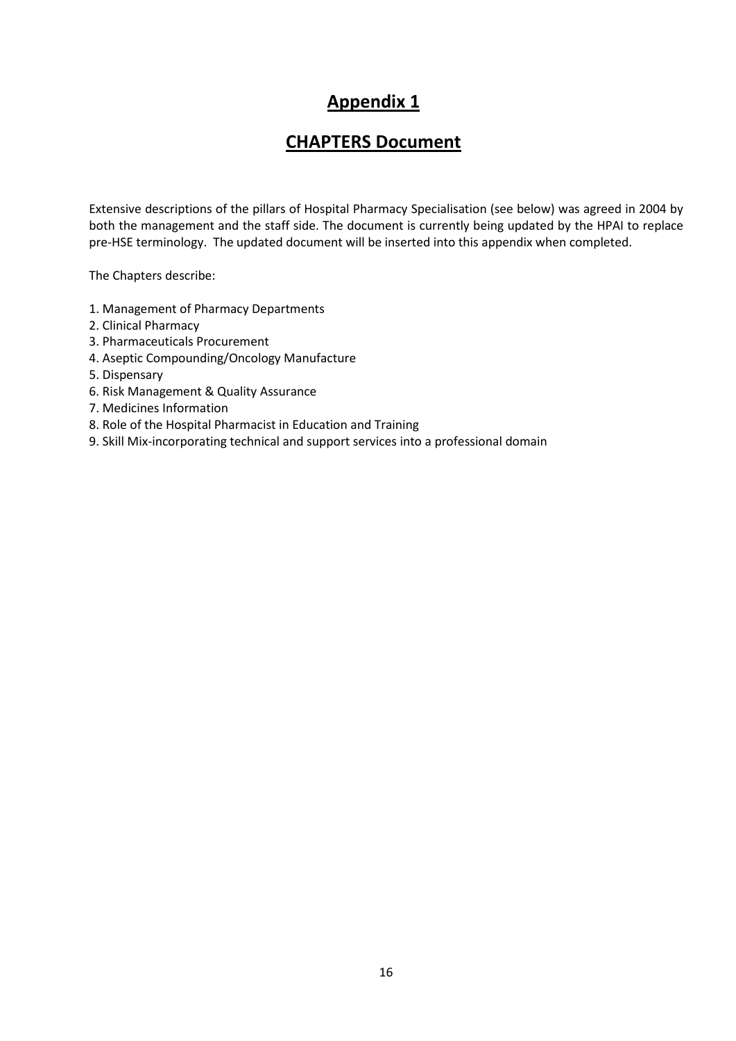# Appendix 1

## CHAPTERS Document

Extensive descriptions of the pillars of Hospital Pharmacy Specialisation (see below) was agreed in 2004 by both the management and the staff side. The document is currently being updated by the HPAI to replace pre-HSE terminology. The updated document will be inserted into this appendix when completed.

The Chapters describe:

1. Management of Pharmacy Departments
2. Clinical Pharmacy
3. Pharmaceuticals Procurement
4. Aseptic Compounding/Oncology Manufacture
5. Dispensary
6. Risk Management & Quality Assurance
7. Medicines Information
8. Role of the Hospital Pharmacist in Education and Training
9. Skill Mix-incorporating technical and support services into a professional domain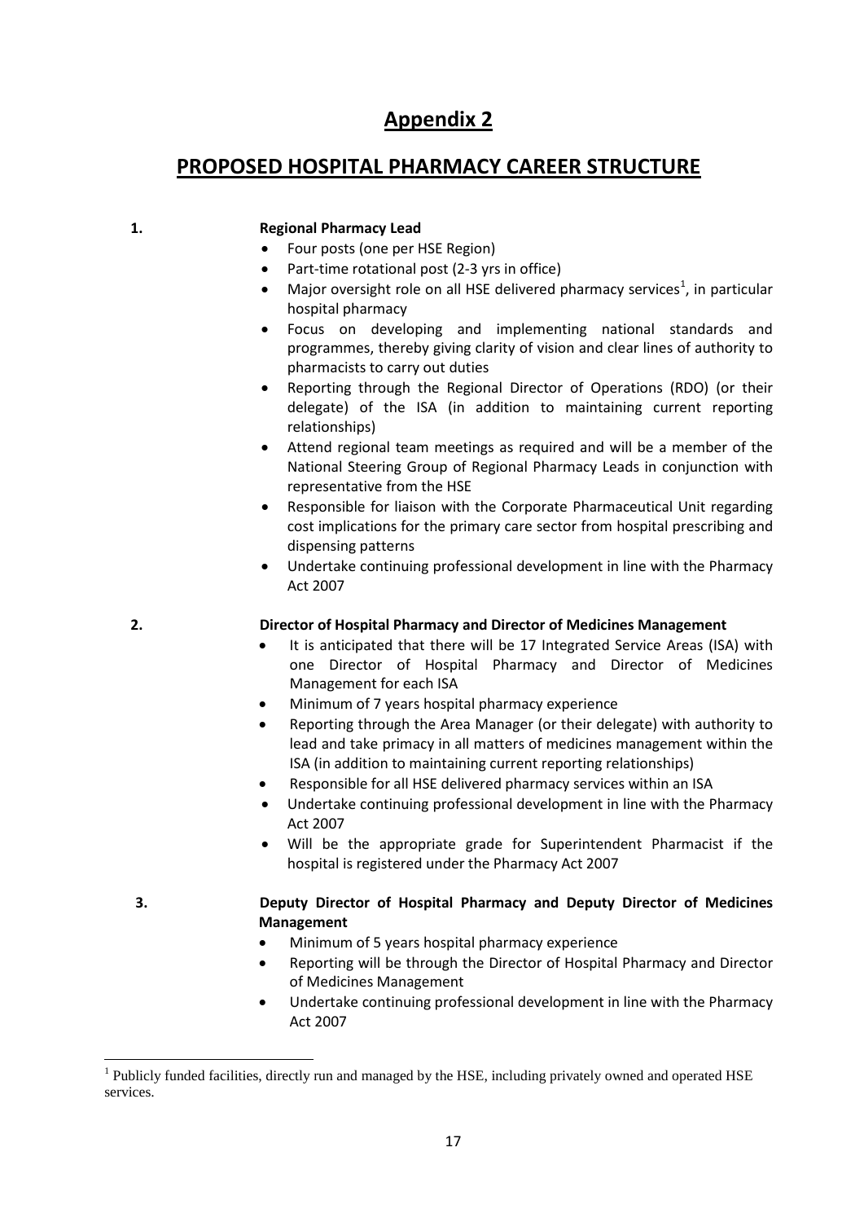# Appendix 2

## PROPOSED HOSPITAL PHARMACY CAREER STRUCTURE

**1. Regional Pharmacy Lead**

- Four posts (one per HSE Region)
- Part-time rotational post (2-3 yrs in office)
- Major oversight role on all HSE delivered pharmacy services[1], in particular hospital pharmacy
- Focus on developing and implementing national standards and programmes, thereby giving clarity of vision and clear lines of authority to pharmacists to carry out duties
- Reporting through the Regional Director of Operations (RDO) (or their delegate) of the ISA (in addition to maintaining current reporting relationships)
- Attend regional team meetings as required and will be a member of the National Steering Group of Regional Pharmacy Leads in conjunction with representative from the HSE
- Responsible for liaison with the Corporate Pharmaceutical Unit regarding cost implications for the primary care sector from hospital prescribing and dispensing patterns
- Undertake continuing professional development in line with the Pharmacy Act 2007

**2. Director of Hospital Pharmacy and Director of Medicines Management**

- It is anticipated that there will be 17 Integrated Service Areas (ISA) with one Director of Hospital Pharmacy and Director of Medicines Management for each ISA
- Minimum of 7 years hospital pharmacy experience
- Reporting through the Area Manager (or their delegate) with authority to lead and take primacy in all matters of medicines management within the ISA (in addition to maintaining current reporting relationships)
- Responsible for all HSE delivered pharmacy services within an ISA
- Undertake continuing professional development in line with the Pharmacy Act 2007
- Will be the appropriate grade for Superintendent Pharmacist if the hospital is registered under the Pharmacy Act 2007

**3. Deputy Director of Hospital Pharmacy and Deputy Director of Medicines Management**

- Minimum of 5 years hospital pharmacy experience
- Reporting will be through the Director of Hospital Pharmacy and Director of Medicines Management
- Undertake continuing professional development in line with the Pharmacy Act 2007

[1] Publicly funded facilities, directly run and managed by the HSE, including privately owned and operated HSE services.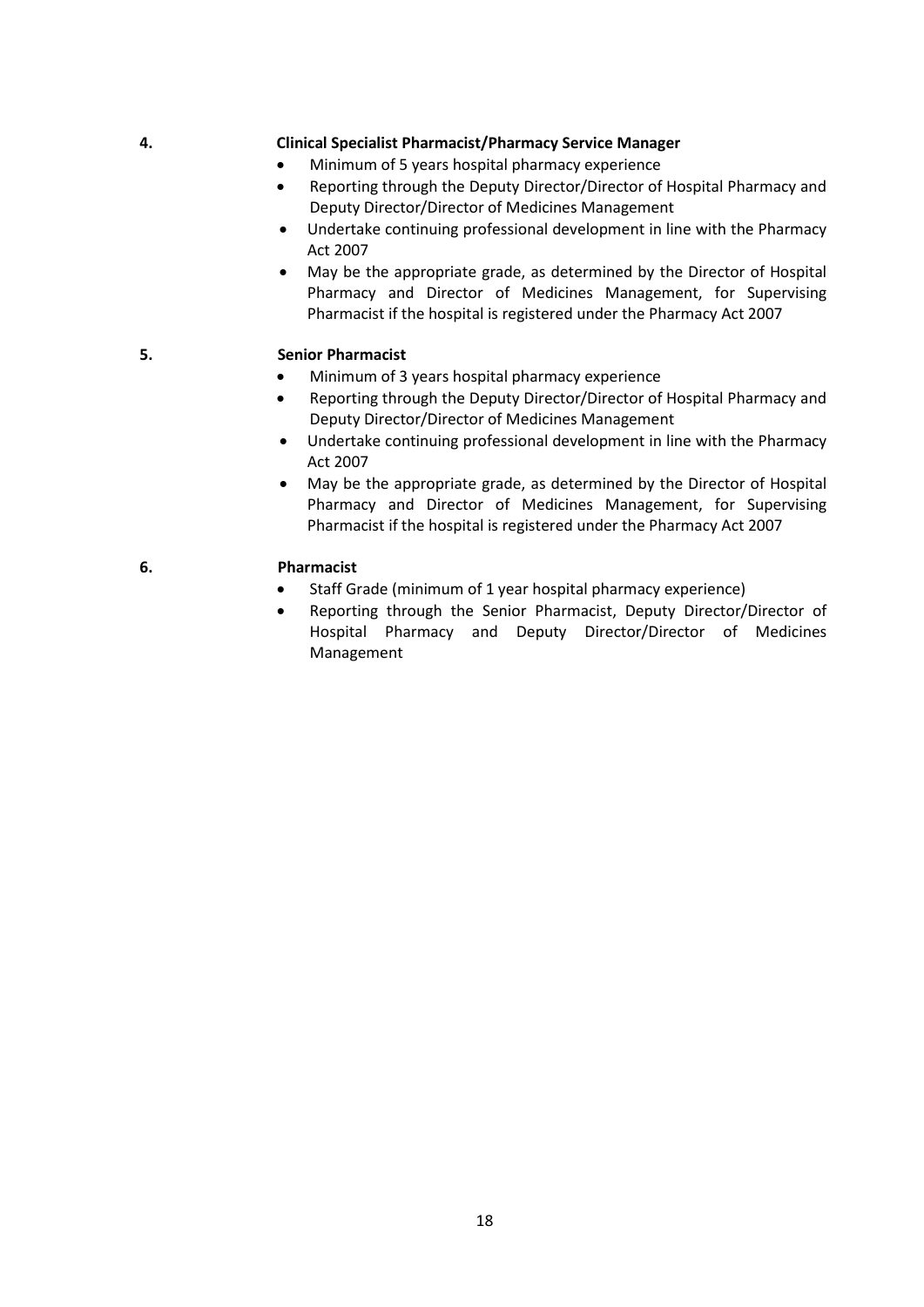**4. Clinical Specialist Pharmacist/Pharmacy Service Manager**

- Minimum of 5 years hospital pharmacy experience
- Reporting through the Deputy Director/Director of Hospital Pharmacy and Deputy Director/Director of Medicines Management
- Undertake continuing professional development in line with the Pharmacy Act 2007
- May be the appropriate grade, as determined by the Director of Hospital Pharmacy and Director of Medicines Management, for Supervising Pharmacist if the hospital is registered under the Pharmacy Act 2007

**5. Senior Pharmacist**

- Minimum of 3 years hospital pharmacy experience
- Reporting through the Deputy Director/Director of Hospital Pharmacy and Deputy Director/Director of Medicines Management
- Undertake continuing professional development in line with the Pharmacy Act 2007
- May be the appropriate grade, as determined by the Director of Hospital Pharmacy and Director of Medicines Management, for Supervising Pharmacist if the hospital is registered under the Pharmacy Act 2007

**6. Pharmacist**

- Staff Grade (minimum of 1 year hospital pharmacy experience)
- Reporting through the Senior Pharmacist, Deputy Director/Director of Hospital Pharmacy and Deputy Director/Director of Medicines Management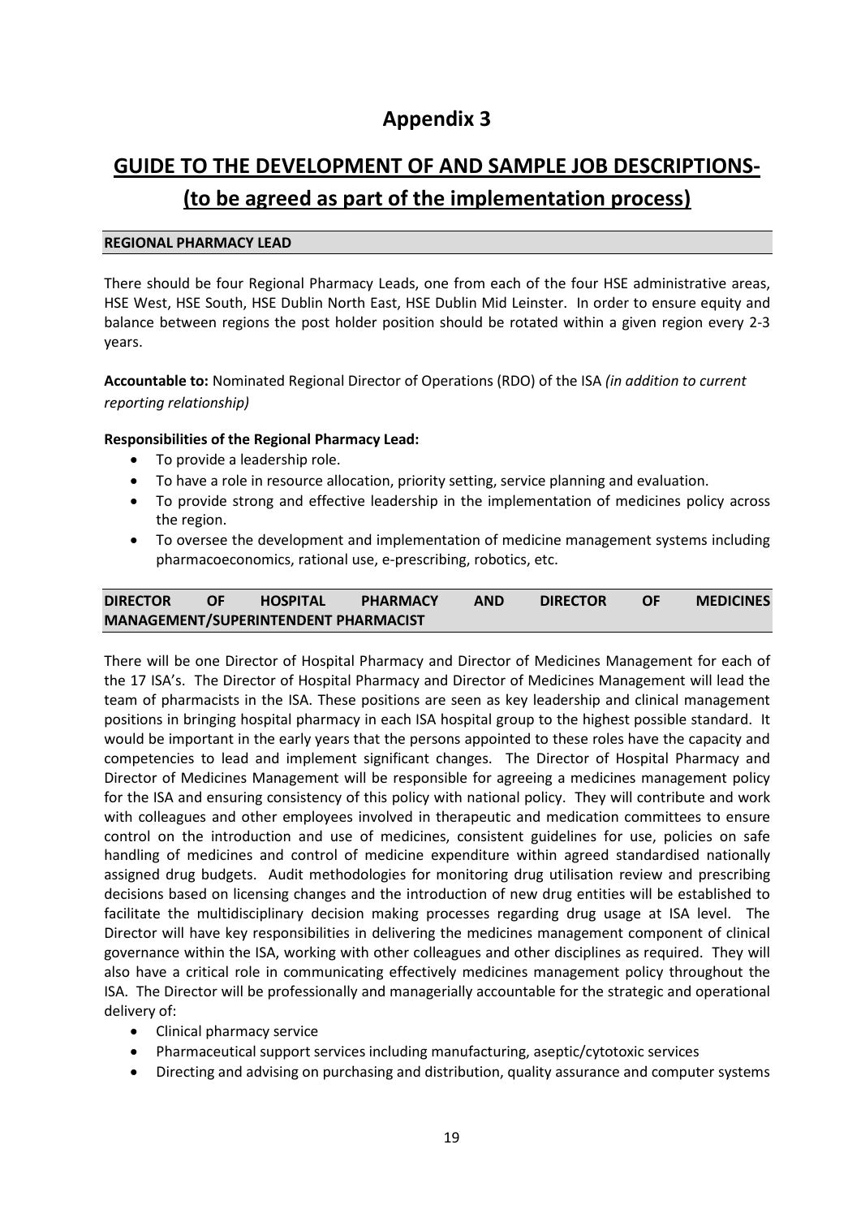# Appendix 3

## GUIDE TO THE DEVELOPMENT OF AND SAMPLE JOB DESCRIPTIONS- (to be agreed as part of the implementation process)

### REGIONAL PHARMACY LEAD

There should be four Regional Pharmacy Leads, one from each of the four HSE administrative areas, HSE West, HSE South, HSE Dublin North East, HSE Dublin Mid Leinster. In order to ensure equity and balance between regions the post holder position should be rotated within a given region every 2-3 years.

**Accountable to:** Nominated Regional Director of Operations (RDO) of the ISA *(in addition to current reporting relationship)*

**Responsibilities of the Regional Pharmacy Lead:**

- To provide a leadership role.
- To have a role in resource allocation, priority setting, service planning and evaluation.
- To provide strong and effective leadership in the implementation of medicines policy across the region.
- To oversee the development and implementation of medicine management systems including pharmacoeconomics, rational use, e-prescribing, robotics, etc.

### DIRECTOR OF HOSPITAL PHARMACY AND DIRECTOR OF MEDICINES MANAGEMENT/SUPERINTENDENT PHARMACIST

There will be one Director of Hospital Pharmacy and Director of Medicines Management for each of the 17 ISA's. The Director of Hospital Pharmacy and Director of Medicines Management will lead the team of pharmacists in the ISA. These positions are seen as key leadership and clinical management positions in bringing hospital pharmacy in each ISA hospital group to the highest possible standard. It would be important in the early years that the persons appointed to these roles have the capacity and competencies to lead and implement significant changes. The Director of Hospital Pharmacy and Director of Medicines Management will be responsible for agreeing a medicines management policy for the ISA and ensuring consistency of this policy with national policy. They will contribute and work with colleagues and other employees involved in therapeutic and medication committees to ensure control on the introduction and use of medicines, consistent guidelines for use, policies on safe handling of medicines and control of medicine expenditure within agreed standardised nationally assigned drug budgets. Audit methodologies for monitoring drug utilisation review and prescribing decisions based on licensing changes and the introduction of new drug entities will be established to facilitate the multidisciplinary decision making processes regarding drug usage at ISA level. The Director will have key responsibilities in delivering the medicines management component of clinical governance within the ISA, working with other colleagues and other disciplines as required. They will also have a critical role in communicating effectively medicines management policy throughout the ISA. The Director will be professionally and managerially accountable for the strategic and operational delivery of:

- Clinical pharmacy service
- Pharmaceutical support services including manufacturing, aseptic/cytotoxic services
- Directing and advising on purchasing and distribution, quality assurance and computer systems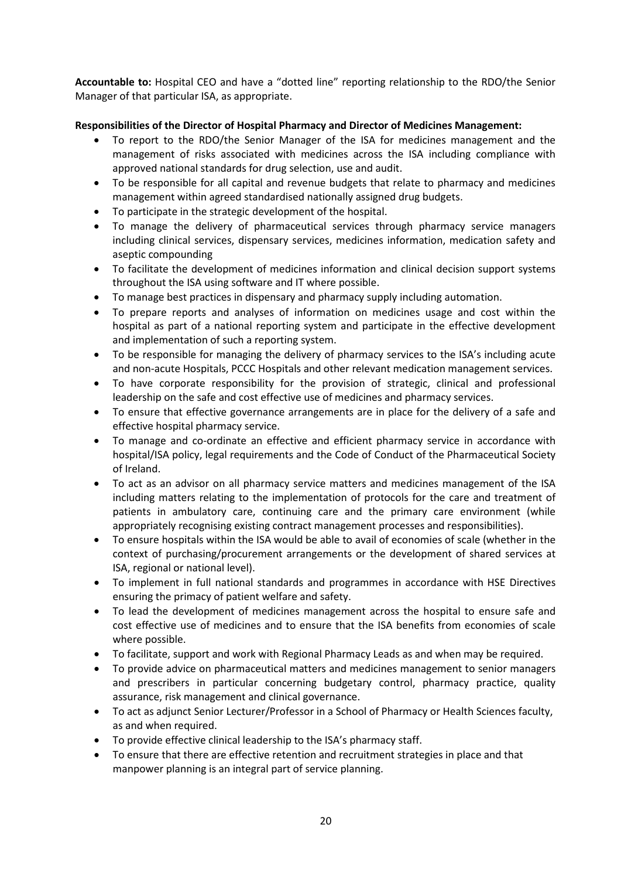**Accountable to:** Hospital CEO and have a "dotted line" reporting relationship to the RDO/the Senior Manager of that particular ISA, as appropriate.

**Responsibilities of the Director of Hospital Pharmacy and Director of Medicines Management:**

- To report to the RDO/the Senior Manager of the ISA for medicines management and the management of risks associated with medicines across the ISA including compliance with approved national standards for drug selection, use and audit.
- To be responsible for all capital and revenue budgets that relate to pharmacy and medicines management within agreed standardised nationally assigned drug budgets.
- To participate in the strategic development of the hospital.
- To manage the delivery of pharmaceutical services through pharmacy service managers including clinical services, dispensary services, medicines information, medication safety and aseptic compounding
- To facilitate the development of medicines information and clinical decision support systems throughout the ISA using software and IT where possible.
- To manage best practices in dispensary and pharmacy supply including automation.
- To prepare reports and analyses of information on medicines usage and cost within the hospital as part of a national reporting system and participate in the effective development and implementation of such a reporting system.
- To be responsible for managing the delivery of pharmacy services to the ISA's including acute and non-acute Hospitals, PCCC Hospitals and other relevant medication management services.
- To have corporate responsibility for the provision of strategic, clinical and professional leadership on the safe and cost effective use of medicines and pharmacy services.
- To ensure that effective governance arrangements are in place for the delivery of a safe and effective hospital pharmacy service.
- To manage and co-ordinate an effective and efficient pharmacy service in accordance with hospital/ISA policy, legal requirements and the Code of Conduct of the Pharmaceutical Society of Ireland.
- To act as an advisor on all pharmacy service matters and medicines management of the ISA including matters relating to the implementation of protocols for the care and treatment of patients in ambulatory care, continuing care and the primary care environment (while appropriately recognising existing contract management processes and responsibilities).
- To ensure hospitals within the ISA would be able to avail of economies of scale (whether in the context of purchasing/procurement arrangements or the development of shared services at ISA, regional or national level).
- To implement in full national standards and programmes in accordance with HSE Directives ensuring the primacy of patient welfare and safety.
- To lead the development of medicines management across the hospital to ensure safe and cost effective use of medicines and to ensure that the ISA benefits from economies of scale where possible.
- To facilitate, support and work with Regional Pharmacy Leads as and when may be required.
- To provide advice on pharmaceutical matters and medicines management to senior managers and prescribers in particular concerning budgetary control, pharmacy practice, quality assurance, risk management and clinical governance.
- To act as adjunct Senior Lecturer/Professor in a School of Pharmacy or Health Sciences faculty, as and when required.
- To provide effective clinical leadership to the ISA's pharmacy staff.
- To ensure that there are effective retention and recruitment strategies in place and that manpower planning is an integral part of service planning.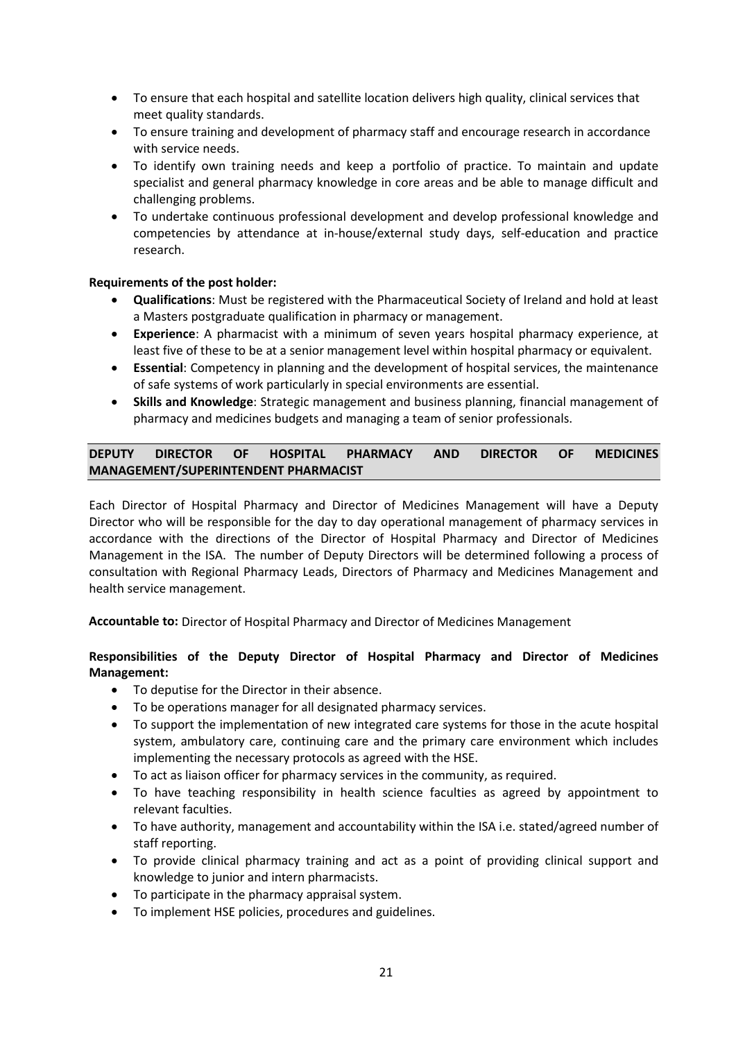- To ensure that each hospital and satellite location delivers high quality, clinical services that meet quality standards.
- To ensure training and development of pharmacy staff and encourage research in accordance with service needs.
- To identify own training needs and keep a portfolio of practice. To maintain and update specialist and general pharmacy knowledge in core areas and be able to manage difficult and challenging problems.
- To undertake continuous professional development and develop professional knowledge and competencies by attendance at in-house/external study days, self-education and practice research.

**Requirements of the post holder:**

- **Qualifications**: Must be registered with the Pharmaceutical Society of Ireland and hold at least a Masters postgraduate qualification in pharmacy or management.
- **Experience**: A pharmacist with a minimum of seven years hospital pharmacy experience, at least five of these to be at a senior management level within hospital pharmacy or equivalent.
- **Essential**: Competency in planning and the development of hospital services, the maintenance of safe systems of work particularly in special environments are essential.
- **Skills and Knowledge**: Strategic management and business planning, financial management of pharmacy and medicines budgets and managing a team of senior professionals.

## DEPUTY DIRECTOR OF HOSPITAL PHARMACY AND DIRECTOR OF MEDICINES MANAGEMENT/SUPERINTENDENT PHARMACIST

Each Director of Hospital Pharmacy and Director of Medicines Management will have a Deputy Director who will be responsible for the day to day operational management of pharmacy services in accordance with the directions of the Director of Hospital Pharmacy and Director of Medicines Management in the ISA. The number of Deputy Directors will be determined following a process of consultation with Regional Pharmacy Leads, Directors of Pharmacy and Medicines Management and health service management.

**Accountable to:** Director of Hospital Pharmacy and Director of Medicines Management

**Responsibilities of the Deputy Director of Hospital Pharmacy and Director of Medicines Management:**

- To deputise for the Director in their absence.
- To be operations manager for all designated pharmacy services.
- To support the implementation of new integrated care systems for those in the acute hospital system, ambulatory care, continuing care and the primary care environment which includes implementing the necessary protocols as agreed with the HSE.
- To act as liaison officer for pharmacy services in the community, as required.
- To have teaching responsibility in health science faculties as agreed by appointment to relevant faculties.
- To have authority, management and accountability within the ISA i.e. stated/agreed number of staff reporting.
- To provide clinical pharmacy training and act as a point of providing clinical support and knowledge to junior and intern pharmacists.
- To participate in the pharmacy appraisal system.
- To implement HSE policies, procedures and guidelines.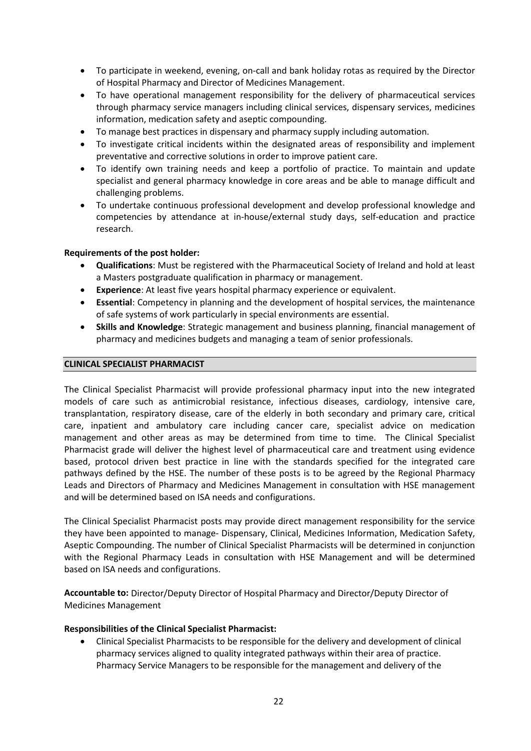- To participate in weekend, evening, on-call and bank holiday rotas as required by the Director of Hospital Pharmacy and Director of Medicines Management.
- To have operational management responsibility for the delivery of pharmaceutical services through pharmacy service managers including clinical services, dispensary services, medicines information, medication safety and aseptic compounding.
- To manage best practices in dispensary and pharmacy supply including automation.
- To investigate critical incidents within the designated areas of responsibility and implement preventative and corrective solutions in order to improve patient care.
- To identify own training needs and keep a portfolio of practice. To maintain and update specialist and general pharmacy knowledge in core areas and be able to manage difficult and challenging problems.
- To undertake continuous professional development and develop professional knowledge and competencies by attendance at in-house/external study days, self-education and practice research.

**Requirements of the post holder:**

- **Qualifications**: Must be registered with the Pharmaceutical Society of Ireland and hold at least a Masters postgraduate qualification in pharmacy or management.
- **Experience**: At least five years hospital pharmacy experience or equivalent.
- **Essential**: Competency in planning and the development of hospital services, the maintenance of safe systems of work particularly in special environments are essential.
- **Skills and Knowledge**: Strategic management and business planning, financial management of pharmacy and medicines budgets and managing a team of senior professionals.

## CLINICAL SPECIALIST PHARMACIST

The Clinical Specialist Pharmacist will provide professional pharmacy input into the new integrated models of care such as antimicrobial resistance, infectious diseases, cardiology, intensive care, transplantation, respiratory disease, care of the elderly in both secondary and primary care, critical care, inpatient and ambulatory care including cancer care, specialist advice on medication management and other areas as may be determined from time to time. The Clinical Specialist Pharmacist grade will deliver the highest level of pharmaceutical care and treatment using evidence based, protocol driven best practice in line with the standards specified for the integrated care pathways defined by the HSE. The number of these posts is to be agreed by the Regional Pharmacy Leads and Directors of Pharmacy and Medicines Management in consultation with HSE management and will be determined based on ISA needs and configurations.

The Clinical Specialist Pharmacist posts may provide direct management responsibility for the service they have been appointed to manage- Dispensary, Clinical, Medicines Information, Medication Safety, Aseptic Compounding. The number of Clinical Specialist Pharmacists will be determined in conjunction with the Regional Pharmacy Leads in consultation with HSE Management and will be determined based on ISA needs and configurations.

**Accountable to:** Director/Deputy Director of Hospital Pharmacy and Director/Deputy Director of Medicines Management

**Responsibilities of the Clinical Specialist Pharmacist:**

- Clinical Specialist Pharmacists to be responsible for the delivery and development of clinical pharmacy services aligned to quality integrated pathways within their area of practice. Pharmacy Service Managers to be responsible for the management and delivery of the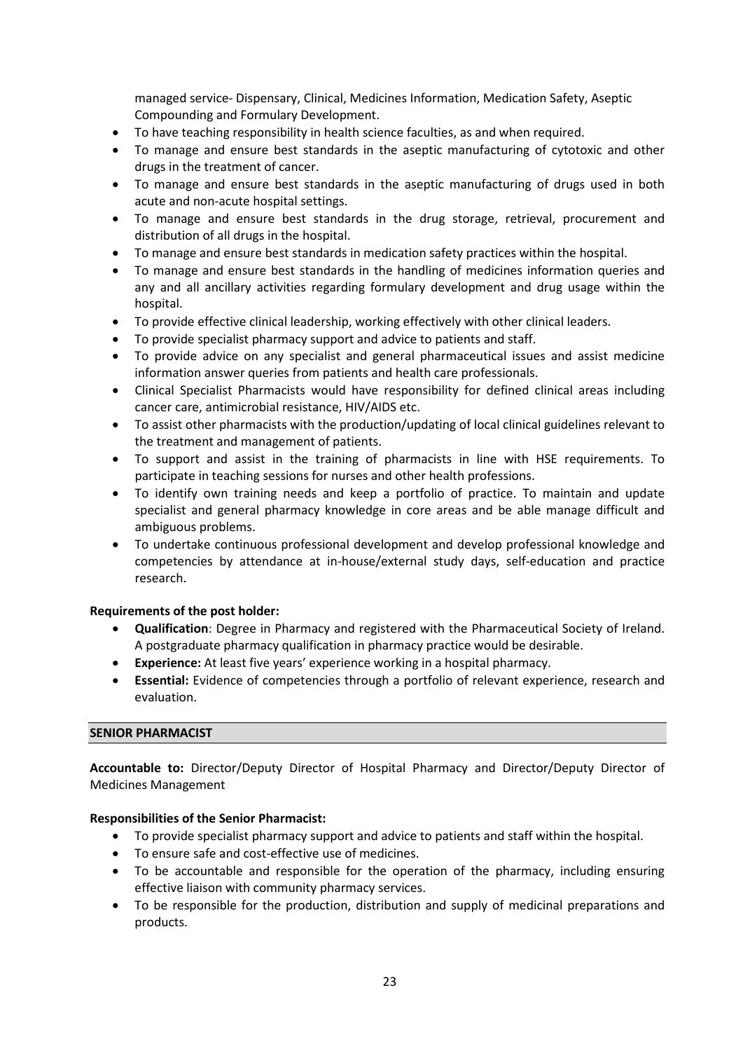managed service- Dispensary, Clinical, Medicines Information, Medication Safety, Aseptic Compounding and Formulary Development.

- To have teaching responsibility in health science faculties, as and when required.
- To manage and ensure best standards in the aseptic manufacturing of cytotoxic and other drugs in the treatment of cancer.
- To manage and ensure best standards in the aseptic manufacturing of drugs used in both acute and non-acute hospital settings.
- To manage and ensure best standards in the drug storage, retrieval, procurement and distribution of all drugs in the hospital.
- To manage and ensure best standards in medication safety practices within the hospital.
- To manage and ensure best standards in the handling of medicines information queries and any and all ancillary activities regarding formulary development and drug usage within the hospital.
- To provide effective clinical leadership, working effectively with other clinical leaders.
- To provide specialist pharmacy support and advice to patients and staff.
- To provide advice on any specialist and general pharmaceutical issues and assist medicine information answer queries from patients and health care professionals.
- Clinical Specialist Pharmacists would have responsibility for defined clinical areas including cancer care, antimicrobial resistance, HIV/AIDS etc.
- To assist other pharmacists with the production/updating of local clinical guidelines relevant to the treatment and management of patients.
- To support and assist in the training of pharmacists in line with HSE requirements. To participate in teaching sessions for nurses and other health professions.
- To identify own training needs and keep a portfolio of practice. To maintain and update specialist and general pharmacy knowledge in core areas and be able manage difficult and ambiguous problems.
- To undertake continuous professional development and develop professional knowledge and competencies by attendance at in-house/external study days, self-education and practice research.

**Requirements of the post holder:**

- **Qualification**: Degree in Pharmacy and registered with the Pharmaceutical Society of Ireland. A postgraduate pharmacy qualification in pharmacy practice would be desirable.
- **Experience:** At least five years' experience working in a hospital pharmacy.
- **Essential:** Evidence of competencies through a portfolio of relevant experience, research and evaluation.

## SENIOR PHARMACIST

**Accountable to:** Director/Deputy Director of Hospital Pharmacy and Director/Deputy Director of Medicines Management

**Responsibilities of the Senior Pharmacist:**

- To provide specialist pharmacy support and advice to patients and staff within the hospital.
- To ensure safe and cost-effective use of medicines.
- To be accountable and responsible for the operation of the pharmacy, including ensuring effective liaison with community pharmacy services.
- To be responsible for the production, distribution and supply of medicinal preparations and products.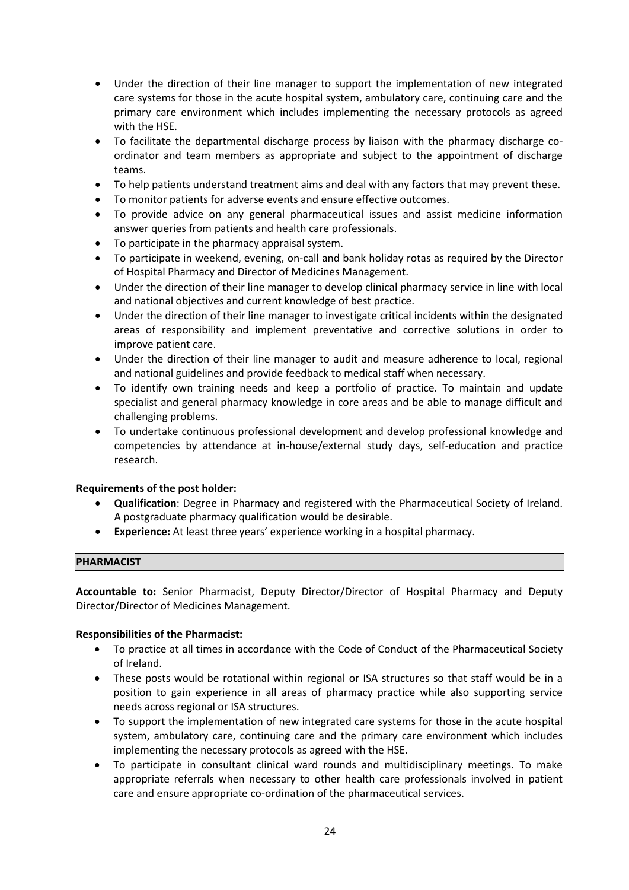- Under the direction of their line manager to support the implementation of new integrated care systems for those in the acute hospital system, ambulatory care, continuing care and the primary care environment which includes implementing the necessary protocols as agreed with the HSE.
- To facilitate the departmental discharge process by liaison with the pharmacy discharge co-ordinator and team members as appropriate and subject to the appointment of discharge teams.
- To help patients understand treatment aims and deal with any factors that may prevent these.
- To monitor patients for adverse events and ensure effective outcomes.
- To provide advice on any general pharmaceutical issues and assist medicine information answer queries from patients and health care professionals.
- To participate in the pharmacy appraisal system.
- To participate in weekend, evening, on-call and bank holiday rotas as required by the Director of Hospital Pharmacy and Director of Medicines Management.
- Under the direction of their line manager to develop clinical pharmacy service in line with local and national objectives and current knowledge of best practice.
- Under the direction of their line manager to investigate critical incidents within the designated areas of responsibility and implement preventative and corrective solutions in order to improve patient care.
- Under the direction of their line manager to audit and measure adherence to local, regional and national guidelines and provide feedback to medical staff when necessary.
- To identify own training needs and keep a portfolio of practice. To maintain and update specialist and general pharmacy knowledge in core areas and be able to manage difficult and challenging problems.
- To undertake continuous professional development and develop professional knowledge and competencies by attendance at in-house/external study days, self-education and practice research.

**Requirements of the post holder:**

- **Qualification**: Degree in Pharmacy and registered with the Pharmaceutical Society of Ireland. A postgraduate pharmacy qualification would be desirable.
- **Experience:** At least three years' experience working in a hospital pharmacy.

## PHARMACIST

**Accountable to:** Senior Pharmacist, Deputy Director/Director of Hospital Pharmacy and Deputy Director/Director of Medicines Management.

**Responsibilities of the Pharmacist:**

- To practice at all times in accordance with the Code of Conduct of the Pharmaceutical Society of Ireland.
- These posts would be rotational within regional or ISA structures so that staff would be in a position to gain experience in all areas of pharmacy practice while also supporting service needs across regional or ISA structures.
- To support the implementation of new integrated care systems for those in the acute hospital system, ambulatory care, continuing care and the primary care environment which includes implementing the necessary protocols as agreed with the HSE.
- To participate in consultant clinical ward rounds and multidisciplinary meetings. To make appropriate referrals when necessary to other health care professionals involved in patient care and ensure appropriate co-ordination of the pharmaceutical services.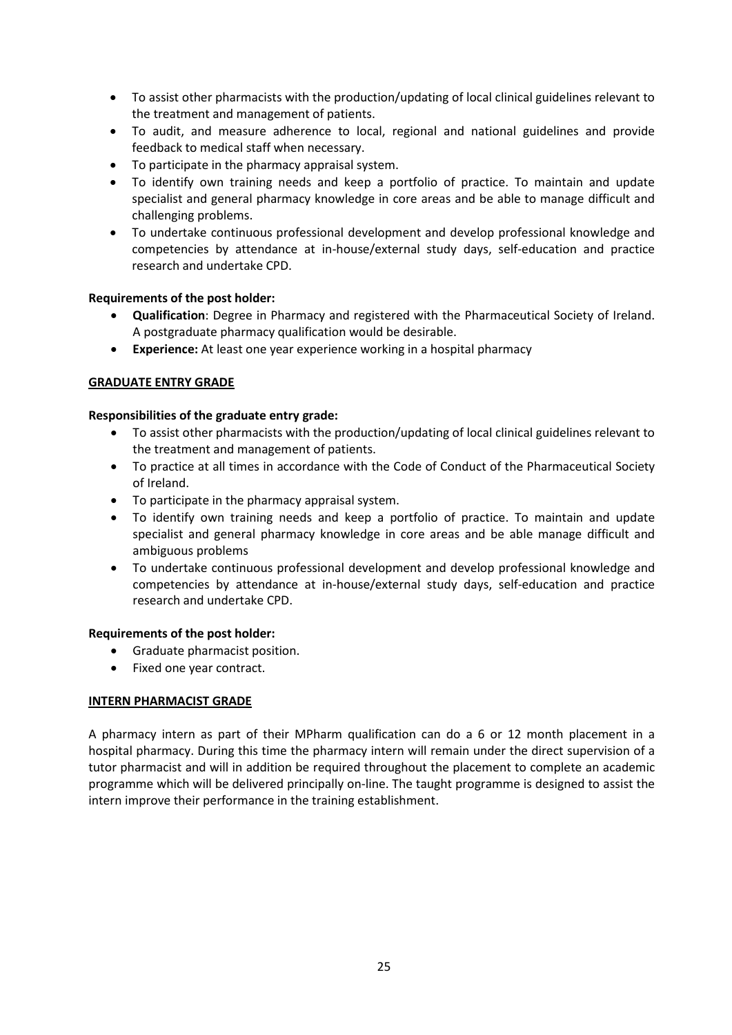- To assist other pharmacists with the production/updating of local clinical guidelines relevant to the treatment and management of patients.
- To audit, and measure adherence to local, regional and national guidelines and provide feedback to medical staff when necessary.
- To participate in the pharmacy appraisal system.
- To identify own training needs and keep a portfolio of practice. To maintain and update specialist and general pharmacy knowledge in core areas and be able to manage difficult and challenging problems.
- To undertake continuous professional development and develop professional knowledge and competencies by attendance at in-house/external study days, self-education and practice research and undertake CPD.

**Requirements of the post holder:**

- **Qualification**: Degree in Pharmacy and registered with the Pharmaceutical Society of Ireland. A postgraduate pharmacy qualification would be desirable.
- **Experience:** At least one year experience working in a hospital pharmacy

**GRADUATE ENTRY GRADE**

**Responsibilities of the graduate entry grade:**

- To assist other pharmacists with the production/updating of local clinical guidelines relevant to the treatment and management of patients.
- To practice at all times in accordance with the Code of Conduct of the Pharmaceutical Society of Ireland.
- To participate in the pharmacy appraisal system.
- To identify own training needs and keep a portfolio of practice. To maintain and update specialist and general pharmacy knowledge in core areas and be able manage difficult and ambiguous problems
- To undertake continuous professional development and develop professional knowledge and competencies by attendance at in-house/external study days, self-education and practice research and undertake CPD.

**Requirements of the post holder:**

- Graduate pharmacist position.
- Fixed one year contract.

**INTERN PHARMACIST GRADE**

A pharmacy intern as part of their MPharm qualification can do a 6 or 12 month placement in a hospital pharmacy. During this time the pharmacy intern will remain under the direct supervision of a tutor pharmacist and will in addition be required throughout the placement to complete an academic programme which will be delivered principally on-line. The taught programme is designed to assist the intern improve their performance in the training establishment.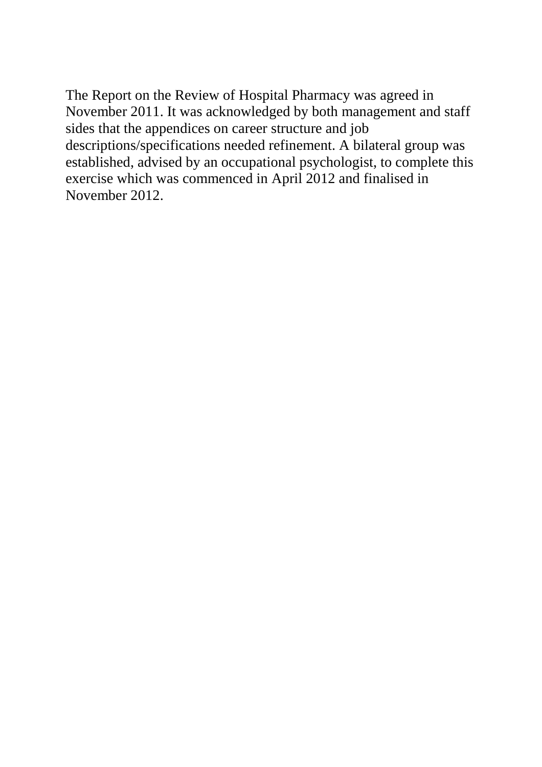The Report on the Review of Hospital Pharmacy was agreed in November 2011. It was acknowledged by both management and staff sides that the appendices on career structure and job descriptions/specifications needed refinement. A bilateral group was established, advised by an occupational psychologist, to complete this exercise which was commenced in April 2012 and finalised in November 2012.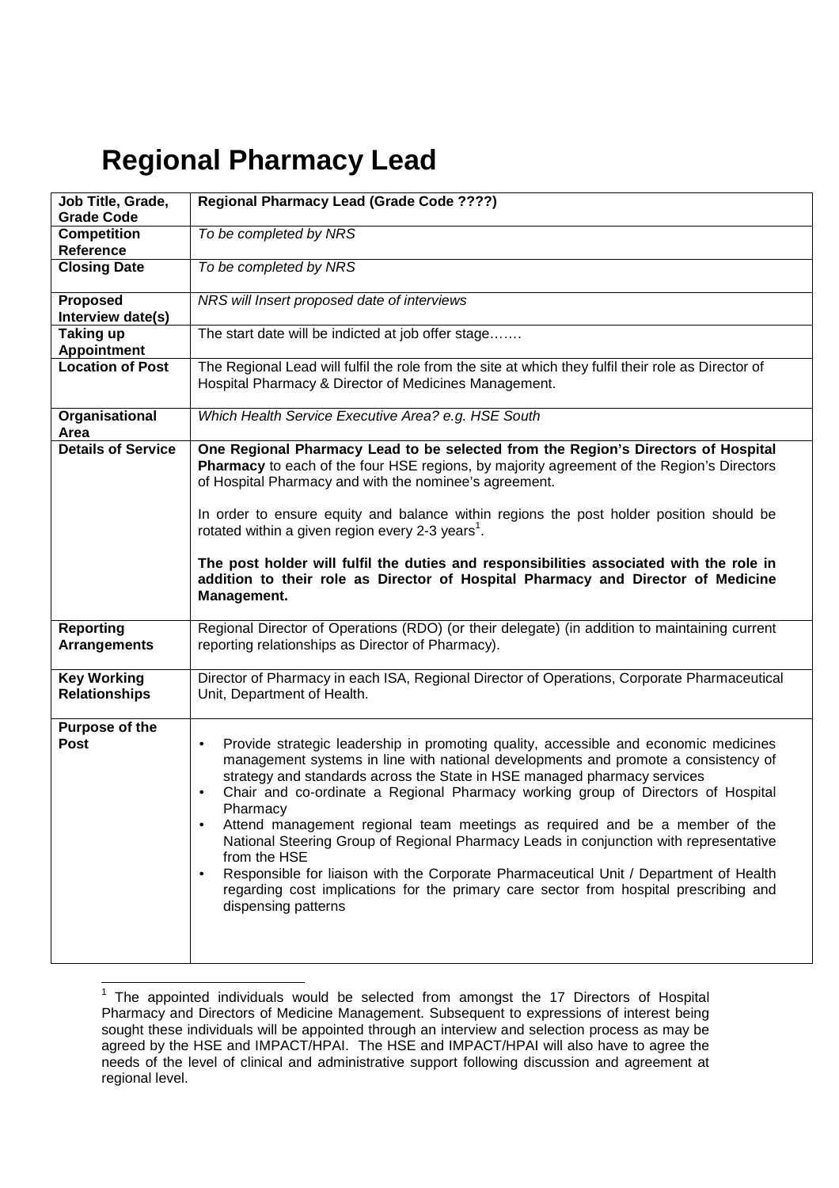# Regional Pharmacy Lead

| Job Title, Grade, Grade Code | **Regional Pharmacy Lead (Grade Code ????)** |
|---|---|
| **Competition Reference** | *To be completed by NRS* |
| **Closing Date** | *To be completed by NRS* |
| **Proposed Interview date(s)** | *NRS will Insert proposed date of interviews* |
| **Taking up Appointment** | The start date will be indicted at job offer stage……. |
| **Location of Post** | The Regional Lead will fulfil the role from the site at which they fulfil their role as Director of Hospital Pharmacy & Director of Medicines Management. |
| **Organisational Area** | *Which Health Service Executive Area? e.g. HSE South* |
| **Details of Service** | **One Regional Pharmacy Lead to be selected from the Region's Directors of Hospital Pharmacy** to each of the four HSE regions, by majority agreement of the Region's Directors of Hospital Pharmacy and with the nominee's agreement.<br><br>In order to ensure equity and balance within regions the post holder position should be rotated within a given region every 2-3 years[1].<br><br>**The post holder will fulfil the duties and responsibilities associated with the role in addition to their role as Director of Hospital Pharmacy and Director of Medicine Management.** |
| **Reporting Arrangements** | Regional Director of Operations (RDO) (or their delegate) (in addition to maintaining current reporting relationships as Director of Pharmacy). |
| **Key Working Relationships** | Director of Pharmacy in each ISA, Regional Director of Operations, Corporate Pharmaceutical Unit, Department of Health. |
| **Purpose of the Post** | • Provide strategic leadership in promoting quality, accessible and economic medicines management systems in line with national developments and promote a consistency of strategy and standards across the State in HSE managed pharmacy services<br>• Chair and co-ordinate a Regional Pharmacy working group of Directors of Hospital Pharmacy<br>• Attend management regional team meetings as required and be a member of the National Steering Group of Regional Pharmacy Leads in conjunction with representative from the HSE<br>• Responsible for liaison with the Corporate Pharmaceutical Unit / Department of Health regarding cost implications for the primary care sector from hospital prescribing and dispensing patterns |

[1] The appointed individuals would be selected from amongst the 17 Directors of Hospital Pharmacy and Directors of Medicine Management. Subsequent to expressions of interest being sought these individuals will be appointed through an interview and selection process as may be agreed by the HSE and IMPACT/HPAI. The HSE and IMPACT/HPAI will also have to agree the needs of the level of clinical and administrative support following discussion and agreement at regional level.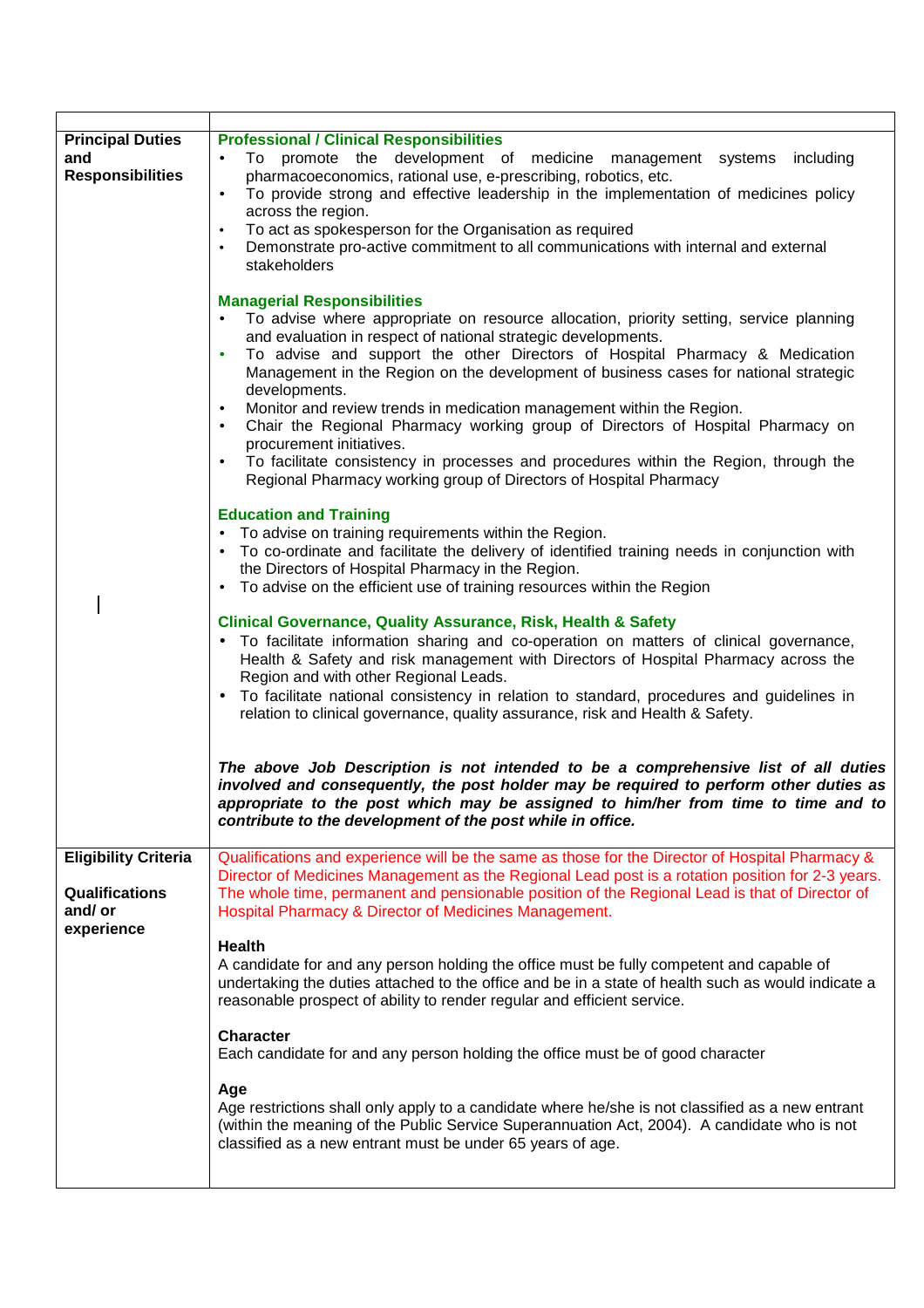| | |
|---|---|
| **Principal Duties and Responsibilities** | **Professional / Clinical Responsibilities**<br>• To promote the development of medicine management systems including pharmacoeconomics, rational use, e-prescribing, robotics, etc.<br>• To provide strong and effective leadership in the implementation of medicines policy across the region.<br>• To act as spokesperson for the Organisation as required<br>• Demonstrate pro-active commitment to all communications with internal and external stakeholders<br><br>**Managerial Responsibilities**<br>• To advise where appropriate on resource allocation, priority setting, service planning and evaluation in respect of national strategic developments.<br>• To advise and support the other Directors of Hospital Pharmacy & Medication Management in the Region on the development of business cases for national strategic developments.<br>• Monitor and review trends in medication management within the Region.<br>• Chair the Regional Pharmacy working group of Directors of Hospital Pharmacy on procurement initiatives.<br>• To facilitate consistency in processes and procedures within the Region, through the Regional Pharmacy working group of Directors of Hospital Pharmacy<br><br>**Education and Training**<br>• To advise on training requirements within the Region.<br>• To co-ordinate and facilitate the delivery of identified training needs in conjunction with the Directors of Hospital Pharmacy in the Region.<br>• To advise on the efficient use of training resources within the Region<br><br>**Clinical Governance, Quality Assurance, Risk, Health & Safety**<br>• To facilitate information sharing and co-operation on matters of clinical governance, Health & Safety and risk management with Directors of Hospital Pharmacy across the Region and with other Regional Leads.<br>• To facilitate national consistency in relation to standard, procedures and guidelines in relation to clinical governance, quality assurance, risk and Health & Safety.<br><br>***The above Job Description is not intended to be a comprehensive list of all duties involved and consequently, the post holder may be required to perform other duties as appropriate to the post which may be assigned to him/her from time to time and to contribute to the development of the post while in office.*** |
| **Eligibility Criteria**<br><br>**Qualifications and/ or experience** | Qualifications and experience will be the same as those for the Director of Hospital Pharmacy & Director of Medicines Management as the Regional Lead post is a rotation position for 2-3 years. The whole time, permanent and pensionable position of the Regional Lead is that of Director of Hospital Pharmacy & Director of Medicines Management.<br><br>**Health**<br>A candidate for and any person holding the office must be fully competent and capable of undertaking the duties attached to the office and be in a state of health such as would indicate a reasonable prospect of ability to render regular and efficient service.<br><br>**Character**<br>Each candidate for and any person holding the office must be of good character<br><br>**Age**<br>Age restrictions shall only apply to a candidate where he/she is not classified as a new entrant (within the meaning of the Public Service Superannuation Act, 2004). A candidate who is not classified as a new entrant must be under 65 years of age. |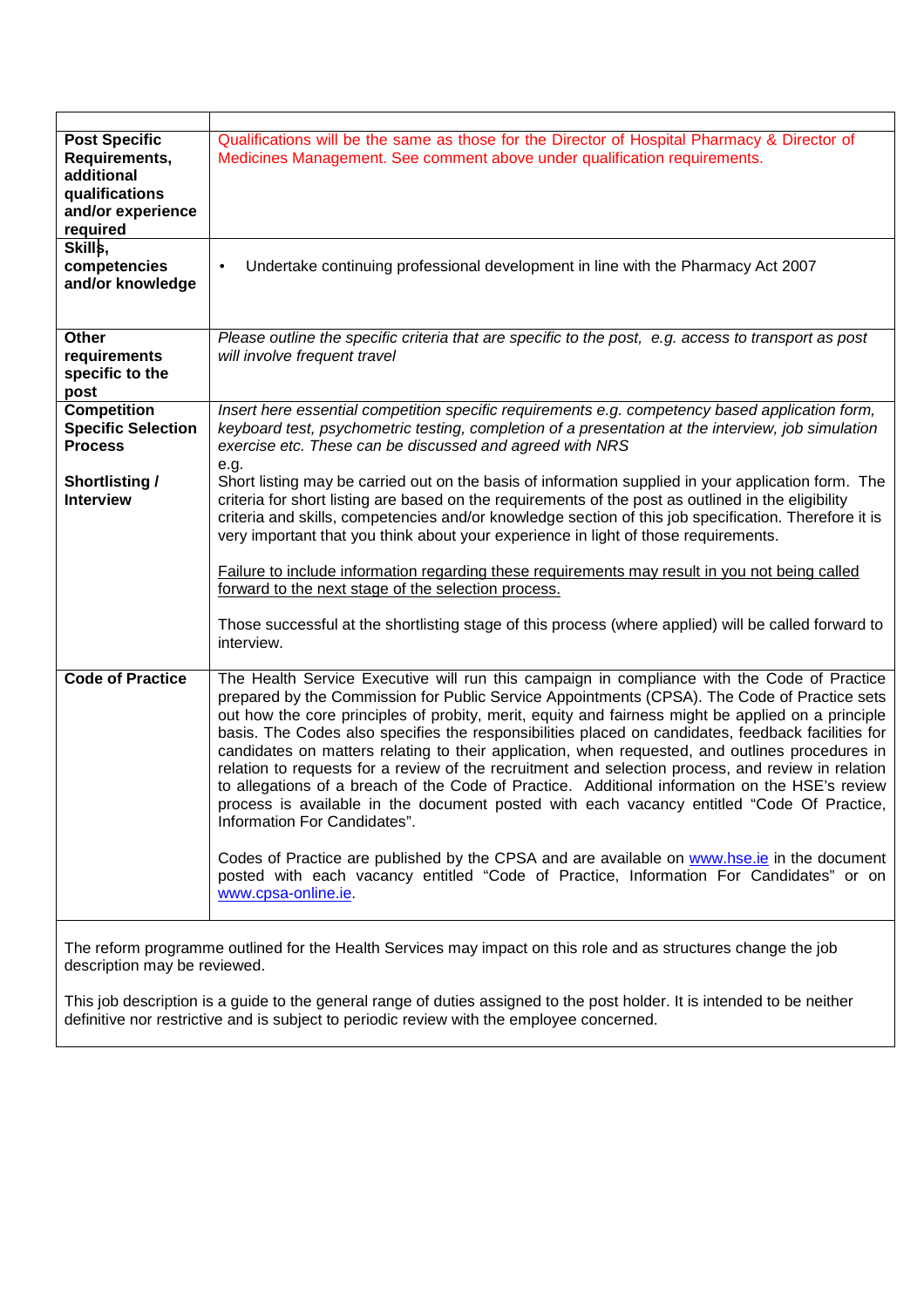| | |
|---|---|
| **Post Specific Requirements, additional qualifications and/or experience required** | Qualifications will be the same as those for the Director of Hospital Pharmacy & Director of Medicines Management. See comment above under qualification requirements. |
| **Skills, competencies and/or knowledge** | • Undertake continuing professional development in line with the Pharmacy Act 2007 |
| **Other requirements specific to the post** | *Please outline the specific criteria that are specific to the post, e.g. access to transport as post will involve frequent travel* |
| **Competition Specific Selection Process**<br><br>**Shortlisting / Interview** | *Insert here essential competition specific requirements e.g. competency based application form, keyboard test, psychometric testing, completion of a presentation at the interview, job simulation exercise etc. These can be discussed and agreed with NRS*<br>e.g.<br>Short listing may be carried out on the basis of information supplied in your application form. The criteria for short listing are based on the requirements of the post as outlined in the eligibility criteria and skills, competencies and/or knowledge section of this job specification. Therefore it is very important that you think about your experience in light of those requirements.<br><br><u>Failure to include information regarding these requirements may result in you not being called forward to the next stage of the selection process.</u><br><br>Those successful at the shortlisting stage of this process (where applied) will be called forward to interview. |
| **Code of Practice** | The Health Service Executive will run this campaign in compliance with the Code of Practice prepared by the Commission for Public Service Appointments (CPSA). The Code of Practice sets out how the core principles of probity, merit, equity and fairness might be applied on a principle basis. The Codes also specifies the responsibilities placed on candidates, feedback facilities for candidates on matters relating to their application, when requested, and outlines procedures in relation to requests for a review of the recruitment and selection process, and review in relation to allegations of a breach of the Code of Practice. Additional information on the HSE's review process is available in the document posted with each vacancy entitled "Code Of Practice, Information For Candidates".<br><br>Codes of Practice are published by the CPSA and are available on www.hse.ie in the document posted with each vacancy entitled "Code of Practice, Information For Candidates" or on www.cpsa-online.ie. |

The reform programme outlined for the Health Services may impact on this role and as structures change the job description may be reviewed.

This job description is a guide to the general range of duties assigned to the post holder. It is intended to be neither definitive nor restrictive and is subject to periodic review with the employee concerned.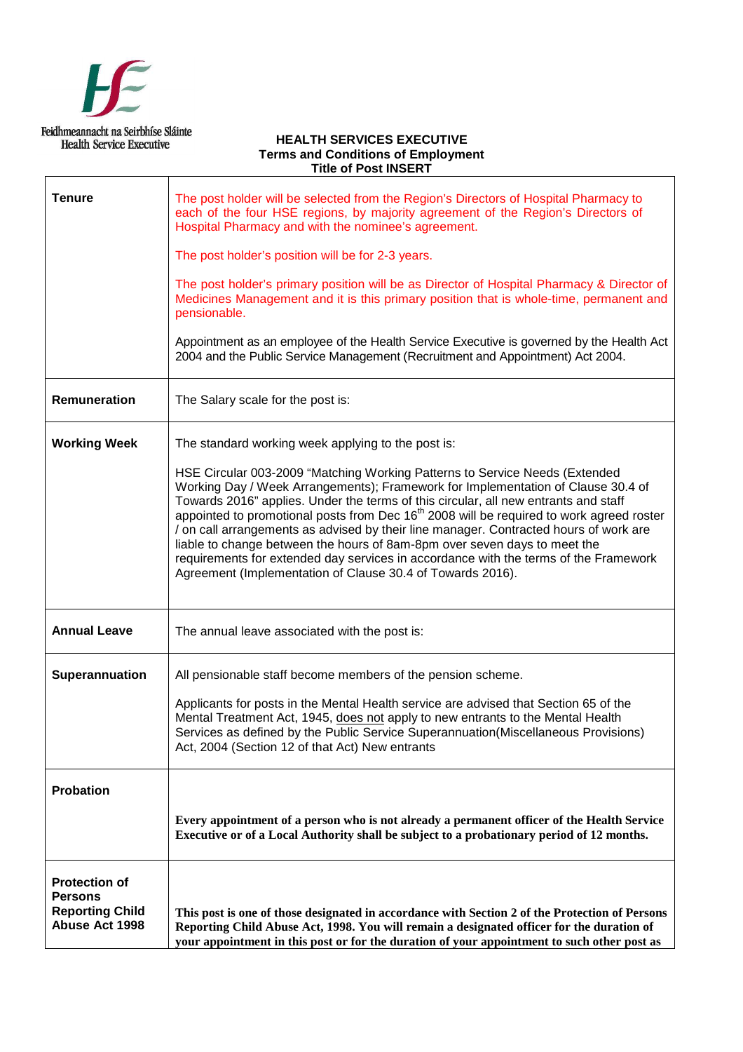Feidhmeannacht na Seirbhíse Sláinte
Health Service Executive

**HEALTH SERVICES EXECUTIVE**
**Terms and Conditions of Employment**
**Title of Post INSERT**

| | |
|---|---|
| **Tenure** | The post holder will be selected from the Region's Directors of Hospital Pharmacy to each of the four HSE regions, by majority agreement of the Region's Directors of Hospital Pharmacy and with the nominee's agreement.<br><br>The post holder's position will be for 2-3 years.<br><br>The post holder's primary position will be as Director of Hospital Pharmacy & Director of Medicines Management and it is this primary position that is whole-time, permanent and pensionable.<br><br>Appointment as an employee of the Health Service Executive is governed by the Health Act 2004 and the Public Service Management (Recruitment and Appointment) Act 2004. |
| **Remuneration** | The Salary scale for the post is: |
| **Working Week** | The standard working week applying to the post is:<br><br>HSE Circular 003-2009 "Matching Working Patterns to Service Needs (Extended Working Day / Week Arrangements); Framework for Implementation of Clause 30.4 of Towards 2016" applies. Under the terms of this circular, all new entrants and staff appointed to promotional posts from Dec 16th 2008 will be required to work agreed roster / on call arrangements as advised by their line manager. Contracted hours of work are liable to change between the hours of 8am-8pm over seven days to meet the requirements for extended day services in accordance with the terms of the Framework Agreement (Implementation of Clause 30.4 of Towards 2016). |
| **Annual Leave** | The annual leave associated with the post is: |
| **Superannuation** | All pensionable staff become members of the pension scheme.<br><br>Applicants for posts in the Mental Health service are advised that Section 65 of the Mental Treatment Act, 1945, does not apply to new entrants to the Mental Health Services as defined by the Public Service Superannuation(Miscellaneous Provisions) Act, 2004 (Section 12 of that Act) New entrants |
| **Probation** | **Every appointment of a person who is not already a permanent officer of the Health Service Executive or of a Local Authority shall be subject to a probationary period of 12 months.** |
| **Protection of Persons Reporting Child Abuse Act 1998** | **This post is one of those designated in accordance with Section 2 of the Protection of Persons Reporting Child Abuse Act, 1998. You will remain a designated officer for the duration of your appointment in this post or for the duration of your appointment to such other post as** |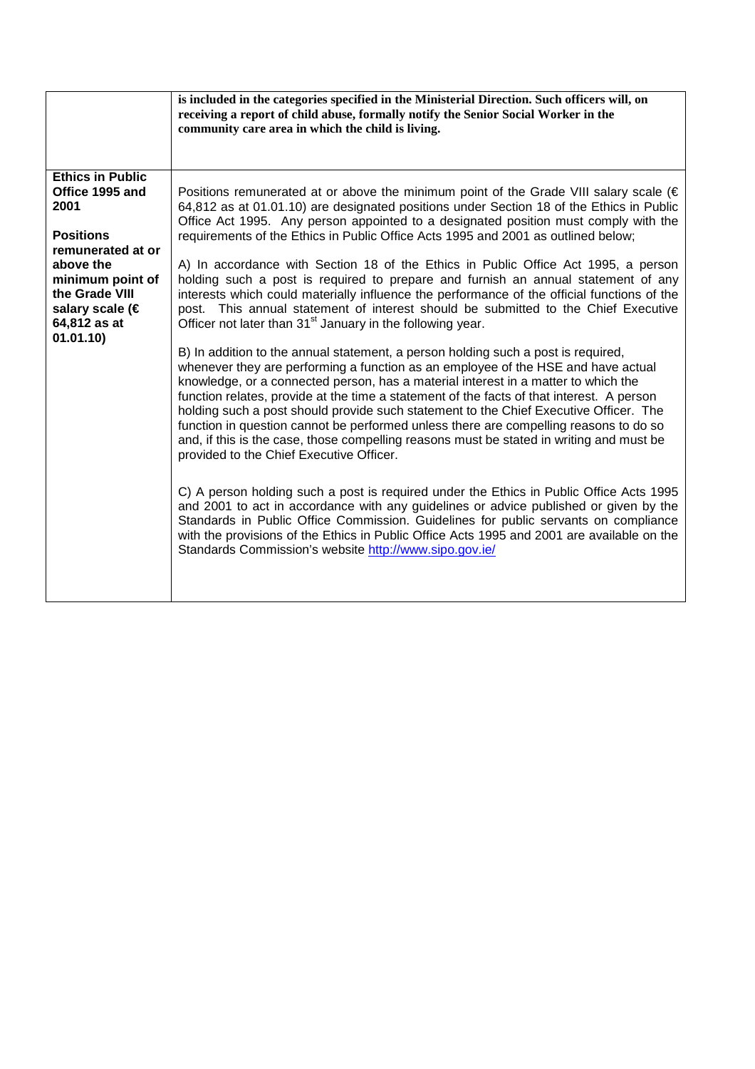| | |
|---|---|
| | **is included in the categories specified in the Ministerial Direction. Such officers will, on receiving a report of child abuse, formally notify the Senior Social Worker in the community care area in which the child is living.** |
| **Ethics in Public Office 1995 and 2001**<br><br>**Positions remunerated at or above the minimum point of the Grade VIII salary scale (€ 64,812 as at 01.01.10)** | Positions remunerated at or above the minimum point of the Grade VIII salary scale (€ 64,812 as at 01.01.10) are designated positions under Section 18 of the Ethics in Public Office Act 1995. Any person appointed to a designated position must comply with the requirements of the Ethics in Public Office Acts 1995 and 2001 as outlined below;<br><br>A) In accordance with Section 18 of the Ethics in Public Office Act 1995, a person holding such a post is required to prepare and furnish an annual statement of any interests which could materially influence the performance of the official functions of the post. This annual statement of interest should be submitted to the Chief Executive Officer not later than 31st January in the following year.<br><br>B) In addition to the annual statement, a person holding such a post is required, whenever they are performing a function as an employee of the HSE and have actual knowledge, or a connected person, has a material interest in a matter to which the function relates, provide at the time a statement of the facts of that interest. A person holding such a post should provide such statement to the Chief Executive Officer. The function in question cannot be performed unless there are compelling reasons to do so and, if this is the case, those compelling reasons must be stated in writing and must be provided to the Chief Executive Officer.<br><br>C) A person holding such a post is required under the Ethics in Public Office Acts 1995 and 2001 to act in accordance with any guidelines or advice published or given by the Standards in Public Office Commission. Guidelines for public servants on compliance with the provisions of the Ethics in Public Office Acts 1995 and 2001 are available on the Standards Commission's website http://www.sipo.gov.ie/ |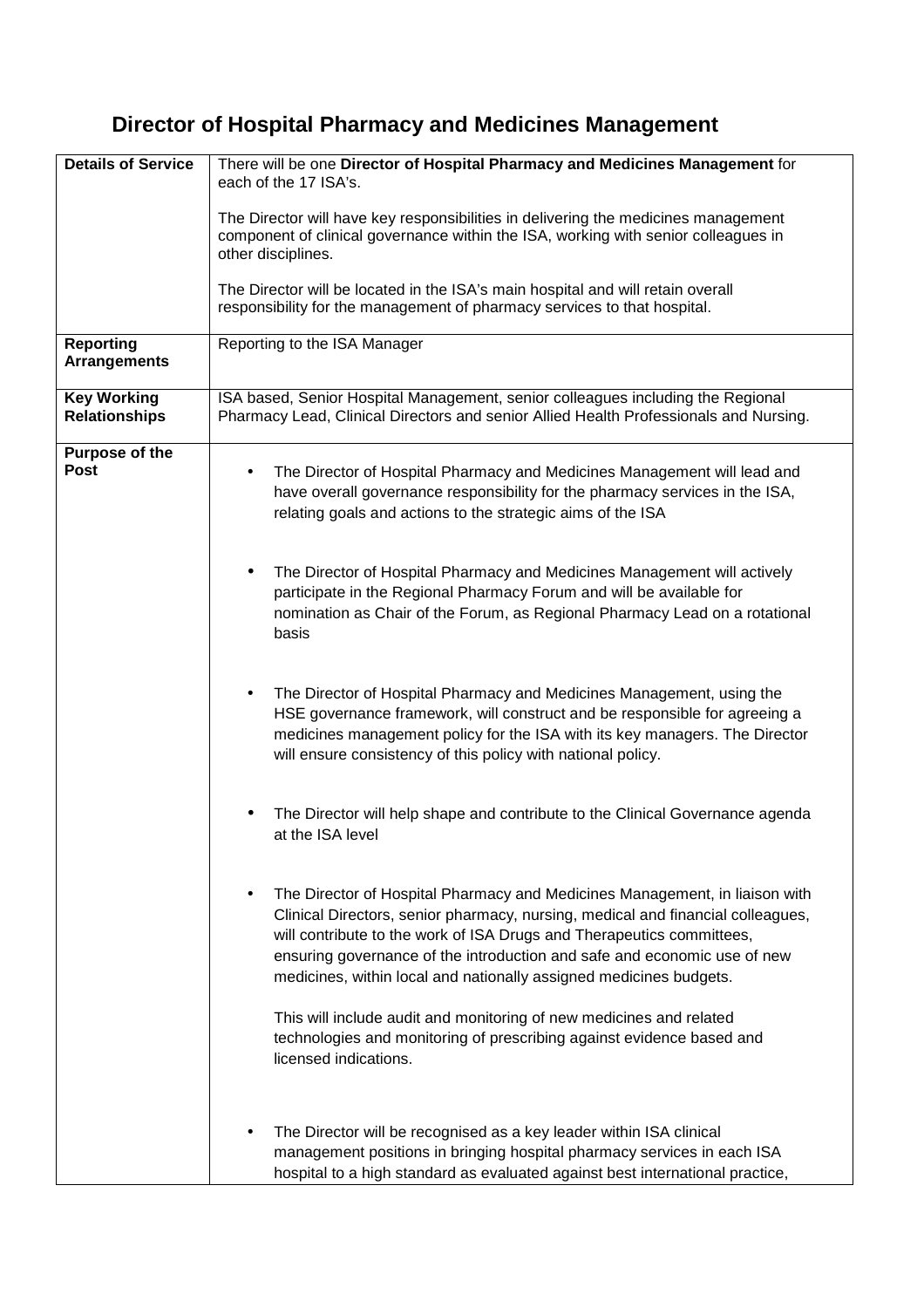# Director of Hospital Pharmacy and Medicines Management

| | |
|---|---|
| **Details of Service** | There will be one **Director of Hospital Pharmacy and Medicines Management** for each of the 17 ISA's.<br><br>The Director will have key responsibilities in delivering the medicines management component of clinical governance within the ISA, working with senior colleagues in other disciplines.<br><br>The Director will be located in the ISA's main hospital and will retain overall responsibility for the management of pharmacy services to that hospital. |
| **Reporting Arrangements** | Reporting to the ISA Manager |
| **Key Working Relationships** | ISA based, Senior Hospital Management, senior colleagues including the Regional Pharmacy Lead, Clinical Directors and senior Allied Health Professionals and Nursing. |
| **Purpose of the Post** | • The Director of Hospital Pharmacy and Medicines Management will lead and have overall governance responsibility for the pharmacy services in the ISA, relating goals and actions to the strategic aims of the ISA<br><br>• The Director of Hospital Pharmacy and Medicines Management will actively participate in the Regional Pharmacy Forum and will be available for nomination as Chair of the Forum, as Regional Pharmacy Lead on a rotational basis<br><br>• The Director of Hospital Pharmacy and Medicines Management, using the HSE governance framework, will construct and be responsible for agreeing a medicines management policy for the ISA with its key managers. The Director will ensure consistency of this policy with national policy.<br><br>• The Director will help shape and contribute to the Clinical Governance agenda at the ISA level<br><br>• The Director of Hospital Pharmacy and Medicines Management, in liaison with Clinical Directors, senior pharmacy, nursing, medical and financial colleagues, will contribute to the work of ISA Drugs and Therapeutics committees, ensuring governance of the introduction and safe and economic use of new medicines, within local and nationally assigned medicines budgets.<br><br>This will include audit and monitoring of new medicines and related technologies and monitoring of prescribing against evidence based and licensed indications.<br><br>• The Director will be recognised as a key leader within ISA clinical management positions in bringing hospital pharmacy services in each ISA hospital to a high standard as evaluated against best international practice, |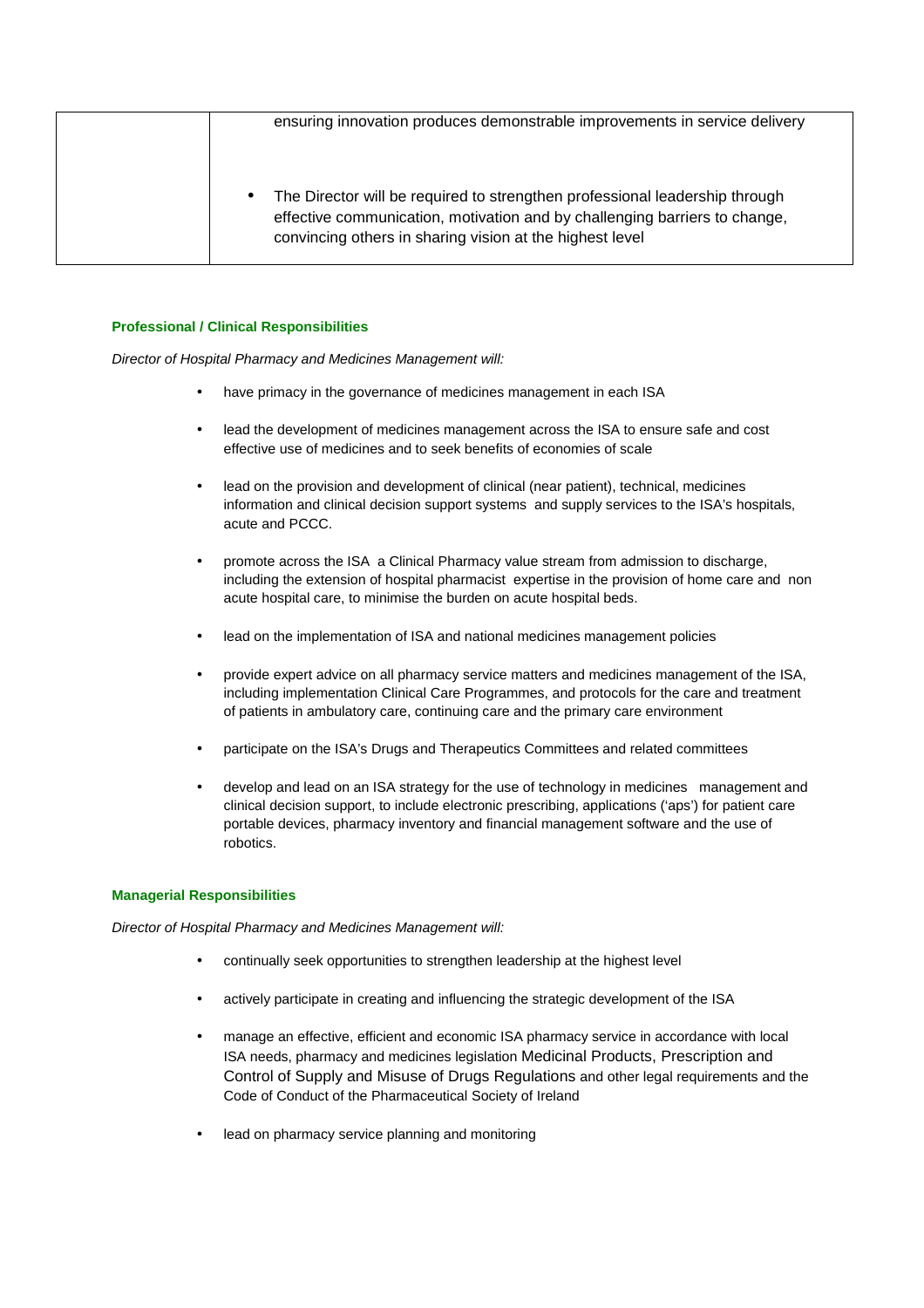| | |
|---|---|
| | ensuring innovation produces demonstrable improvements in service delivery<br><br>• The Director will be required to strengthen professional leadership through effective communication, motivation and by challenging barriers to change, convincing others in sharing vision at the highest level |

**Professional / Clinical Responsibilities**

*Director of Hospital Pharmacy and Medicines Management will:*

- have primacy in the governance of medicines management in each ISA
- lead the development of medicines management across the ISA to ensure safe and cost effective use of medicines and to seek benefits of economies of scale
- lead on the provision and development of clinical (near patient), technical, medicines information and clinical decision support systems and supply services to the ISA's hospitals, acute and PCCC.
- promote across the ISA a Clinical Pharmacy value stream from admission to discharge, including the extension of hospital pharmacist expertise in the provision of home care and non acute hospital care, to minimise the burden on acute hospital beds.
- lead on the implementation of ISA and national medicines management policies
- provide expert advice on all pharmacy service matters and medicines management of the ISA, including implementation Clinical Care Programmes, and protocols for the care and treatment of patients in ambulatory care, continuing care and the primary care environment
- participate on the ISA's Drugs and Therapeutics Committees and related committees
- develop and lead on an ISA strategy for the use of technology in medicines management and clinical decision support, to include electronic prescribing, applications ('aps') for patient care portable devices, pharmacy inventory and financial management software and the use of robotics.

**Managerial Responsibilities**

*Director of Hospital Pharmacy and Medicines Management will:*

- continually seek opportunities to strengthen leadership at the highest level
- actively participate in creating and influencing the strategic development of the ISA
- manage an effective, efficient and economic ISA pharmacy service in accordance with local ISA needs, pharmacy and medicines legislation Medicinal Products, Prescription and Control of Supply and Misuse of Drugs Regulations and other legal requirements and the Code of Conduct of the Pharmaceutical Society of Ireland
- lead on pharmacy service planning and monitoring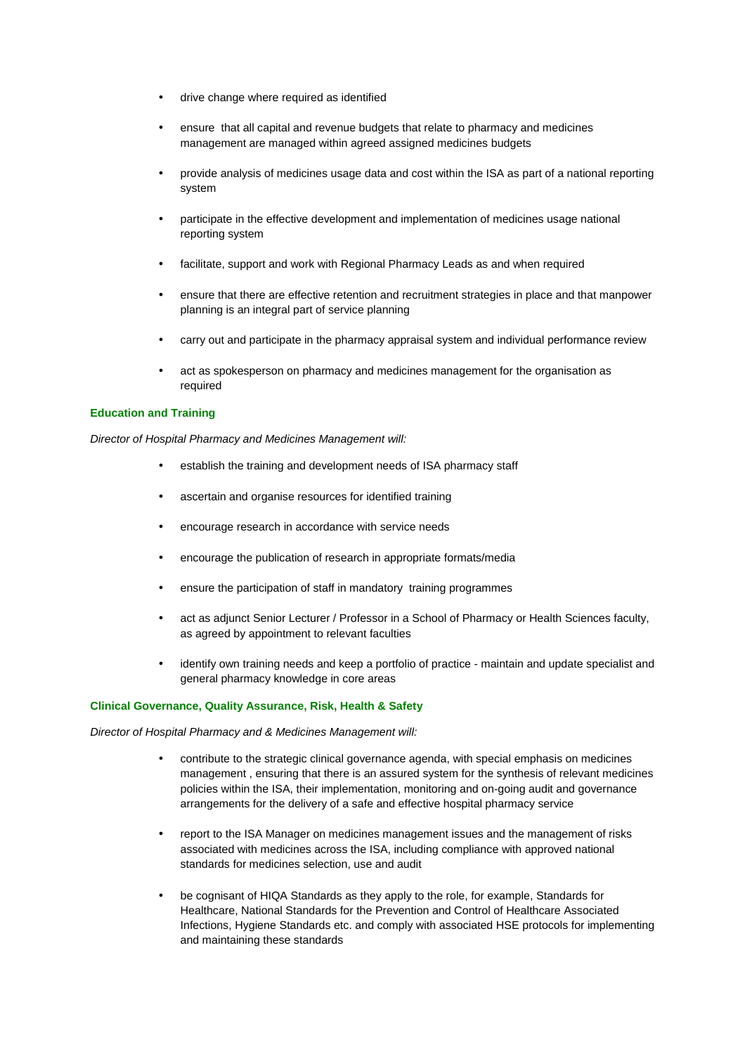- drive change where required as identified
- ensure that all capital and revenue budgets that relate to pharmacy and medicines management are managed within agreed assigned medicines budgets
- provide analysis of medicines usage data and cost within the ISA as part of a national reporting system
- participate in the effective development and implementation of medicines usage national reporting system
- facilitate, support and work with Regional Pharmacy Leads as and when required
- ensure that there are effective retention and recruitment strategies in place and that manpower planning is an integral part of service planning
- carry out and participate in the pharmacy appraisal system and individual performance review
- act as spokesperson on pharmacy and medicines management for the organisation as required

**Education and Training**

*Director of Hospital Pharmacy and Medicines Management will:*

- establish the training and development needs of ISA pharmacy staff
- ascertain and organise resources for identified training
- encourage research in accordance with service needs
- encourage the publication of research in appropriate formats/media
- ensure the participation of staff in mandatory training programmes
- act as adjunct Senior Lecturer / Professor in a School of Pharmacy or Health Sciences faculty, as agreed by appointment to relevant faculties
- identify own training needs and keep a portfolio of practice - maintain and update specialist and general pharmacy knowledge in core areas

**Clinical Governance, Quality Assurance, Risk, Health & Safety**

*Director of Hospital Pharmacy and & Medicines Management will:*

- contribute to the strategic clinical governance agenda, with special emphasis on medicines management , ensuring that there is an assured system for the synthesis of relevant medicines policies within the ISA, their implementation, monitoring and on-going audit and governance arrangements for the delivery of a safe and effective hospital pharmacy service
- report to the ISA Manager on medicines management issues and the management of risks associated with medicines across the ISA, including compliance with approved national standards for medicines selection, use and audit
- be cognisant of HIQA Standards as they apply to the role, for example, Standards for Healthcare, National Standards for the Prevention and Control of Healthcare Associated Infections, Hygiene Standards etc. and comply with associated HSE protocols for implementing and maintaining these standards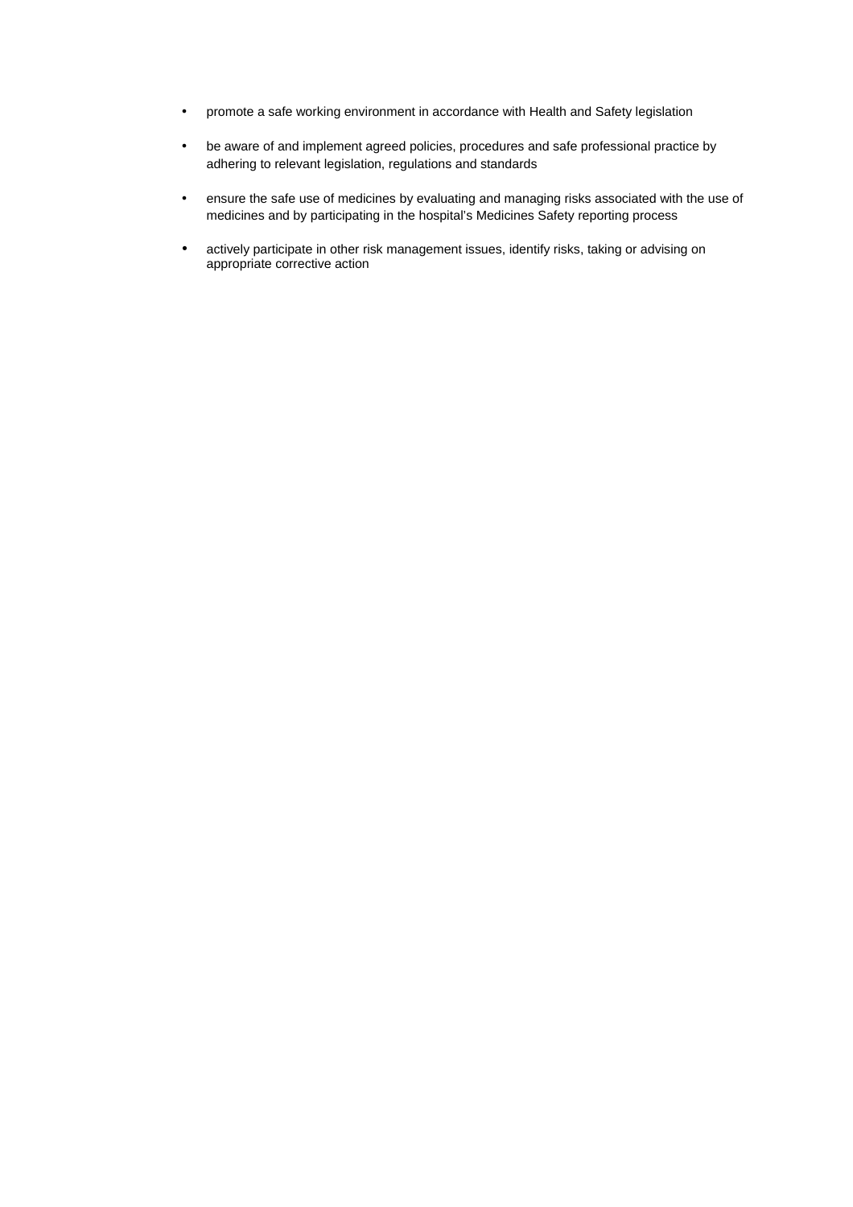- promote a safe working environment in accordance with Health and Safety legislation
- be aware of and implement agreed policies, procedures and safe professional practice by adhering to relevant legislation, regulations and standards
- ensure the safe use of medicines by evaluating and managing risks associated with the use of medicines and by participating in the hospital's Medicines Safety reporting process
- actively participate in other risk management issues, identify risks, taking or advising on appropriate corrective action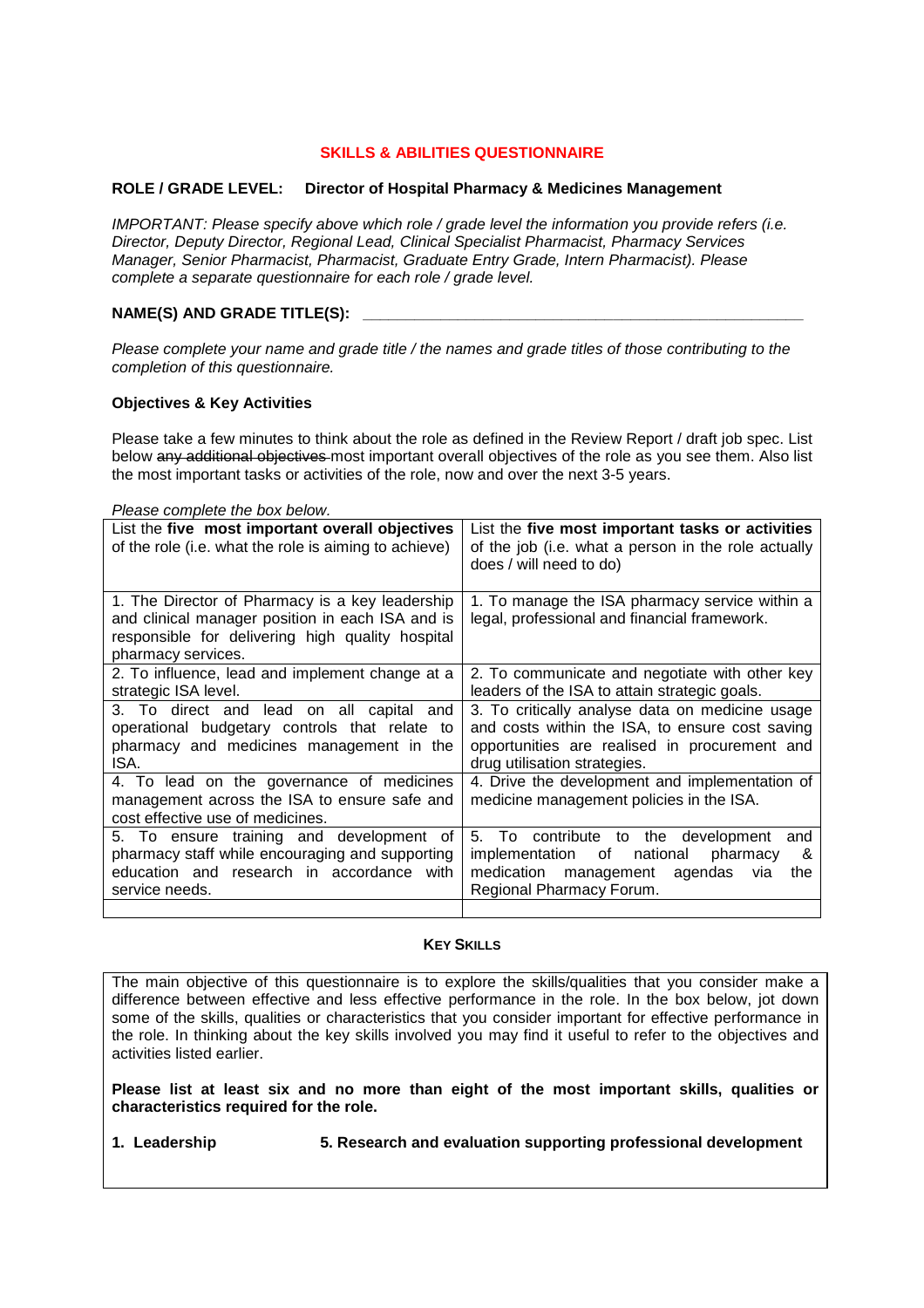## SKILLS & ABILITIES QUESTIONNAIRE

**ROLE / GRADE LEVEL: Director of Hospital Pharmacy & Medicines Management**

*IMPORTANT: Please specify above which role / grade level the information you provide refers (i.e. Director, Deputy Director, Regional Lead, Clinical Specialist Pharmacist, Pharmacy Services Manager, Senior Pharmacist, Pharmacist, Graduate Entry Grade, Intern Pharmacist). Please complete a separate questionnaire for each role / grade level.*

**NAME(S) AND GRADE TITLE(S):** ____________________________________________

*Please complete your name and grade title / the names and grade titles of those contributing to the completion of this questionnaire.*

**Objectives & Key Activities**

Please take a few minutes to think about the role as defined in the Review Report / draft job spec. List below ~~any additional objectives~~ most important overall objectives of the role as you see them. Also list the most important tasks or activities of the role, now and over the next 3-5 years.

*Please complete the box below.*

| List the **five most important overall objectives** of the role (i.e. what the role is aiming to achieve) | List the **five most important tasks or activities** of the job (i.e. what a person in the role actually does / will need to do) |
|---|---|
| 1. The Director of Pharmacy is a key leadership and clinical manager position in each ISA and is responsible for delivering high quality hospital pharmacy services. | 1. To manage the ISA pharmacy service within a legal, professional and financial framework. |
| 2. To influence, lead and implement change at a strategic ISA level. | 2. To communicate and negotiate with other key leaders of the ISA to attain strategic goals. |
| 3. To direct and lead on all capital and operational budgetary controls that relate to pharmacy and medicines management in the ISA. | 3. To critically analyse data on medicine usage and costs within the ISA, to ensure cost saving opportunities are realised in procurement and drug utilisation strategies. |
| 4. To lead on the governance of medicines management across the ISA to ensure safe and cost effective use of medicines. | 4. Drive the development and implementation of medicine management policies in the ISA. |
| 5. To ensure training and development of pharmacy staff while encouraging and supporting education and research in accordance with service needs. | 5. To contribute to the development and implementation of national pharmacy & medication management agendas via the Regional Pharmacy Forum. |
| | |

### KEY SKILLS

The main objective of this questionnaire is to explore the skills/qualities that you consider make a difference between effective and less effective performance in the role. In the box below, jot down some of the skills, qualities or characteristics that you consider important for effective performance in the role. In thinking about the key skills involved you may find it useful to refer to the objectives and activities listed earlier.

**Please list at least six and no more than eight of the most important skills, qualities or characteristics required for the role.**

**1. Leadership**

**5. Research and evaluation supporting professional development**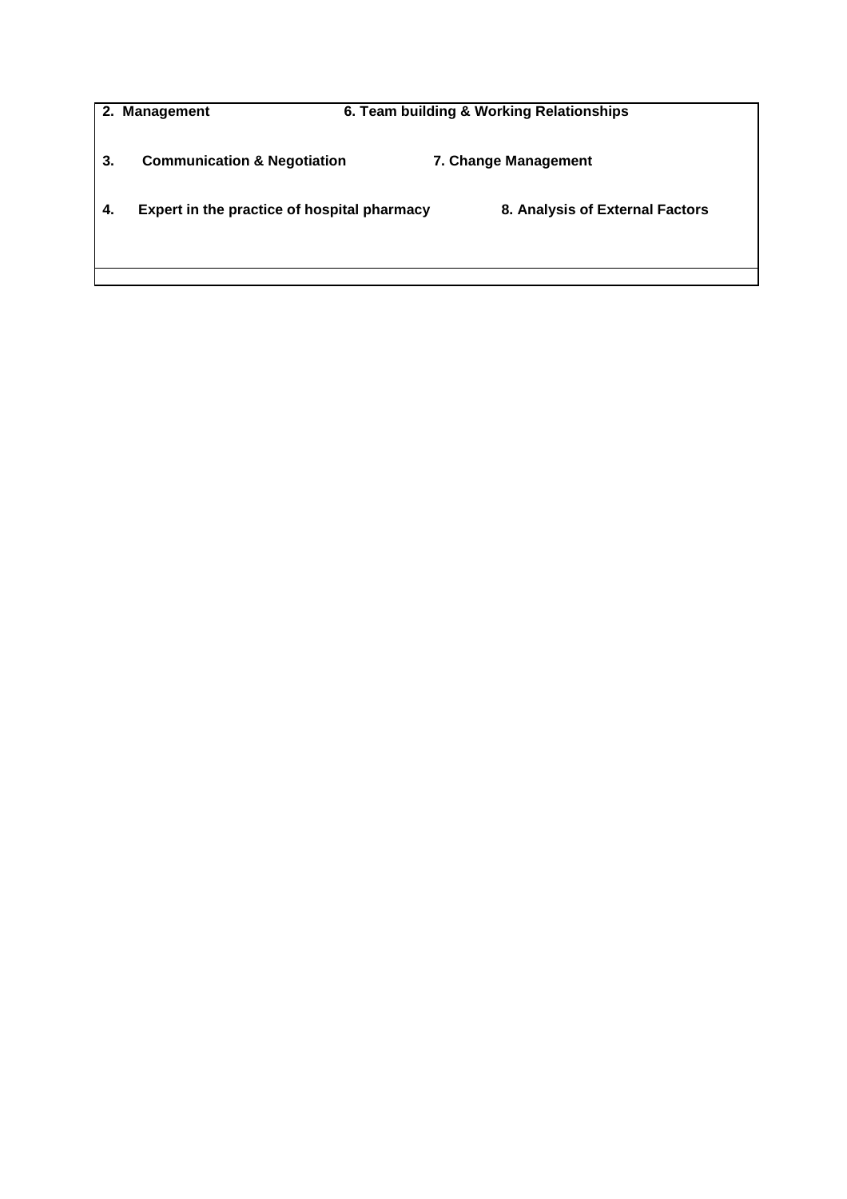| | |
|---|---|
| **2. Management** | **6. Team building & Working Relationships** |
| **3. Communication & Negotiation** | **7. Change Management** |
| **4. Expert in the practice of hospital pharmacy** | **8. Analysis of External Factors** |
| | |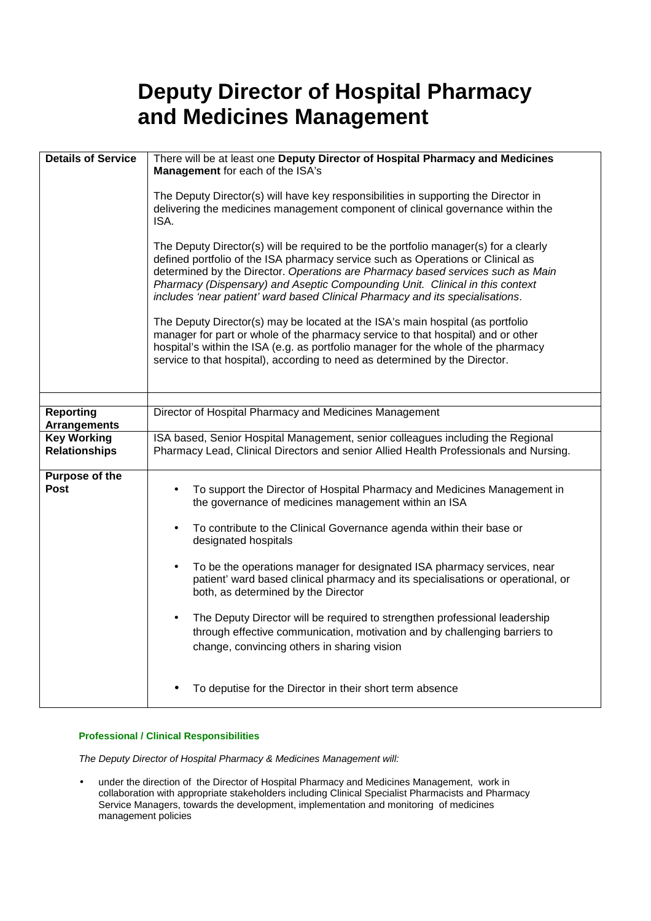# Deputy Director of Hospital Pharmacy and Medicines Management

| | |
|---|---|
| **Details of Service** | There will be at least one **Deputy Director of Hospital Pharmacy and Medicines Management** for each of the ISA's<br><br>The Deputy Director(s) will have key responsibilities in supporting the Director in delivering the medicines management component of clinical governance within the ISA.<br><br>The Deputy Director(s) will be required to be the portfolio manager(s) for a clearly defined portfolio of the ISA pharmacy service such as Operations or Clinical as determined by the Director. *Operations are Pharmacy based services such as Main Pharmacy (Dispensary) and Aseptic Compounding Unit. Clinical in this context includes 'near patient' ward based Clinical Pharmacy and its specialisations*.<br><br>The Deputy Director(s) may be located at the ISA's main hospital (as portfolio manager for part or whole of the pharmacy service to that hospital) and or other hospital's within the ISA (e.g. as portfolio manager for the whole of the pharmacy service to that hospital), according to need as determined by the Director. |
| | |
| **Reporting Arrangements** | Director of Hospital Pharmacy and Medicines Management |
| **Key Working Relationships** | ISA based, Senior Hospital Management, senior colleagues including the Regional Pharmacy Lead, Clinical Directors and senior Allied Health Professionals and Nursing. |
| **Purpose of the Post** | • To support the Director of Hospital Pharmacy and Medicines Management in the governance of medicines management within an ISA<br><br>• To contribute to the Clinical Governance agenda within their base or designated hospitals<br><br>• To be the operations manager for designated ISA pharmacy services, near patient' ward based clinical pharmacy and its specialisations or operational, or both, as determined by the Director<br><br>• The Deputy Director will be required to strengthen professional leadership through effective communication, motivation and by challenging barriers to change, convincing others in sharing vision<br><br>• To deputise for the Director in their short term absence |

#### Professional / Clinical Responsibilities

*The Deputy Director of Hospital Pharmacy & Medicines Management will:*

- under the direction of the Director of Hospital Pharmacy and Medicines Management, work in collaboration with appropriate stakeholders including Clinical Specialist Pharmacists and Pharmacy Service Managers, towards the development, implementation and monitoring of medicines management policies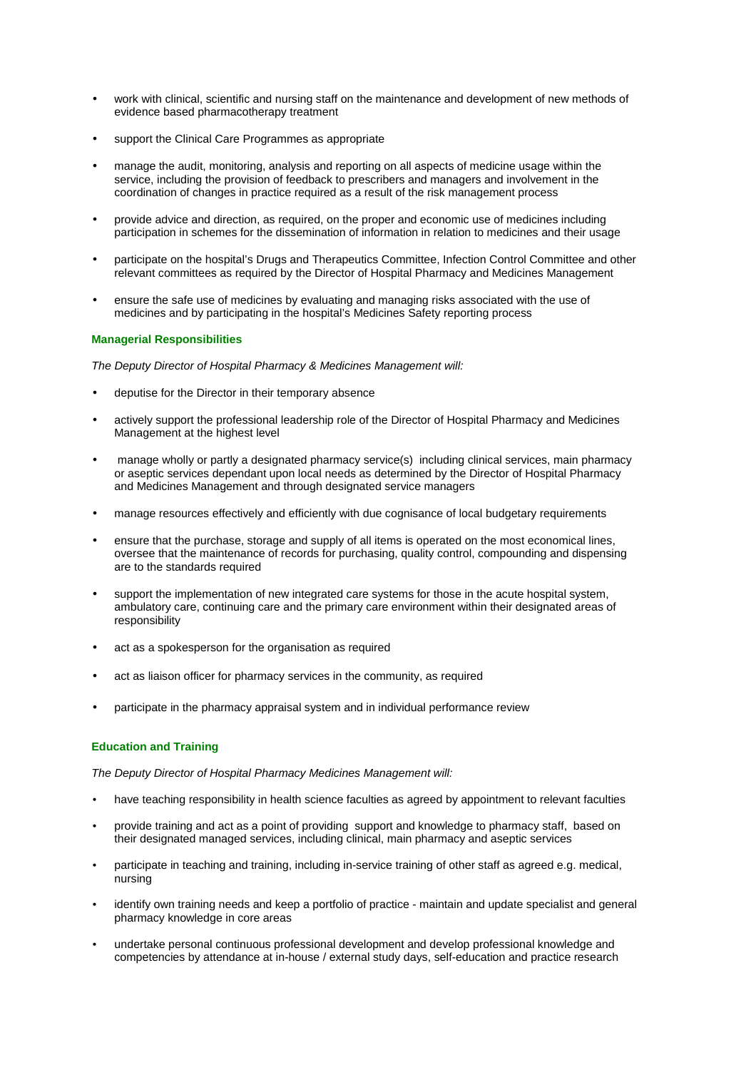- work with clinical, scientific and nursing staff on the maintenance and development of new methods of evidence based pharmacotherapy treatment
- support the Clinical Care Programmes as appropriate
- manage the audit, monitoring, analysis and reporting on all aspects of medicine usage within the service, including the provision of feedback to prescribers and managers and involvement in the coordination of changes in practice required as a result of the risk management process
- provide advice and direction, as required, on the proper and economic use of medicines including participation in schemes for the dissemination of information in relation to medicines and their usage
- participate on the hospital's Drugs and Therapeutics Committee, Infection Control Committee and other relevant committees as required by the Director of Hospital Pharmacy and Medicines Management
- ensure the safe use of medicines by evaluating and managing risks associated with the use of medicines and by participating in the hospital's Medicines Safety reporting process

**Managerial Responsibilities**

*The Deputy Director of Hospital Pharmacy & Medicines Management will:*

- deputise for the Director in their temporary absence
- actively support the professional leadership role of the Director of Hospital Pharmacy and Medicines Management at the highest level
- manage wholly or partly a designated pharmacy service(s) including clinical services, main pharmacy or aseptic services dependant upon local needs as determined by the Director of Hospital Pharmacy and Medicines Management and through designated service managers
- manage resources effectively and efficiently with due cognisance of local budgetary requirements
- ensure that the purchase, storage and supply of all items is operated on the most economical lines, oversee that the maintenance of records for purchasing, quality control, compounding and dispensing are to the standards required
- support the implementation of new integrated care systems for those in the acute hospital system, ambulatory care, continuing care and the primary care environment within their designated areas of responsibility
- act as a spokesperson for the organisation as required
- act as liaison officer for pharmacy services in the community, as required
- participate in the pharmacy appraisal system and in individual performance review

**Education and Training**

*The Deputy Director of Hospital Pharmacy Medicines Management will:*

- have teaching responsibility in health science faculties as agreed by appointment to relevant faculties
- provide training and act as a point of providing support and knowledge to pharmacy staff, based on their designated managed services, including clinical, main pharmacy and aseptic services
- participate in teaching and training, including in-service training of other staff as agreed e.g. medical, nursing
- identify own training needs and keep a portfolio of practice - maintain and update specialist and general pharmacy knowledge in core areas
- undertake personal continuous professional development and develop professional knowledge and competencies by attendance at in-house / external study days, self-education and practice research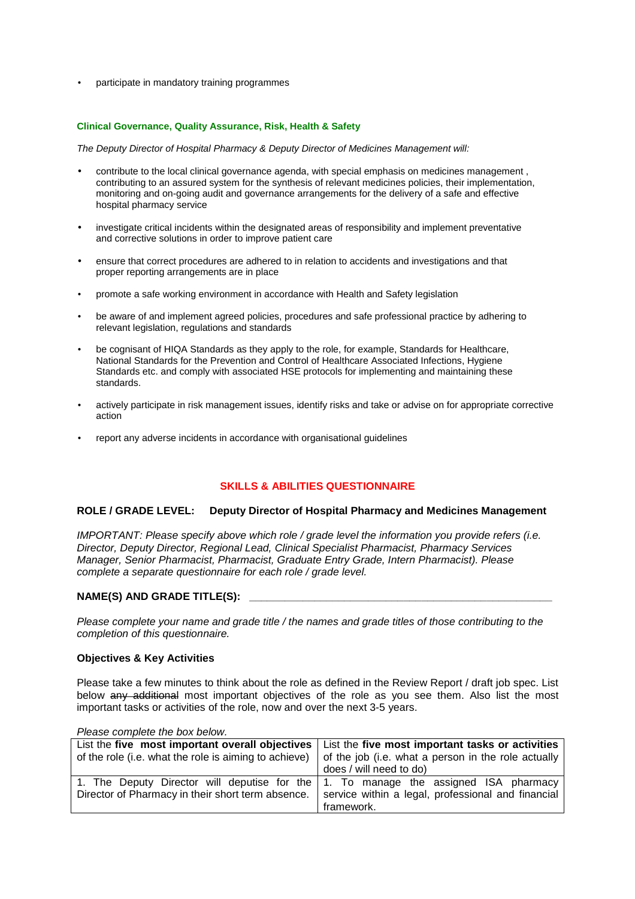- participate in mandatory training programmes

### Clinical Governance, Quality Assurance, Risk, Health & Safety

*The Deputy Director of Hospital Pharmacy & Deputy Director of Medicines Management will:*

- contribute to the local clinical governance agenda, with special emphasis on medicines management , contributing to an assured system for the synthesis of relevant medicines policies, their implementation, monitoring and on-going audit and governance arrangements for the delivery of a safe and effective hospital pharmacy service
- investigate critical incidents within the designated areas of responsibility and implement preventative and corrective solutions in order to improve patient care
- ensure that correct procedures are adhered to in relation to accidents and investigations and that proper reporting arrangements are in place
- promote a safe working environment in accordance with Health and Safety legislation
- be aware of and implement agreed policies, procedures and safe professional practice by adhering to relevant legislation, regulations and standards
- be cognisant of HIQA Standards as they apply to the role, for example, Standards for Healthcare, National Standards for the Prevention and Control of Healthcare Associated Infections, Hygiene Standards etc. and comply with associated HSE protocols for implementing and maintaining these standards.
- actively participate in risk management issues, identify risks and take or advise on for appropriate corrective action
- report any adverse incidents in accordance with organisational guidelines

## SKILLS & ABILITIES QUESTIONNAIRE

**ROLE / GRADE LEVEL: Deputy Director of Hospital Pharmacy and Medicines Management**

*IMPORTANT: Please specify above which role / grade level the information you provide refers (i.e. Director, Deputy Director, Regional Lead, Clinical Specialist Pharmacist, Pharmacy Services Manager, Senior Pharmacist, Pharmacist, Graduate Entry Grade, Intern Pharmacist). Please complete a separate questionnaire for each role / grade level.*

**NAME(S) AND GRADE TITLE(S):** ____________________________________________

*Please complete your name and grade title / the names and grade titles of those contributing to the completion of this questionnaire.*

**Objectives & Key Activities**

Please take a few minutes to think about the role as defined in the Review Report / draft job spec. List below ~~any additional~~ most important objectives of the role as you see them. Also list the most important tasks or activities of the role, now and over the next 3-5 years.

*Please complete the box below.*

| List the **five most important overall objectives** of the role (i.e. what the role is aiming to achieve) | List the **five most important tasks or activities** of the job (i.e. what a person in the role actually does / will need to do) |
|---|---|
| 1. The Deputy Director will deputise for the Director of Pharmacy in their short term absence. | 1. To manage the assigned ISA pharmacy service within a legal, professional and financial framework. |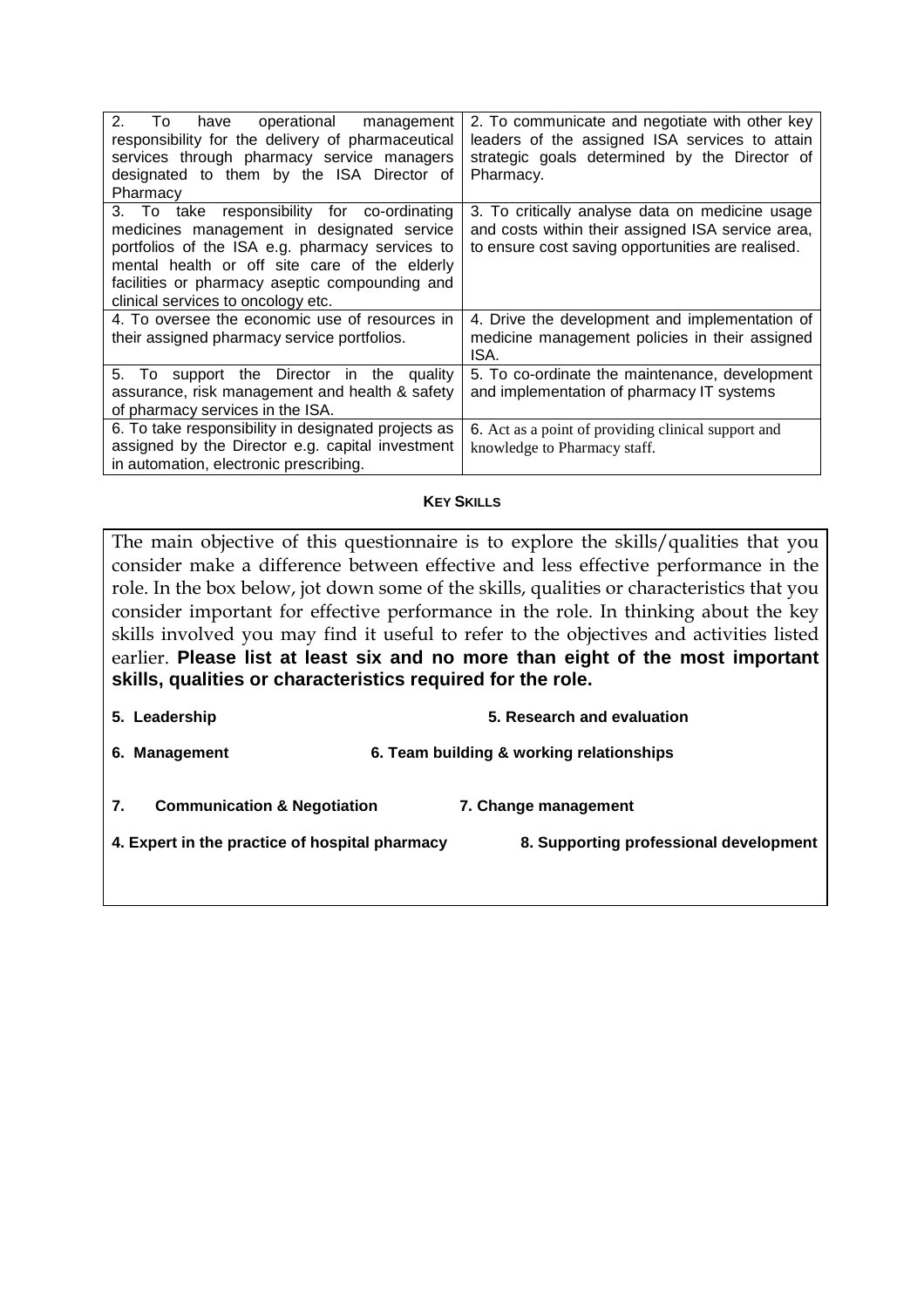| | |
|---|---|
| 2. To have operational management responsibility for the delivery of pharmaceutical services through pharmacy service managers designated to them by the ISA Director of Pharmacy | 2. To communicate and negotiate with other key leaders of the assigned ISA services to attain strategic goals determined by the Director of Pharmacy. |
| 3. To take responsibility for co-ordinating medicines management in designated service portfolios of the ISA e.g. pharmacy services to mental health or off site care of the elderly facilities or pharmacy aseptic compounding and clinical services to oncology etc. | 3. To critically analyse data on medicine usage and costs within their assigned ISA service area, to ensure cost saving opportunities are realised. |
| 4. To oversee the economic use of resources in their assigned pharmacy service portfolios. | 4. Drive the development and implementation of medicine management policies in their assigned ISA. |
| 5. To support the Director in the quality assurance, risk management and health & safety of pharmacy services in the ISA. | 5. To co-ordinate the maintenance, development and implementation of pharmacy IT systems |
| 6. To take responsibility in designated projects as assigned by the Director e.g. capital investment in automation, electronic prescribing. | 6. Act as a point of providing clinical support and knowledge to Pharmacy staff. |

**KEY SKILLS**

The main objective of this questionnaire is to explore the skills/qualities that you consider make a difference between effective and less effective performance in the role. In the box below, jot down some of the skills, qualities or characteristics that you consider important for effective performance in the role. In thinking about the key skills involved you may find it useful to refer to the objectives and activities listed earlier. **Please list at least six and no more than eight of the most important skills, qualities or characteristics required for the role.**

**5. Leadership** **5. Research and evaluation**

**6. Management** **6. Team building & working relationships**

**7. Communication & Negotiation** **7. Change management**

**4. Expert in the practice of hospital pharmacy** **8. Supporting professional development**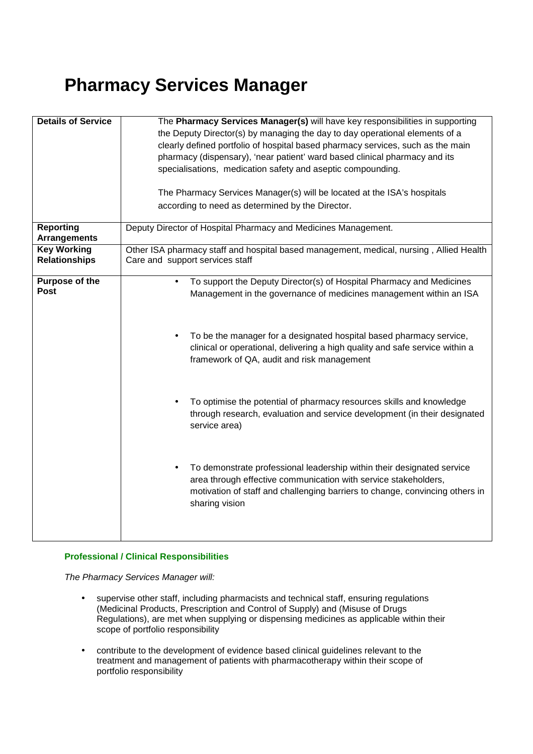# Pharmacy Services Manager

| | |
|---|---|
| **Details of Service** | The **Pharmacy Services Manager(s)** will have key responsibilities in supporting the Deputy Director(s) by managing the day to day operational elements of a clearly defined portfolio of hospital based pharmacy services, such as the main pharmacy (dispensary), 'near patient' ward based clinical pharmacy and its specialisations, medication safety and aseptic compounding.<br><br>The Pharmacy Services Manager(s) will be located at the ISA's hospitals according to need as determined by the Director. |
| **Reporting Arrangements** | Deputy Director of Hospital Pharmacy and Medicines Management. |
| **Key Working Relationships** | Other ISA pharmacy staff and hospital based management, medical, nursing , Allied Health Care and support services staff |
| **Purpose of the Post** | • To support the Deputy Director(s) of Hospital Pharmacy and Medicines Management in the governance of medicines management within an ISA<br><br>• To be the manager for a designated hospital based pharmacy service, clinical or operational, delivering a high quality and safe service within a framework of QA, audit and risk management<br><br>• To optimise the potential of pharmacy resources skills and knowledge through research, evaluation and service development (in their designated service area)<br><br>• To demonstrate professional leadership within their designated service area through effective communication with service stakeholders, motivation of staff and challenging barriers to change, convincing others in sharing vision |

### Professional / Clinical Responsibilities

*The Pharmacy Services Manager will:*

- supervise other staff, including pharmacists and technical staff, ensuring regulations (Medicinal Products, Prescription and Control of Supply) and (Misuse of Drugs Regulations), are met when supplying or dispensing medicines as applicable within their scope of portfolio responsibility
- contribute to the development of evidence based clinical guidelines relevant to the treatment and management of patients with pharmacotherapy within their scope of portfolio responsibility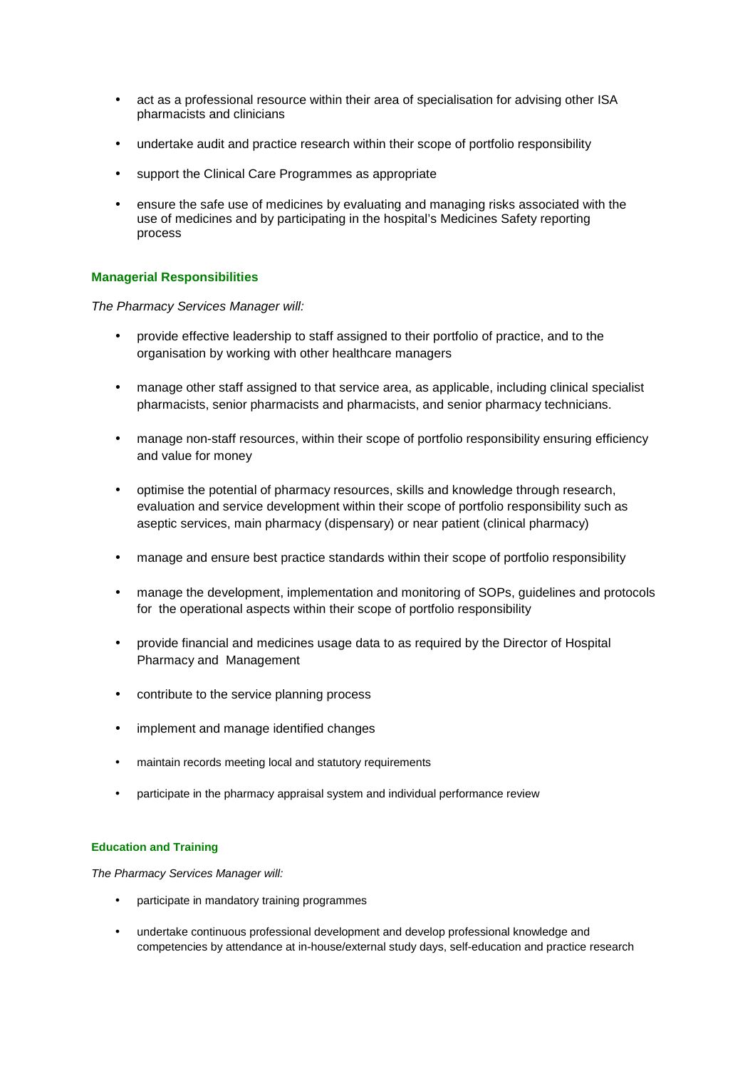- act as a professional resource within their area of specialisation for advising other ISA pharmacists and clinicians

- undertake audit and practice research within their scope of portfolio responsibility

- support the Clinical Care Programmes as appropriate

- ensure the safe use of medicines by evaluating and managing risks associated with the use of medicines and by participating in the hospital's Medicines Safety reporting process

### Managerial Responsibilities

*The Pharmacy Services Manager will:*

- provide effective leadership to staff assigned to their portfolio of practice, and to the organisation by working with other healthcare managers

- manage other staff assigned to that service area, as applicable, including clinical specialist pharmacists, senior pharmacists and pharmacists, and senior pharmacy technicians.

- manage non-staff resources, within their scope of portfolio responsibility ensuring efficiency and value for money

- optimise the potential of pharmacy resources, skills and knowledge through research, evaluation and service development within their scope of portfolio responsibility such as aseptic services, main pharmacy (dispensary) or near patient (clinical pharmacy)

- manage and ensure best practice standards within their scope of portfolio responsibility

- manage the development, implementation and monitoring of SOPs, guidelines and protocols for the operational aspects within their scope of portfolio responsibility

- provide financial and medicines usage data to as required by the Director of Hospital Pharmacy and Management

- contribute to the service planning process

- implement and manage identified changes

- maintain records meeting local and statutory requirements

- participate in the pharmacy appraisal system and individual performance review

### Education and Training

*The Pharmacy Services Manager will:*

- participate in mandatory training programmes

- undertake continuous professional development and develop professional knowledge and competencies by attendance at in-house/external study days, self-education and practice research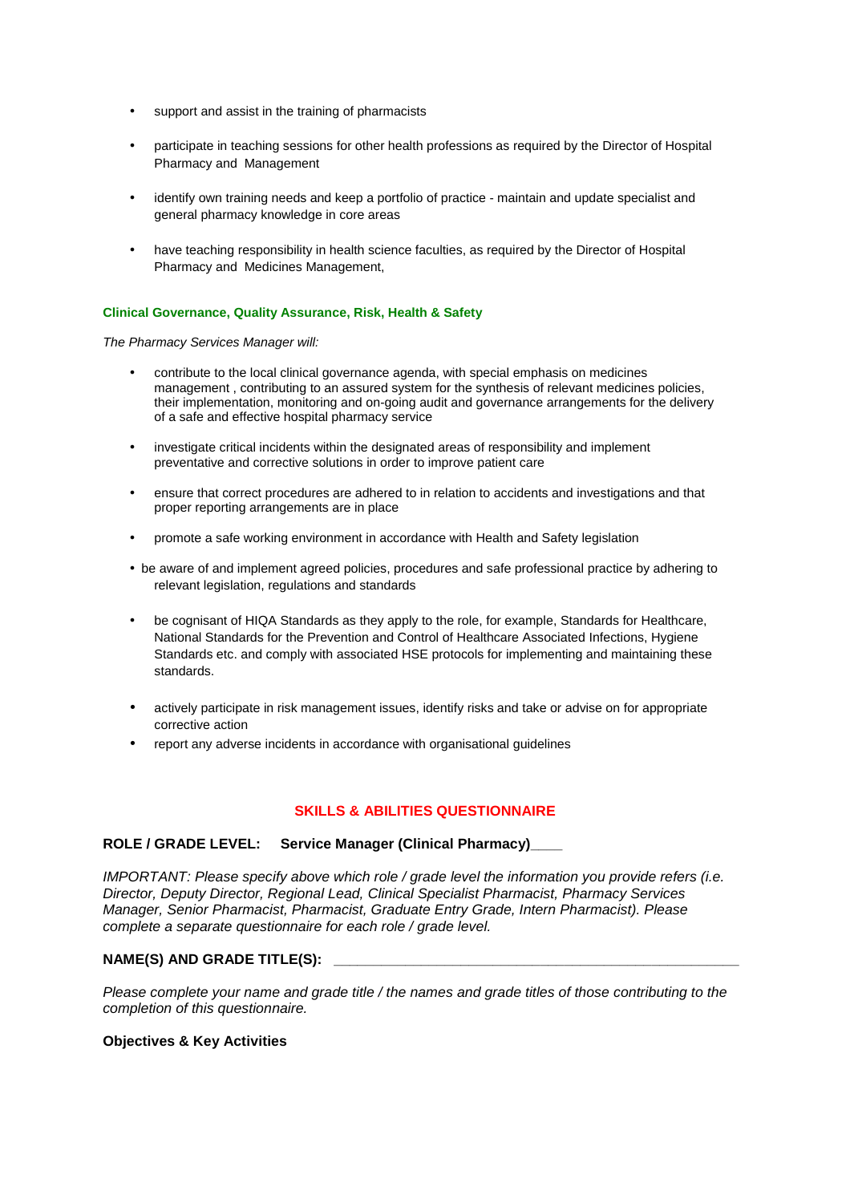- support and assist in the training of pharmacists
- participate in teaching sessions for other health professions as required by the Director of Hospital Pharmacy and Management
- identify own training needs and keep a portfolio of practice - maintain and update specialist and general pharmacy knowledge in core areas
- have teaching responsibility in health science faculties, as required by the Director of Hospital Pharmacy and Medicines Management,

**Clinical Governance, Quality Assurance, Risk, Health & Safety**

*The Pharmacy Services Manager will:*

- contribute to the local clinical governance agenda, with special emphasis on medicines management , contributing to an assured system for the synthesis of relevant medicines policies, their implementation, monitoring and on-going audit and governance arrangements for the delivery of a safe and effective hospital pharmacy service
- investigate critical incidents within the designated areas of responsibility and implement preventative and corrective solutions in order to improve patient care
- ensure that correct procedures are adhered to in relation to accidents and investigations and that proper reporting arrangements are in place
- promote a safe working environment in accordance with Health and Safety legislation
- be aware of and implement agreed policies, procedures and safe professional practice by adhering to relevant legislation, regulations and standards
- be cognisant of HIQA Standards as they apply to the role, for example, Standards for Healthcare, National Standards for the Prevention and Control of Healthcare Associated Infections, Hygiene Standards etc. and comply with associated HSE protocols for implementing and maintaining these standards.
- actively participate in risk management issues, identify risks and take or advise on for appropriate corrective action
- report any adverse incidents in accordance with organisational guidelines

## SKILLS & ABILITIES QUESTIONNAIRE

**ROLE / GRADE LEVEL: Service Manager (Clinical Pharmacy)____**

*IMPORTANT: Please specify above which role / grade level the information you provide refers (i.e. Director, Deputy Director, Regional Lead, Clinical Specialist Pharmacist, Pharmacy Services Manager, Senior Pharmacist, Pharmacist, Graduate Entry Grade, Intern Pharmacist). Please complete a separate questionnaire for each role / grade level.*

**NAME(S) AND GRADE TITLE(S): ____________________________________________**

*Please complete your name and grade title / the names and grade titles of those contributing to the completion of this questionnaire.*

**Objectives & Key Activities**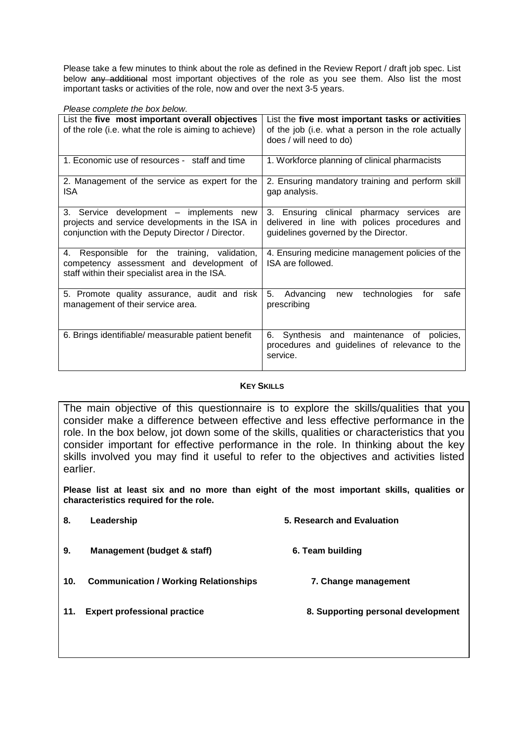Please take a few minutes to think about the role as defined in the Review Report / draft job spec. List below ~~any additional~~ most important objectives of the role as you see them. Also list the most important tasks or activities of the role, now and over the next 3-5 years.

*Please complete the box below.*

| List the **five most important overall objectives** of the role (i.e. what the role is aiming to achieve) | List the **five most important tasks or activities** of the job (i.e. what a person in the role actually does / will need to do) |
|---|---|
| 1. Economic use of resources - staff and time | 1. Workforce planning of clinical pharmacists |
| 2. Management of the service as expert for the ISA | 2. Ensuring mandatory training and perform skill gap analysis. |
| 3. Service development – implements new projects and service developments in the ISA in conjunction with the Deputy Director / Director. | 3. Ensuring clinical pharmacy services are delivered in line with polices procedures and guidelines governed by the Director. |
| 4. Responsible for the training, validation, competency assessment and development of staff within their specialist area in the ISA. | 4. Ensuring medicine management policies of the ISA are followed. |
| 5. Promote quality assurance, audit and risk management of their service area. | 5. Advancing new technologies for safe prescribing |
| 6. Brings identifiable/ measurable patient benefit | 6. Synthesis and maintenance of policies, procedures and guidelines of relevance to the service. |

## KEY SKILLS

The main objective of this questionnaire is to explore the skills/qualities that you consider make a difference between effective and less effective performance in the role. In the box below, jot down some of the skills, qualities or characteristics that you consider important for effective performance in the role. In thinking about the key skills involved you may find it useful to refer to the objectives and activities listed earlier.

**Please list at least six and no more than eight of the most important skills, qualities or characteristics required for the role.**

**8. Leadership**

**9. Management (budget & staff)**

**10. Communication / Working Relationships**

**11. Expert professional practice**

**5. Research and Evaluation**

**6. Team building**

**7. Change management**

**8. Supporting personal development**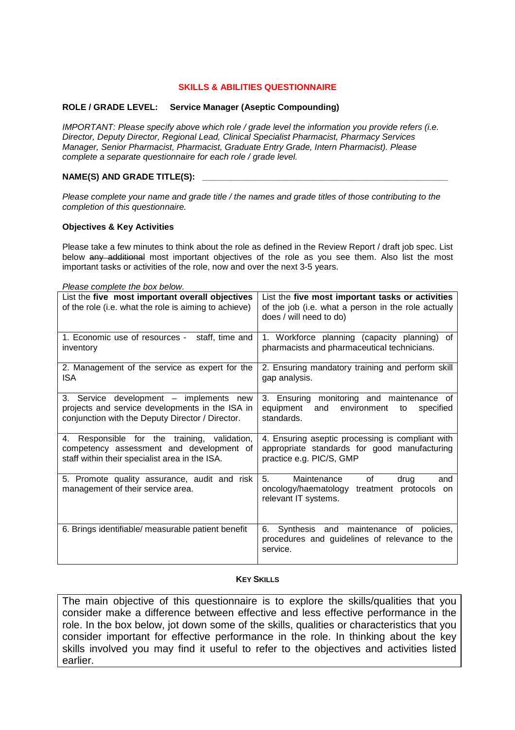## SKILLS & ABILITIES QUESTIONNAIRE

**ROLE / GRADE LEVEL: Service Manager (Aseptic Compounding)**

*IMPORTANT: Please specify above which role / grade level the information you provide refers (i.e. Director, Deputy Director, Regional Lead, Clinical Specialist Pharmacist, Pharmacy Services Manager, Senior Pharmacist, Pharmacist, Graduate Entry Grade, Intern Pharmacist). Please complete a separate questionnaire for each role / grade level.*

**NAME(S) AND GRADE TITLE(S):** ______________________________________________

*Please complete your name and grade title / the names and grade titles of those contributing to the completion of this questionnaire.*

**Objectives & Key Activities**

Please take a few minutes to think about the role as defined in the Review Report / draft job spec. List below ~~any additional~~ most important objectives of the role as you see them. Also list the most important tasks or activities of the role, now and over the next 3-5 years.

*Please complete the box below.*

| List the **five most important overall objectives** of the role (i.e. what the role is aiming to achieve) | List the **five most important tasks or activities** of the job (i.e. what a person in the role actually does / will need to do) |
|---|---|
| 1. Economic use of resources - staff, time and inventory | 1. Workforce planning (capacity planning) of pharmacists and pharmaceutical technicians. |
| 2. Management of the service as expert for the ISA | 2. Ensuring mandatory training and perform skill gap analysis. |
| 3. Service development – implements new projects and service developments in the ISA in conjunction with the Deputy Director / Director. | 3. Ensuring monitoring and maintenance of equipment and environment to specified standards. |
| 4. Responsible for the training, validation, competency assessment and development of staff within their specialist area in the ISA. | 4. Ensuring aseptic processing is compliant with appropriate standards for good manufacturing practice e.g. PIC/S, GMP |
| 5. Promote quality assurance, audit and risk management of their service area. | 5. Maintenance of drug and oncology/haematology treatment protocols on relevant IT systems. |
| 6. Brings identifiable/ measurable patient benefit | 6. Synthesis and maintenance of policies, procedures and guidelines of relevance to the service. |

**KEY SKILLS**

The main objective of this questionnaire is to explore the skills/qualities that you consider make a difference between effective and less effective performance in the role. In the box below, jot down some of the skills, qualities or characteristics that you consider important for effective performance in the role. In thinking about the key skills involved you may find it useful to refer to the objectives and activities listed earlier.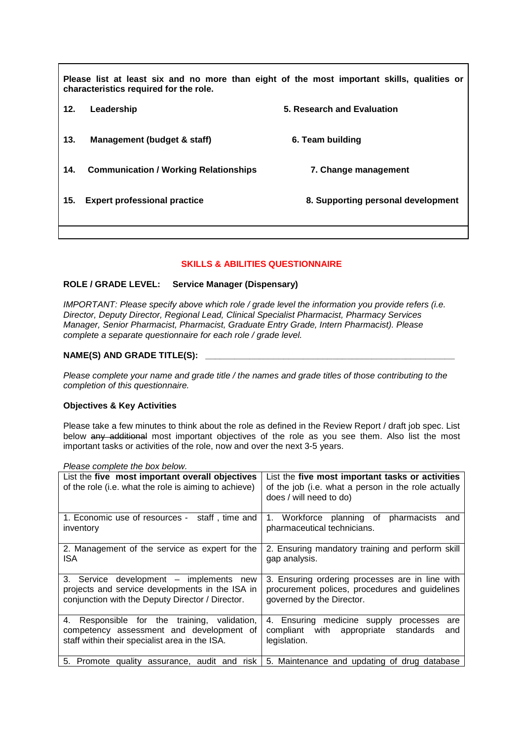**Please list at least six and no more than eight of the most important skills, qualities or characteristics required for the role.**

| | |
|---|---|
| **12. Leadership** | **5. Research and Evaluation** |
| **13. Management (budget & staff)** | **6. Team building** |
| **14. Communication / Working Relationships** | **7. Change management** |
| **15. Expert professional practice** | **8. Supporting personal development** |

## SKILLS & ABILITIES QUESTIONNAIRE

**ROLE / GRADE LEVEL: Service Manager (Dispensary)**

*IMPORTANT: Please specify above which role / grade level the information you provide refers (i.e. Director, Deputy Director, Regional Lead, Clinical Specialist Pharmacist, Pharmacy Services Manager, Senior Pharmacist, Pharmacist, Graduate Entry Grade, Intern Pharmacist). Please complete a separate questionnaire for each role / grade level.*

**NAME(S) AND GRADE TITLE(S):** ____________________________________________

*Please complete your name and grade title / the names and grade titles of those contributing to the completion of this questionnaire.*

**Objectives & Key Activities**

Please take a few minutes to think about the role as defined in the Review Report / draft job spec. List below ~~any additional~~ most important objectives of the role as you see them. Also list the most important tasks or activities of the role, now and over the next 3-5 years.

*Please complete the box below.*

| List the **five most important overall objectives** of the role (i.e. what the role is aiming to achieve) | List the **five most important tasks or activities** of the job (i.e. what a person in the role actually does / will need to do) |
|---|---|
| 1. Economic use of resources - staff , time and inventory | 1. Workforce planning of pharmacists and pharmaceutical technicians. |
| 2. Management of the service as expert for the ISA | 2. Ensuring mandatory training and perform skill gap analysis. |
| 3. Service development – implements new projects and service developments in the ISA in conjunction with the Deputy Director / Director. | 3. Ensuring ordering processes are in line with procurement polices, procedures and guidelines governed by the Director. |
| 4. Responsible for the training, validation, competency assessment and development of staff within their specialist area in the ISA. | 4. Ensuring medicine supply processes are compliant with appropriate standards and legislation. |
| 5. Promote quality assurance, audit and risk | 5. Maintenance and updating of drug database |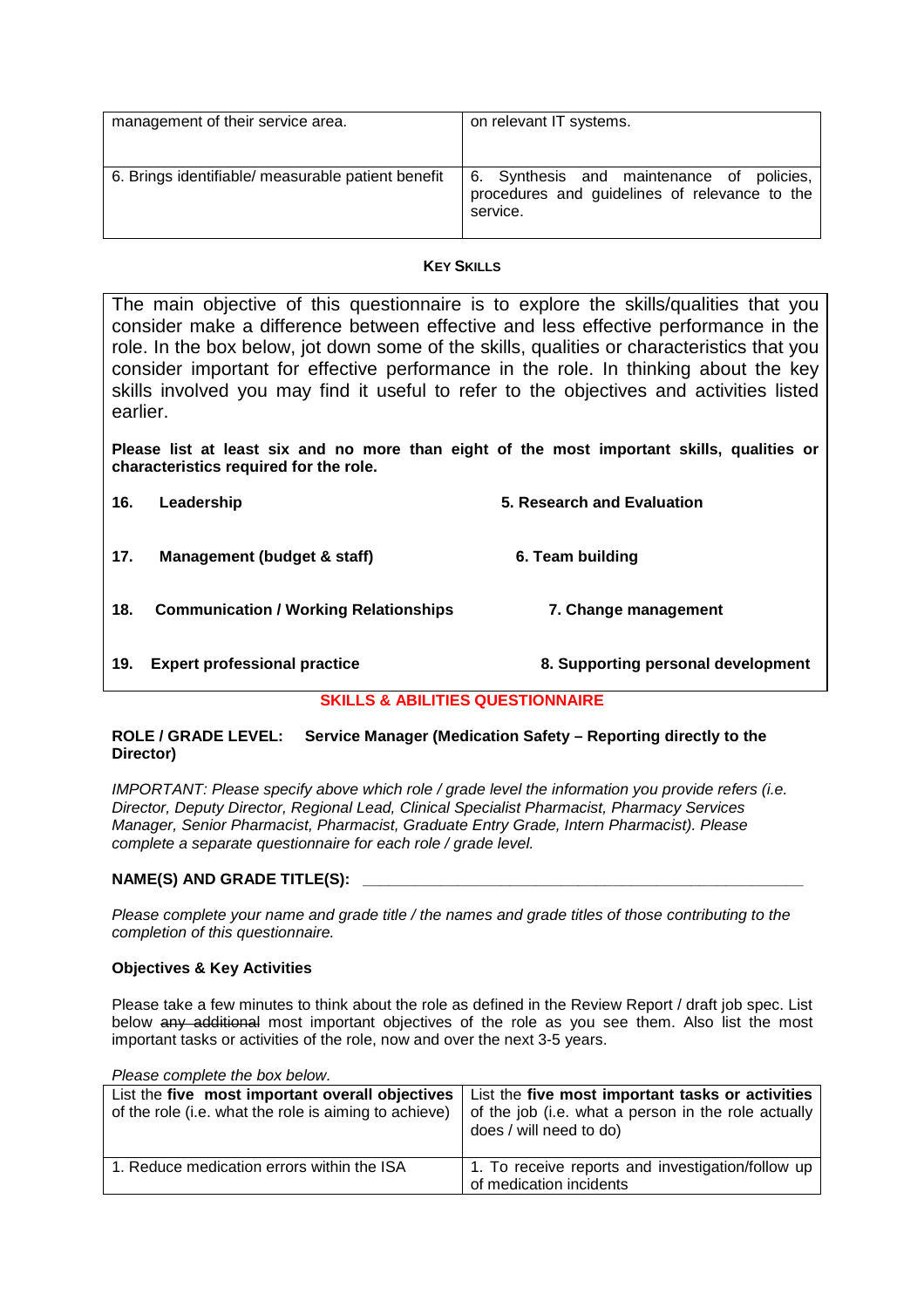| | |
|---|---|
| management of their service area. | on relevant IT systems. |
| 6. Brings identifiable/ measurable patient benefit | 6. Synthesis and maintenance of policies, procedures and guidelines of relevance to the service. |

### KEY SKILLS

The main objective of this questionnaire is to explore the skills/qualities that you consider make a difference between effective and less effective performance in the role. In the box below, jot down some of the skills, qualities or characteristics that you consider important for effective performance in the role. In thinking about the key skills involved you may find it useful to refer to the objectives and activities listed earlier.

**Please list at least six and no more than eight of the most important skills, qualities or characteristics required for the role.**

| | |
|---|---|
| **16. Leadership** | **5. Research and Evaluation** |
| **17. Management (budget & staff)** | **6. Team building** |
| **18. Communication / Working Relationships** | **7. Change management** |
| **19. Expert professional practice** | **8. Supporting personal development** |

## SKILLS & ABILITIES QUESTIONNAIRE

**ROLE / GRADE LEVEL: Service Manager (Medication Safety – Reporting directly to the Director)**

*IMPORTANT: Please specify above which role / grade level the information you provide refers (i.e. Director, Deputy Director, Regional Lead, Clinical Specialist Pharmacist, Pharmacy Services Manager, Senior Pharmacist, Pharmacist, Graduate Entry Grade, Intern Pharmacist). Please complete a separate questionnaire for each role / grade level.*

**NAME(S) AND GRADE TITLE(S):** \_\_\_\_\_\_\_\_\_\_\_\_\_\_\_\_\_\_\_\_\_\_\_\_\_\_\_\_\_\_\_\_\_\_\_\_\_\_\_\_\_\_\_\_\_\_

*Please complete your name and grade title / the names and grade titles of those contributing to the completion of this questionnaire.*

**Objectives & Key Activities**

Please take a few minutes to think about the role as defined in the Review Report / draft job spec. List below ~~any additional~~ most important objectives of the role as you see them. Also list the most important tasks or activities of the role, now and over the next 3-5 years.

*Please complete the box below.*

| List the **five most important overall objectives** of the role (i.e. what the role is aiming to achieve) | List the **five most important tasks or activities** of the job (i.e. what a person in the role actually does / will need to do) |
|---|---|
| 1. Reduce medication errors within the ISA | 1. To receive reports and investigation/follow up of medication incidents |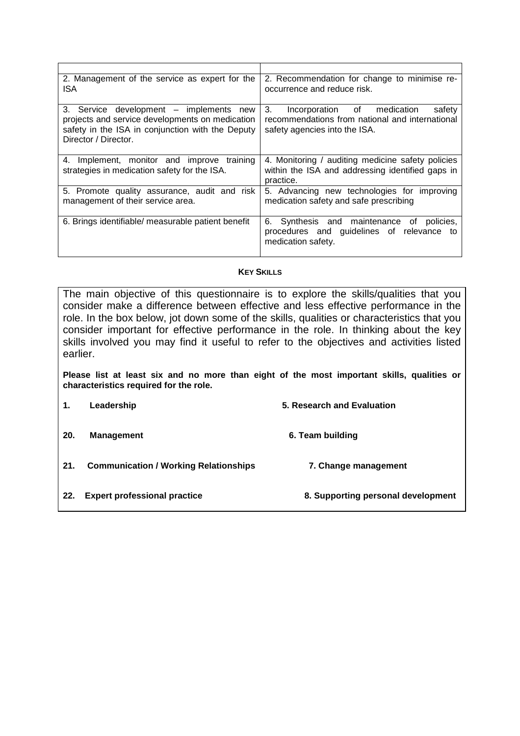| | |
|---|---|
| 2. Management of the service as expert for the ISA | 2. Recommendation for change to minimise re-occurrence and reduce risk. |
| 3. Service development – implements new projects and service developments on medication safety in the ISA in conjunction with the Deputy Director / Director. | 3. Incorporation of medication safety recommendations from national and international safety agencies into the ISA. |
| 4. Implement, monitor and improve training strategies in medication safety for the ISA. | 4. Monitoring / auditing medicine safety policies within the ISA and addressing identified gaps in practice. |
| 5. Promote quality assurance, audit and risk management of their service area. | 5. Advancing new technologies for improving medication safety and safe prescribing |
| 6. Brings identifiable/ measurable patient benefit | 6. Synthesis and maintenance of policies, procedures and guidelines of relevance to medication safety. |

**KEY SKILLS**

The main objective of this questionnaire is to explore the skills/qualities that you consider make a difference between effective and less effective performance in the role. In the box below, jot down some of the skills, qualities or characteristics that you consider important for effective performance in the role. In thinking about the key skills involved you may find it useful to refer to the objectives and activities listed earlier.

**Please list at least six and no more than eight of the most important skills, qualities or characteristics required for the role.**

| | |
|---|---|
| **1. Leadership** | **5. Research and Evaluation** |
| **20. Management** | **6. Team building** |
| **21. Communication / Working Relationships** | **7. Change management** |
| **22. Expert professional practice** | **8. Supporting personal development** |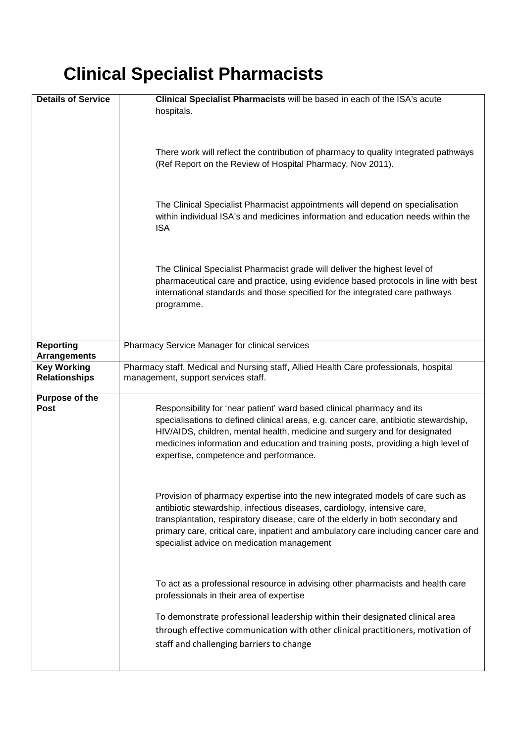# Clinical Specialist Pharmacists

| Details of Service | **Clinical Specialist Pharmacists** will be based in each of the ISA's acute hospitals.<br><br>There work will reflect the contribution of pharmacy to quality integrated pathways (Ref Report on the Review of Hospital Pharmacy, Nov 2011).<br><br>The Clinical Specialist Pharmacist appointments will depend on specialisation within individual ISA's and medicines information and education needs within the ISA<br><br>The Clinical Specialist Pharmacist grade will deliver the highest level of pharmaceutical care and practice, using evidence based protocols in line with best international standards and those specified for the integrated care pathways programme. |
|---|---|
| **Reporting Arrangements** | Pharmacy Service Manager for clinical services |
| **Key Working Relationships** | Pharmacy staff, Medical and Nursing staff, Allied Health Care professionals, hospital management, support services staff. |
| **Purpose of the Post** | Responsibility for 'near patient' ward based clinical pharmacy and its specialisations to defined clinical areas, e.g. cancer care, antibiotic stewardship, HIV/AIDS, children, mental health, medicine and surgery and for designated medicines information and education and training posts, providing a high level of expertise, competence and performance.<br><br>Provision of pharmacy expertise into the new integrated models of care such as antibiotic stewardship, infectious diseases, cardiology, intensive care, transplantation, respiratory disease, care of the elderly in both secondary and primary care, critical care, inpatient and ambulatory care including cancer care and specialist advice on medication management<br><br>To act as a professional resource in advising other pharmacists and health care professionals in their area of expertise<br><br>To demonstrate professional leadership within their designated clinical area through effective communication with other clinical practitioners, motivation of staff and challenging barriers to change |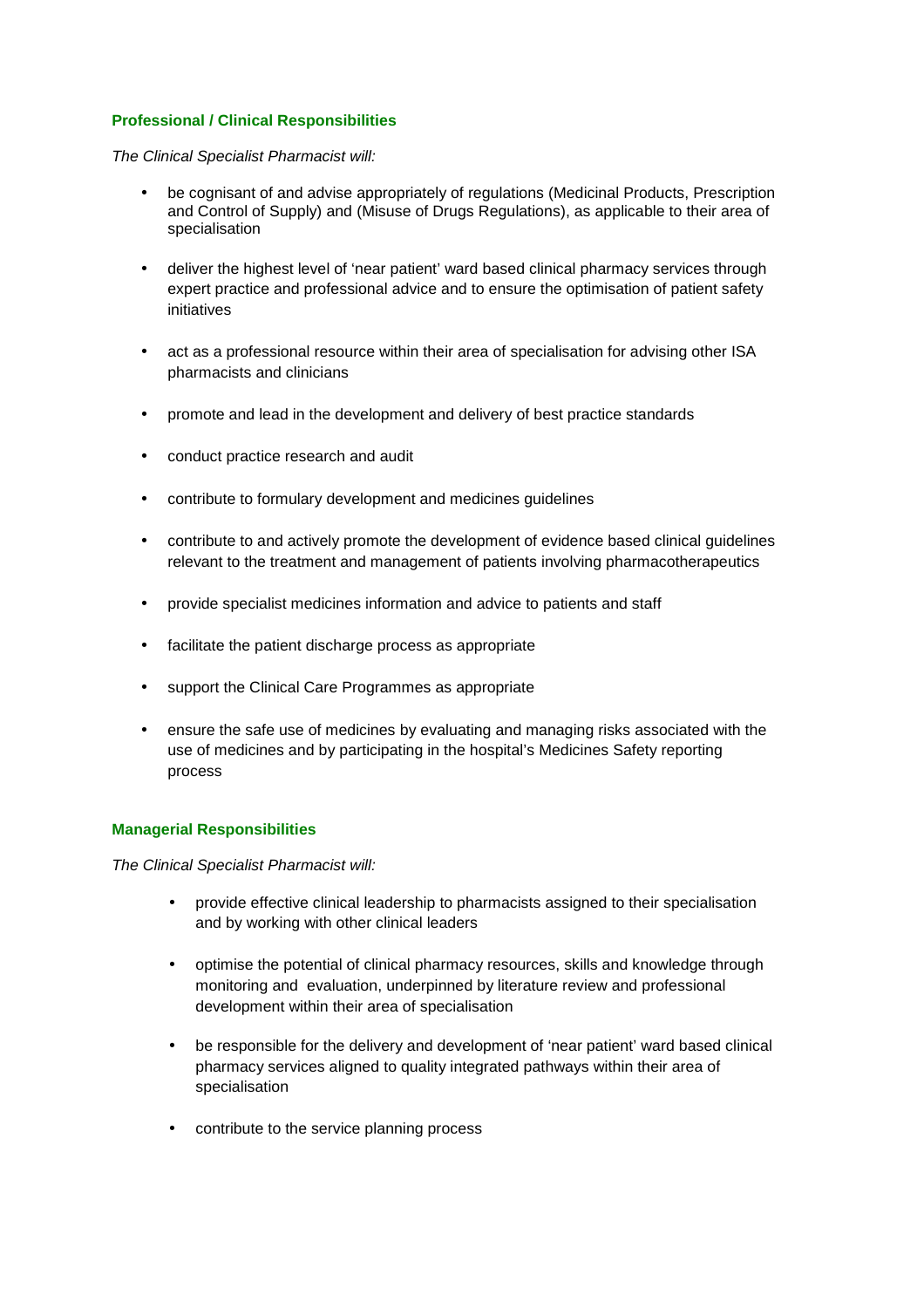**Professional / Clinical Responsibilities**

*The Clinical Specialist Pharmacist will:*

- be cognisant of and advise appropriately of regulations (Medicinal Products, Prescription and Control of Supply) and (Misuse of Drugs Regulations), as applicable to their area of specialisation
- deliver the highest level of 'near patient' ward based clinical pharmacy services through expert practice and professional advice and to ensure the optimisation of patient safety initiatives
- act as a professional resource within their area of specialisation for advising other ISA pharmacists and clinicians
- promote and lead in the development and delivery of best practice standards
- conduct practice research and audit
- contribute to formulary development and medicines guidelines
- contribute to and actively promote the development of evidence based clinical guidelines relevant to the treatment and management of patients involving pharmacotherapeutics
- provide specialist medicines information and advice to patients and staff
- facilitate the patient discharge process as appropriate
- support the Clinical Care Programmes as appropriate
- ensure the safe use of medicines by evaluating and managing risks associated with the use of medicines and by participating in the hospital's Medicines Safety reporting process

**Managerial Responsibilities**

*The Clinical Specialist Pharmacist will:*

- provide effective clinical leadership to pharmacists assigned to their specialisation and by working with other clinical leaders
- optimise the potential of clinical pharmacy resources, skills and knowledge through monitoring and evaluation, underpinned by literature review and professional development within their area of specialisation
- be responsible for the delivery and development of 'near patient' ward based clinical pharmacy services aligned to quality integrated pathways within their area of specialisation
- contribute to the service planning process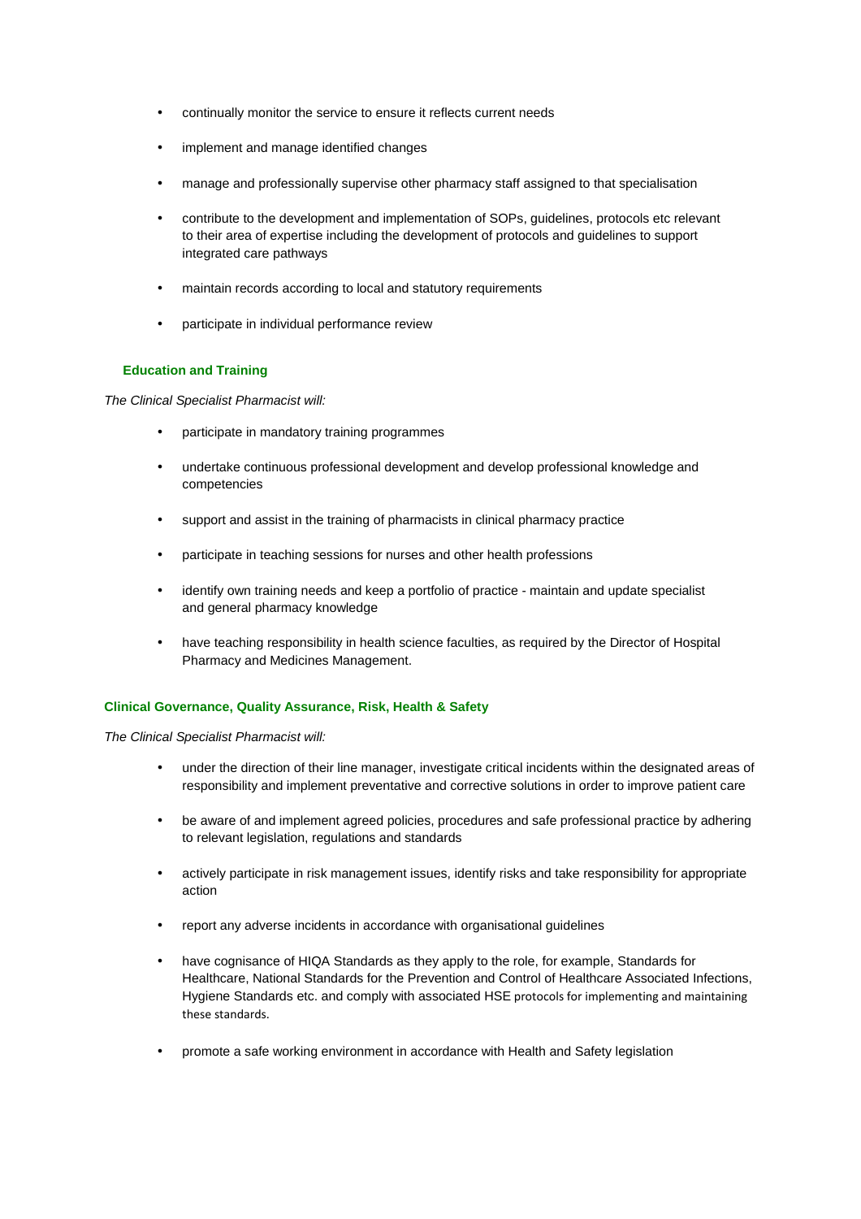- continually monitor the service to ensure it reflects current needs
- implement and manage identified changes
- manage and professionally supervise other pharmacy staff assigned to that specialisation
- contribute to the development and implementation of SOPs, guidelines, protocols etc relevant to their area of expertise including the development of protocols and guidelines to support integrated care pathways
- maintain records according to local and statutory requirements
- participate in individual performance review

**Education and Training**

*The Clinical Specialist Pharmacist will:*

- participate in mandatory training programmes
- undertake continuous professional development and develop professional knowledge and competencies
- support and assist in the training of pharmacists in clinical pharmacy practice
- participate in teaching sessions for nurses and other health professions
- identify own training needs and keep a portfolio of practice - maintain and update specialist and general pharmacy knowledge
- have teaching responsibility in health science faculties, as required by the Director of Hospital Pharmacy and Medicines Management.

**Clinical Governance, Quality Assurance, Risk, Health & Safety**

*The Clinical Specialist Pharmacist will:*

- under the direction of their line manager, investigate critical incidents within the designated areas of responsibility and implement preventative and corrective solutions in order to improve patient care
- be aware of and implement agreed policies, procedures and safe professional practice by adhering to relevant legislation, regulations and standards
- actively participate in risk management issues, identify risks and take responsibility for appropriate action
- report any adverse incidents in accordance with organisational guidelines
- have cognisance of HIQA Standards as they apply to the role, for example, Standards for Healthcare, National Standards for the Prevention and Control of Healthcare Associated Infections, Hygiene Standards etc. and comply with associated HSE protocols for implementing and maintaining these standards.
- promote a safe working environment in accordance with Health and Safety legislation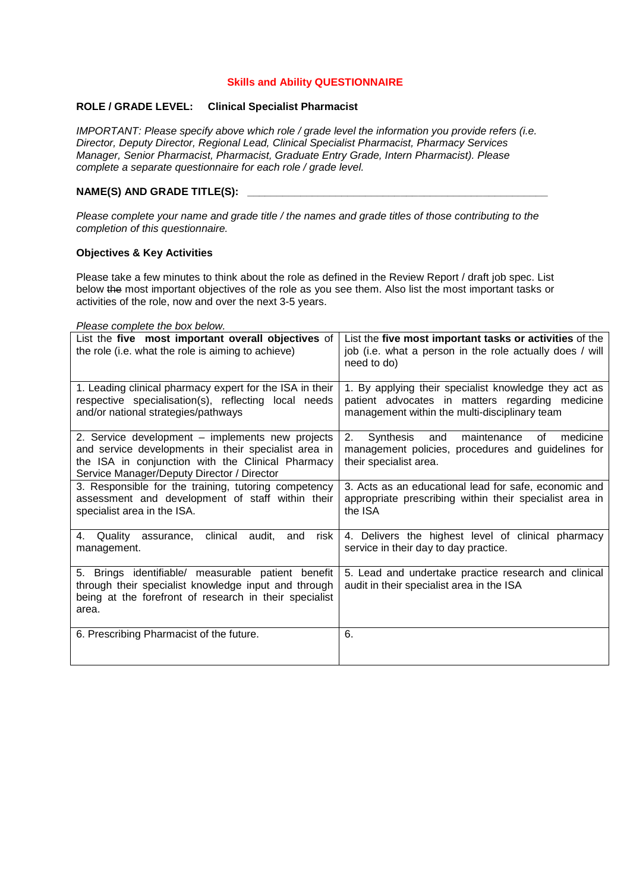## Skills and Ability QUESTIONNAIRE

**ROLE / GRADE LEVEL: Clinical Specialist Pharmacist**

*IMPORTANT: Please specify above which role / grade level the information you provide refers (i.e. Director, Deputy Director, Regional Lead, Clinical Specialist Pharmacist, Pharmacy Services Manager, Senior Pharmacist, Pharmacist, Graduate Entry Grade, Intern Pharmacist). Please complete a separate questionnaire for each role / grade level.*

**NAME(S) AND GRADE TITLE(S):** ___________________________________________

*Please complete your name and grade title / the names and grade titles of those contributing to the completion of this questionnaire.*

**Objectives & Key Activities**

Please take a few minutes to think about the role as defined in the Review Report / draft job spec. List below ~~the~~ most important objectives of the role as you see them. Also list the most important tasks or activities of the role, now and over the next 3-5 years.

*Please complete the box below.*

| List the **five most important overall objectives** of the role (i.e. what the role is aiming to achieve) | List the **five most important tasks or activities** of the job (i.e. what a person in the role actually does / will need to do) |
|---|---|
| 1. Leading clinical pharmacy expert for the ISA in their respective specialisation(s), reflecting local needs and/or national strategies/pathways | 1. By applying their specialist knowledge they act as patient advocates in matters regarding medicine management within the multi-disciplinary team |
| 2. Service development – implements new projects and service developments in their specialist area in the ISA in conjunction with the Clinical Pharmacy Service Manager/Deputy Director / Director | 2. Synthesis and maintenance of medicine management policies, procedures and guidelines for their specialist area. |
| 3. Responsible for the training, tutoring competency assessment and development of staff within their specialist area in the ISA. | 3. Acts as an educational lead for safe, economic and appropriate prescribing within their specialist area in the ISA |
| 4. Quality assurance, clinical audit, and risk management. | 4. Delivers the highest level of clinical pharmacy service in their day to day practice. |
| 5. Brings identifiable/ measurable patient benefit through their specialist knowledge input and through being at the forefront of research in their specialist area. | 5. Lead and undertake practice research and clinical audit in their specialist area in the ISA |
| 6. Prescribing Pharmacist of the future. | 6. |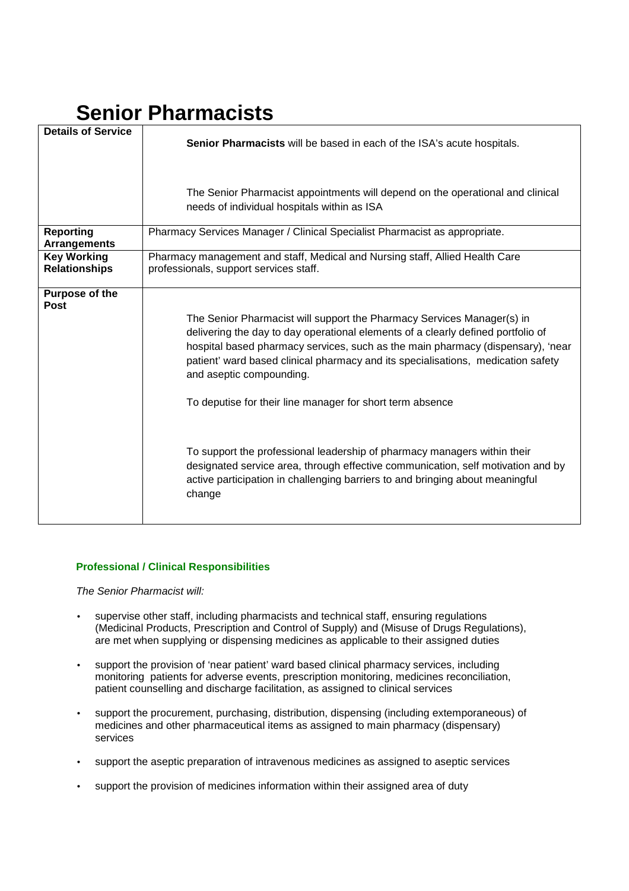# Senior Pharmacists

| Details of Service | **Senior Pharmacists** will be based in each of the ISA's acute hospitals.<br><br>The Senior Pharmacist appointments will depend on the operational and clinical needs of individual hospitals within as ISA |
|---|---|
| **Reporting Arrangements** | Pharmacy Services Manager / Clinical Specialist Pharmacist as appropriate. |
| **Key Working Relationships** | Pharmacy management and staff, Medical and Nursing staff, Allied Health Care professionals, support services staff. |
| **Purpose of the Post** | The Senior Pharmacist will support the Pharmacy Services Manager(s) in delivering the day to day operational elements of a clearly defined portfolio of hospital based pharmacy services, such as the main pharmacy (dispensary), 'near patient' ward based clinical pharmacy and its specialisations, medication safety and aseptic compounding.<br><br>To deputise for their line manager for short term absence<br><br>To support the professional leadership of pharmacy managers within their designated service area, through effective communication, self motivation and by active participation in challenging barriers to and bringing about meaningful change |

**Professional / Clinical Responsibilities**

*The Senior Pharmacist will:*

- supervise other staff, including pharmacists and technical staff, ensuring regulations (Medicinal Products, Prescription and Control of Supply) and (Misuse of Drugs Regulations), are met when supplying or dispensing medicines as applicable to their assigned duties
- support the provision of 'near patient' ward based clinical pharmacy services, including monitoring patients for adverse events, prescription monitoring, medicines reconciliation, patient counselling and discharge facilitation, as assigned to clinical services
- support the procurement, purchasing, distribution, dispensing (including extemporaneous) of medicines and other pharmaceutical items as assigned to main pharmacy (dispensary) services
- support the aseptic preparation of intravenous medicines as assigned to aseptic services
- support the provision of medicines information within their assigned area of duty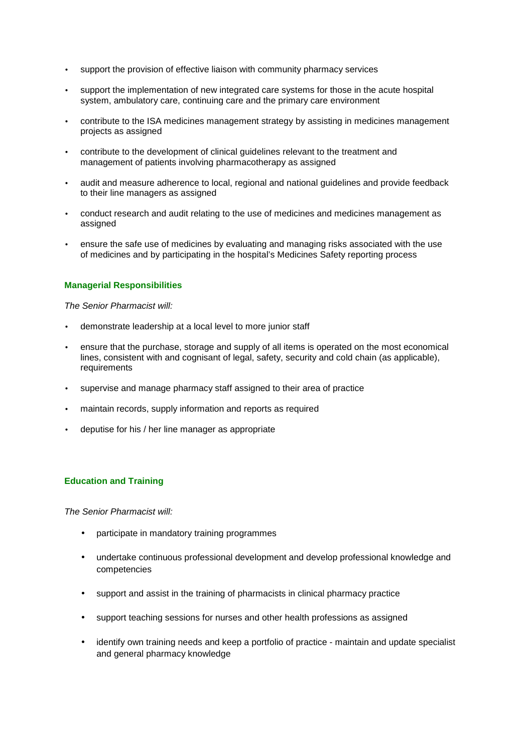- support the provision of effective liaison with community pharmacy services
- support the implementation of new integrated care systems for those in the acute hospital system, ambulatory care, continuing care and the primary care environment
- contribute to the ISA medicines management strategy by assisting in medicines management projects as assigned
- contribute to the development of clinical guidelines relevant to the treatment and management of patients involving pharmacotherapy as assigned
- audit and measure adherence to local, regional and national guidelines and provide feedback to their line managers as assigned
- conduct research and audit relating to the use of medicines and medicines management as assigned
- ensure the safe use of medicines by evaluating and managing risks associated with the use of medicines and by participating in the hospital's Medicines Safety reporting process

### Managerial Responsibilities

*The Senior Pharmacist will:*

- demonstrate leadership at a local level to more junior staff
- ensure that the purchase, storage and supply of all items is operated on the most economical lines, consistent with and cognisant of legal, safety, security and cold chain (as applicable), requirements
- supervise and manage pharmacy staff assigned to their area of practice
- maintain records, supply information and reports as required
- deputise for his / her line manager as appropriate

### Education and Training

*The Senior Pharmacist will:*

- participate in mandatory training programmes
- undertake continuous professional development and develop professional knowledge and competencies
- support and assist in the training of pharmacists in clinical pharmacy practice
- support teaching sessions for nurses and other health professions as assigned
- identify own training needs and keep a portfolio of practice - maintain and update specialist and general pharmacy knowledge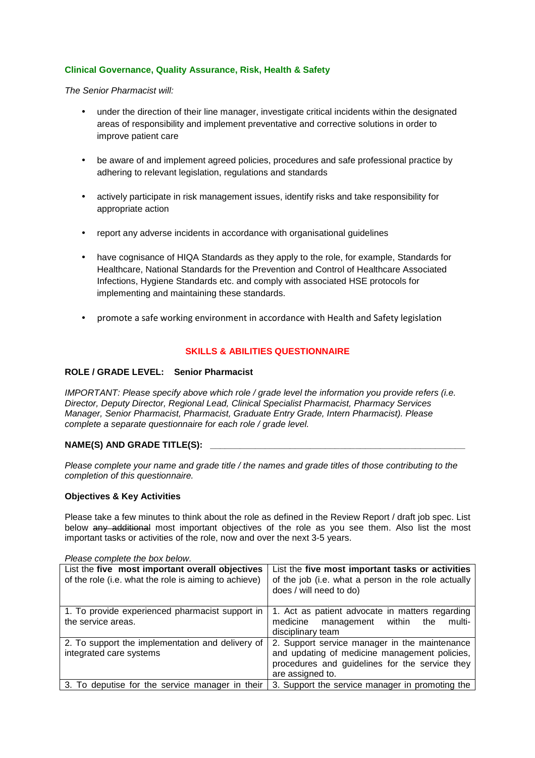### Clinical Governance, Quality Assurance, Risk, Health & Safety

*The Senior Pharmacist will:*

- under the direction of their line manager, investigate critical incidents within the designated areas of responsibility and implement preventative and corrective solutions in order to improve patient care
- be aware of and implement agreed policies, procedures and safe professional practice by adhering to relevant legislation, regulations and standards
- actively participate in risk management issues, identify risks and take responsibility for appropriate action
- report any adverse incidents in accordance with organisational guidelines
- have cognisance of HIQA Standards as they apply to the role, for example, Standards for Healthcare, National Standards for the Prevention and Control of Healthcare Associated Infections, Hygiene Standards etc. and comply with associated HSE protocols for implementing and maintaining these standards.
- promote a safe working environment in accordance with Health and Safety legislation

## SKILLS & ABILITIES QUESTIONNAIRE

**ROLE / GRADE LEVEL: Senior Pharmacist**

*IMPORTANT: Please specify above which role / grade level the information you provide refers (i.e. Director, Deputy Director, Regional Lead, Clinical Specialist Pharmacist, Pharmacy Services Manager, Senior Pharmacist, Pharmacist, Graduate Entry Grade, Intern Pharmacist). Please complete a separate questionnaire for each role / grade level.*

**NAME(S) AND GRADE TITLE(S):** ____________________________________________

*Please complete your name and grade title / the names and grade titles of those contributing to the completion of this questionnaire.*

**Objectives & Key Activities**

Please take a few minutes to think about the role as defined in the Review Report / draft job spec. List below ~~any additional~~ most important objectives of the role as you see them. Also list the most important tasks or activities of the role, now and over the next 3-5 years.

*Please complete the box below.*

| List the **five most important overall objectives** of the role (i.e. what the role is aiming to achieve) | List the **five most important tasks or activities** of the job (i.e. what a person in the role actually does / will need to do) |
|---|---|
| 1. To provide experienced pharmacist support in the service areas. | 1. Act as patient advocate in matters regarding medicine management within the multi-disciplinary team |
| 2. To support the implementation and delivery of integrated care systems | 2. Support service manager in the maintenance and updating of medicine management policies, procedures and guidelines for the service they are assigned to. |
| 3. To deputise for the service manager in their | 3. Support the service manager in promoting the |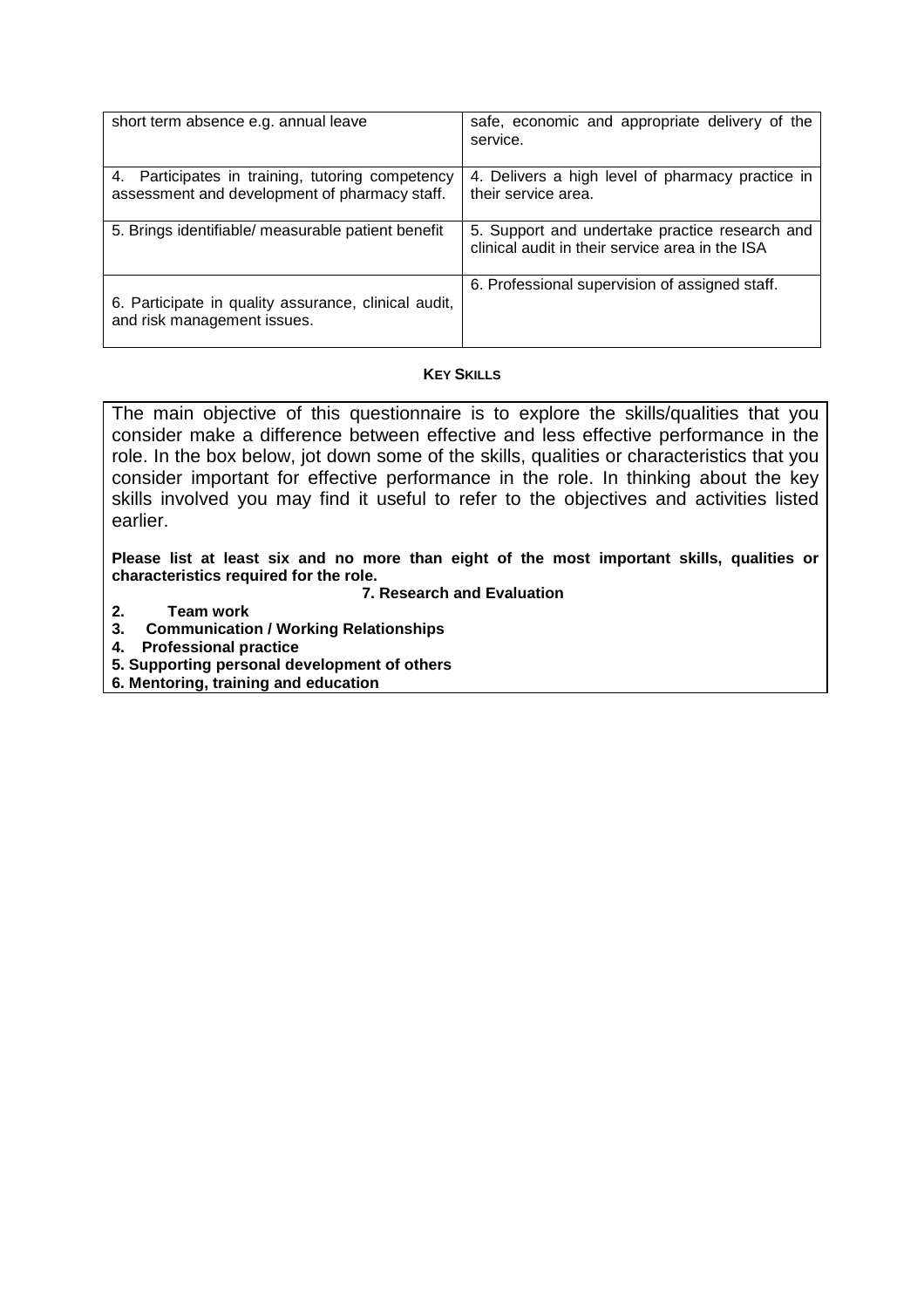| | |
|---|---|
| short term absence e.g. annual leave | safe, economic and appropriate delivery of the service. |
| 4. Participates in training, tutoring competency assessment and development of pharmacy staff. | 4. Delivers a high level of pharmacy practice in their service area. |
| 5. Brings identifiable/ measurable patient benefit | 5. Support and undertake practice research and clinical audit in their service area in the ISA |
| 6. Participate in quality assurance, clinical audit, and risk management issues. | 6. Professional supervision of assigned staff. |

**KEY SKILLS**

The main objective of this questionnaire is to explore the skills/qualities that you consider make a difference between effective and less effective performance in the role. In the box below, jot down some of the skills, qualities or characteristics that you consider important for effective performance in the role. In thinking about the key skills involved you may find it useful to refer to the objectives and activities listed earlier.

**Please list at least six and no more than eight of the most important skills, qualities or characteristics required for the role.**

**7. Research and Evaluation**

**2. Team work**

**3. Communication / Working Relationships**

**4. Professional practice**

**5. Supporting personal development of others**

**6. Mentoring, training and education**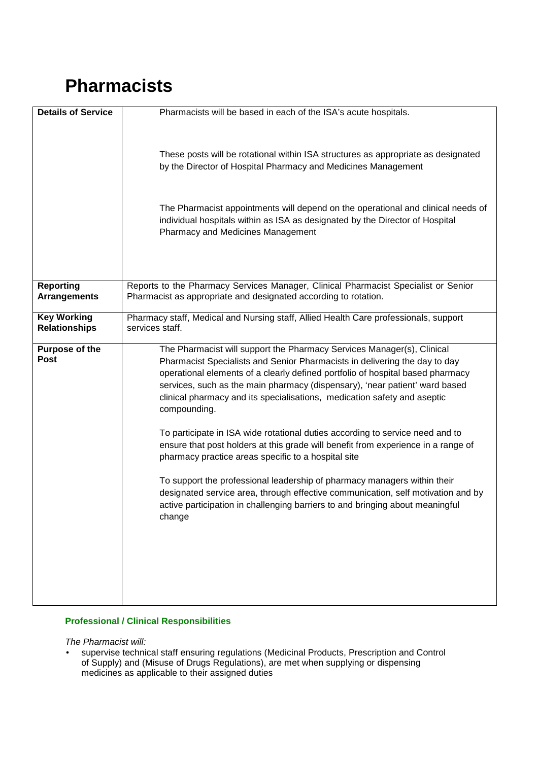# Pharmacists

| | |
|---|---|
| **Details of Service** | Pharmacists will be based in each of the ISA's acute hospitals.<br><br>These posts will be rotational within ISA structures as appropriate as designated by the Director of Hospital Pharmacy and Medicines Management<br><br>The Pharmacist appointments will depend on the operational and clinical needs of individual hospitals within as ISA as designated by the Director of Hospital Pharmacy and Medicines Management |
| **Reporting Arrangements** | Reports to the Pharmacy Services Manager, Clinical Pharmacist Specialist or Senior Pharmacist as appropriate and designated according to rotation. |
| **Key Working Relationships** | Pharmacy staff, Medical and Nursing staff, Allied Health Care professionals, support services staff. |
| **Purpose of the Post** | The Pharmacist will support the Pharmacy Services Manager(s), Clinical Pharmacist Specialists and Senior Pharmacists in delivering the day to day operational elements of a clearly defined portfolio of hospital based pharmacy services, such as the main pharmacy (dispensary), 'near patient' ward based clinical pharmacy and its specialisations, medication safety and aseptic compounding.<br><br>To participate in ISA wide rotational duties according to service need and to ensure that post holders at this grade will benefit from experience in a range of pharmacy practice areas specific to a hospital site<br><br>To support the professional leadership of pharmacy managers within their designated service area, through effective communication, self motivation and by active participation in challenging barriers to and bringing about meaningful change |

### Professional / Clinical Responsibilities

*The Pharmacist will:*

- supervise technical staff ensuring regulations (Medicinal Products, Prescription and Control of Supply) and (Misuse of Drugs Regulations), are met when supplying or dispensing medicines as applicable to their assigned duties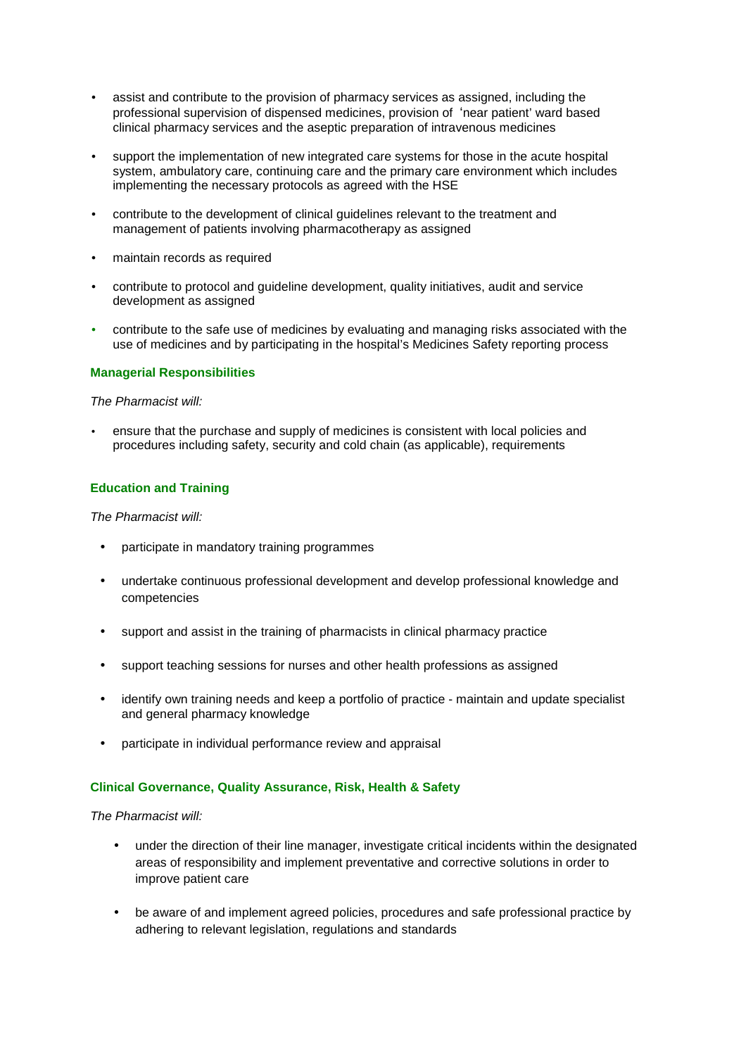- assist and contribute to the provision of pharmacy services as assigned, including the professional supervision of dispensed medicines, provision of 'near patient' ward based clinical pharmacy services and the aseptic preparation of intravenous medicines

- support the implementation of new integrated care systems for those in the acute hospital system, ambulatory care, continuing care and the primary care environment which includes implementing the necessary protocols as agreed with the HSE

- contribute to the development of clinical guidelines relevant to the treatment and management of patients involving pharmacotherapy as assigned

- maintain records as required

- contribute to protocol and guideline development, quality initiatives, audit and service development as assigned

- contribute to the safe use of medicines by evaluating and managing risks associated with the use of medicines and by participating in the hospital's Medicines Safety reporting process

**Managerial Responsibilities**

*The Pharmacist will:*

- ensure that the purchase and supply of medicines is consistent with local policies and procedures including safety, security and cold chain (as applicable), requirements

**Education and Training**

*The Pharmacist will:*

- participate in mandatory training programmes

- undertake continuous professional development and develop professional knowledge and competencies

- support and assist in the training of pharmacists in clinical pharmacy practice

- support teaching sessions for nurses and other health professions as assigned

- identify own training needs and keep a portfolio of practice - maintain and update specialist and general pharmacy knowledge

- participate in individual performance review and appraisal

**Clinical Governance, Quality Assurance, Risk, Health & Safety**

*The Pharmacist will:*

- under the direction of their line manager, investigate critical incidents within the designated areas of responsibility and implement preventative and corrective solutions in order to improve patient care

- be aware of and implement agreed policies, procedures and safe professional practice by adhering to relevant legislation, regulations and standards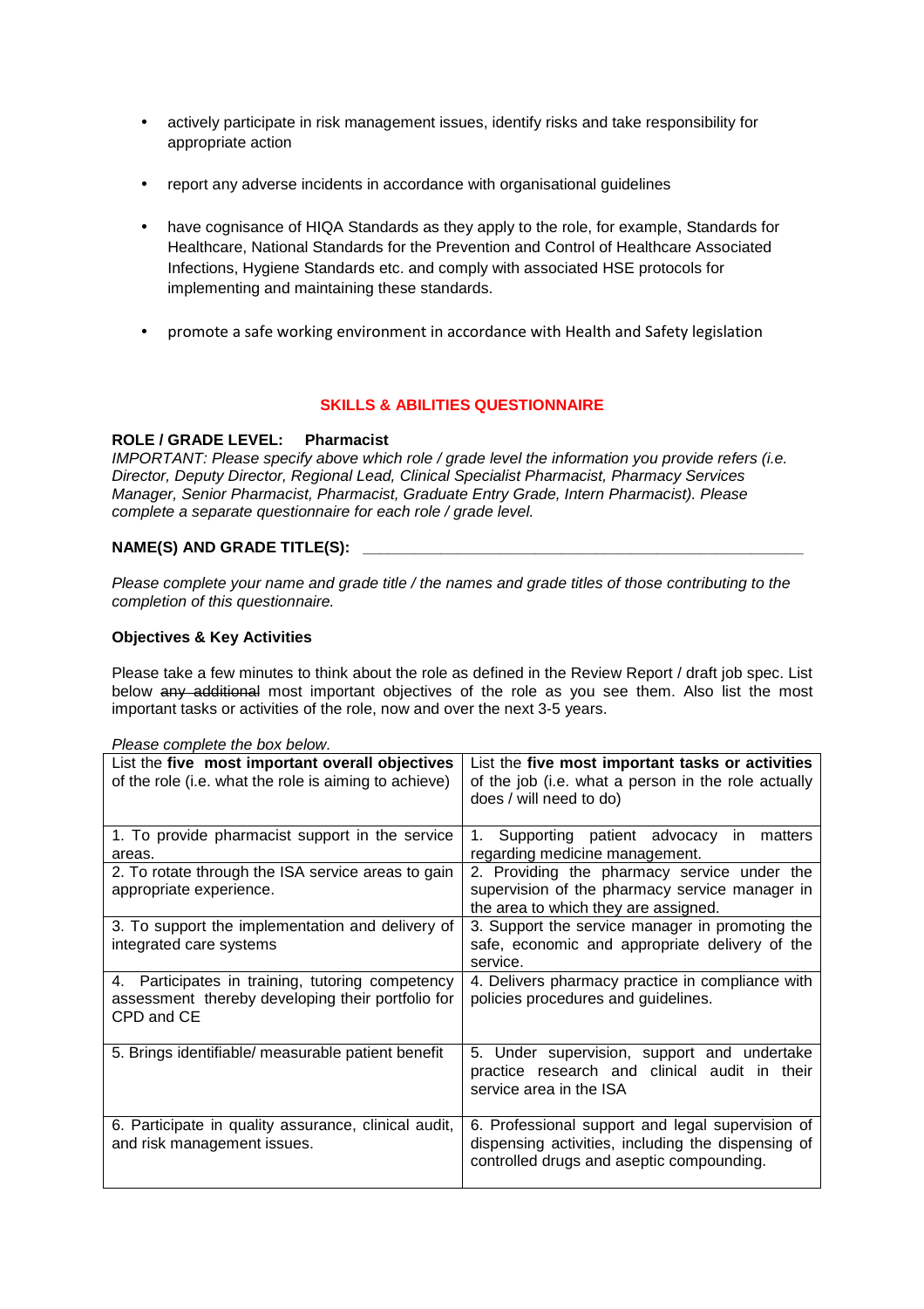- actively participate in risk management issues, identify risks and take responsibility for appropriate action
- report any adverse incidents in accordance with organisational guidelines
- have cognisance of HIQA Standards as they apply to the role, for example, Standards for Healthcare, National Standards for the Prevention and Control of Healthcare Associated Infections, Hygiene Standards etc. and comply with associated HSE protocols for implementing and maintaining these standards.
- promote a safe working environment in accordance with Health and Safety legislation

## SKILLS & ABILITIES QUESTIONNAIRE

**ROLE / GRADE LEVEL: Pharmacist**

*IMPORTANT: Please specify above which role / grade level the information you provide refers (i.e. Director, Deputy Director, Regional Lead, Clinical Specialist Pharmacist, Pharmacy Services Manager, Senior Pharmacist, Pharmacist, Graduate Entry Grade, Intern Pharmacist). Please complete a separate questionnaire for each role / grade level.*

**NAME(S) AND GRADE TITLE(S):** ____________________________________________

*Please complete your name and grade title / the names and grade titles of those contributing to the completion of this questionnaire.*

**Objectives & Key Activities**

Please take a few minutes to think about the role as defined in the Review Report / draft job spec. List below ~~any additional~~ most important objectives of the role as you see them. Also list the most important tasks or activities of the role, now and over the next 3-5 years.

*Please complete the box below.*

| List the **five most important overall objectives** of the role (i.e. what the role is aiming to achieve) | List the **five most important tasks or activities** of the job (i.e. what a person in the role actually does / will need to do) |
|---|---|
| 1. To provide pharmacist support in the service areas. | 1. Supporting patient advocacy in matters regarding medicine management. |
| 2. To rotate through the ISA service areas to gain appropriate experience. | 2. Providing the pharmacy service under the supervision of the pharmacy service manager in the area to which they are assigned. |
| 3. To support the implementation and delivery of integrated care systems | 3. Support the service manager in promoting the safe, economic and appropriate delivery of the service. |
| 4. Participates in training, tutoring competency assessment thereby developing their portfolio for CPD and CE | 4. Delivers pharmacy practice in compliance with policies procedures and guidelines. |
| 5. Brings identifiable/ measurable patient benefit | 5. Under supervision, support and undertake practice research and clinical audit in their service area in the ISA |
| 6. Participate in quality assurance, clinical audit, and risk management issues. | 6. Professional support and legal supervision of dispensing activities, including the dispensing of controlled drugs and aseptic compounding. |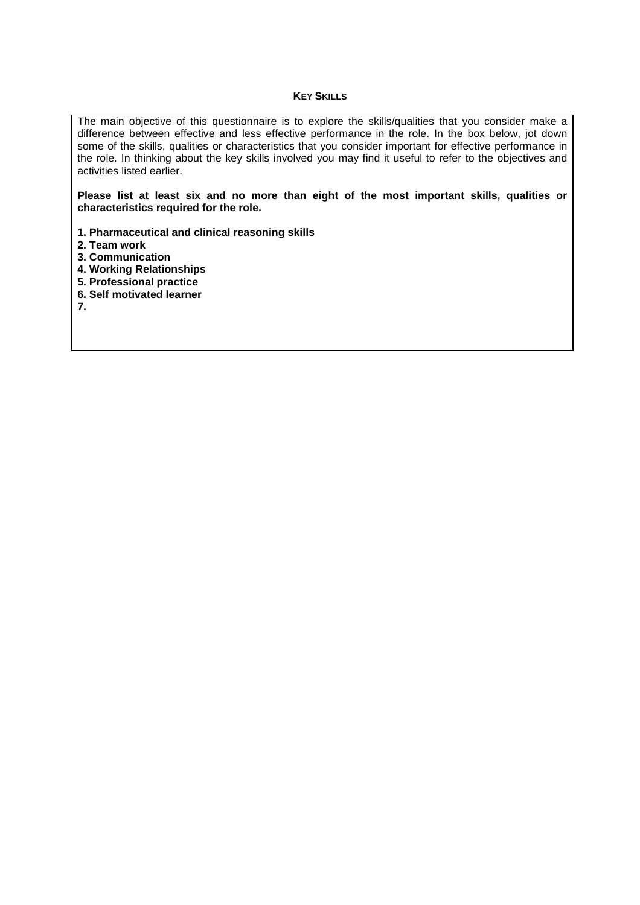## KEY SKILLS

The main objective of this questionnaire is to explore the skills/qualities that you consider make a difference between effective and less effective performance in the role. In the box below, jot down some of the skills, qualities or characteristics that you consider important for effective performance in the role. In thinking about the key skills involved you may find it useful to refer to the objectives and activities listed earlier.

**Please list at least six and no more than eight of the most important skills, qualities or characteristics required for the role.**

**1. Pharmaceutical and clinical reasoning skills**
**2. Team work**
**3. Communication**
**4. Working Relationships**
**5. Professional practice**
**6. Self motivated learner**
**7.**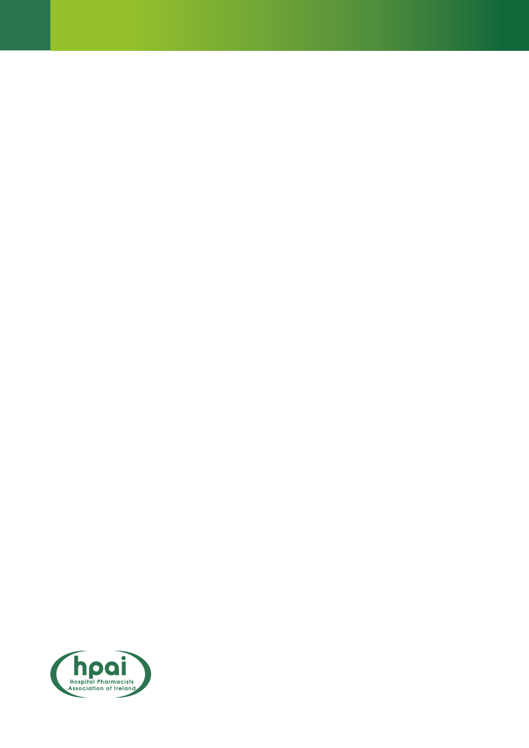hpai

Hospital Pharmacists Association of Ireland